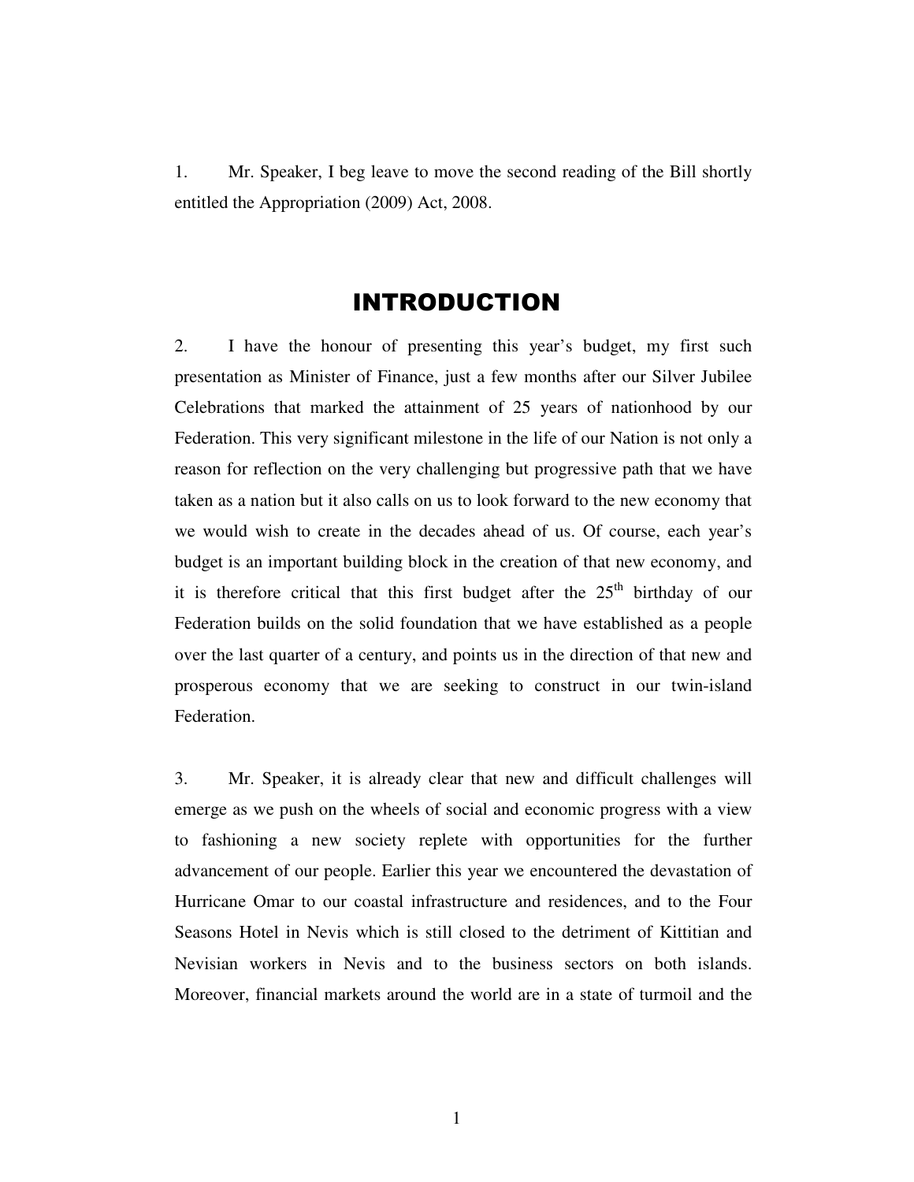1. Mr. Speaker, I beg leave to move the second reading of the Bill shortly entitled the Appropriation (2009) Act, 2008.

## INTRODUCTION

2. I have the honour of presenting this year's budget, my first such presentation as Minister of Finance, just a few months after our Silver Jubilee Celebrations that marked the attainment of 25 years of nationhood by our Federation. This very significant milestone in the life of our Nation is not only a reason for reflection on the very challenging but progressive path that we have taken as a nation but it also calls on us to look forward to the new economy that we would wish to create in the decades ahead of us. Of course, each year's budget is an important building block in the creation of that new economy, and it is therefore critical that this first budget after the 25th birthday of our Federation builds on the solid foundation that we have established as a people over the last quarter of a century, and points us in the direction of that new and prosperous economy that we are seeking to construct in our twin-island Federation.

3. Mr. Speaker, it is already clear that new and difficult challenges will emerge as we push on the wheels of social and economic progress with a view to fashioning a new society replete with opportunities for the further advancement of our people. Earlier this year we encountered the devastation of Hurricane Omar to our coastal infrastructure and residences, and to the Four Seasons Hotel in Nevis which is still closed to the detriment of Kittitian and Nevisian workers in Nevis and to the business sectors on both islands. Moreover, financial markets around the world are in a state of turmoil and the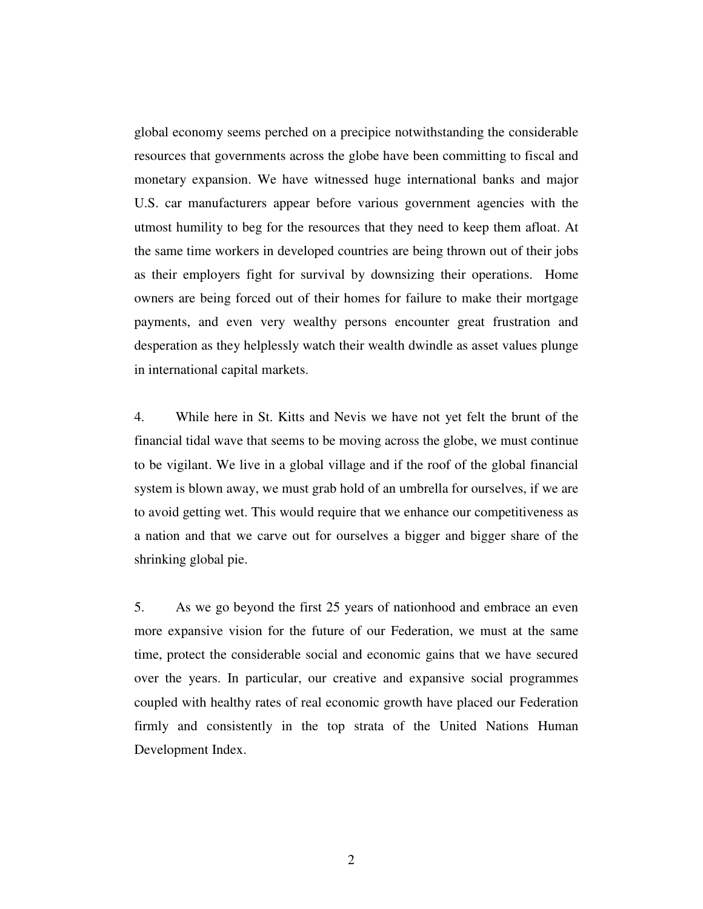global economy seems perched on a precipice notwithstanding the considerable resources that governments across the globe have been committing to fiscal and monetary expansion. We have witnessed huge international banks and major U.S. car manufacturers appear before various government agencies with the utmost humility to beg for the resources that they need to keep them afloat. At the same time workers in developed countries are being thrown out of their jobs as their employers fight for survival by downsizing their operations. Home owners are being forced out of their homes for failure to make their mortgage payments, and even very wealthy persons encounter great frustration and desperation as they helplessly watch their wealth dwindle as asset values plunge in international capital markets.

4. While here in St. Kitts and Nevis we have not yet felt the brunt of the financial tidal wave that seems to be moving across the globe, we must continue to be vigilant. We live in a global village and if the roof of the global financial system is blown away, we must grab hold of an umbrella for ourselves, if we are to avoid getting wet. This would require that we enhance our competitiveness as a nation and that we carve out for ourselves a bigger and bigger share of the shrinking global pie.

5. As we go beyond the first 25 years of nationhood and embrace an even more expansive vision for the future of our Federation, we must at the same time, protect the considerable social and economic gains that we have secured over the years. In particular, our creative and expansive social programmes coupled with healthy rates of real economic growth have placed our Federation firmly and consistently in the top strata of the United Nations Human Development Index.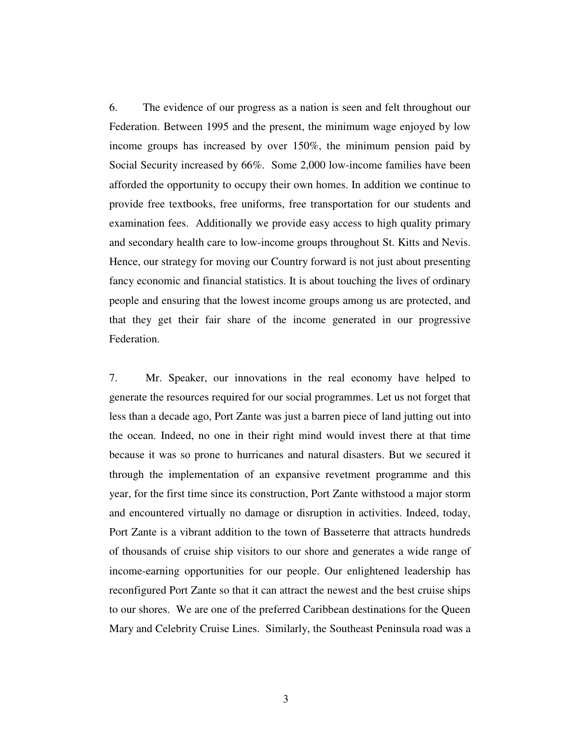6. The evidence of our progress as a nation is seen and felt throughout our Federation. Between 1995 and the present, the minimum wage enjoyed by low income groups has increased by over 150%, the minimum pension paid by Social Security increased by 66%. Some 2,000 low-income families have been afforded the opportunity to occupy their own homes. In addition we continue to provide free textbooks, free uniforms, free transportation for our students and examination fees. Additionally we provide easy access to high quality primary and secondary health care to low-income groups throughout St. Kitts and Nevis. Hence, our strategy for moving our Country forward is not just about presenting fancy economic and financial statistics. It is about touching the lives of ordinary people and ensuring that the lowest income groups among us are protected, and that they get their fair share of the income generated in our progressive Federation.

7. Mr. Speaker, our innovations in the real economy have helped to generate the resources required for our social programmes. Let us not forget that less than a decade ago, Port Zante was just a barren piece of land jutting out into the ocean. Indeed, no one in their right mind would invest there at that time because it was so prone to hurricanes and natural disasters. But we secured it through the implementation of an expansive revetment programme and this year, for the first time since its construction, Port Zante withstood a major storm and encountered virtually no damage or disruption in activities. Indeed, today, Port Zante is a vibrant addition to the town of Basseterre that attracts hundreds of thousands of cruise ship visitors to our shore and generates a wide range of income-earning opportunities for our people. Our enlightened leadership has reconfigured Port Zante so that it can attract the newest and the best cruise ships to our shores. We are one of the preferred Caribbean destinations for the Queen Mary and Celebrity Cruise Lines. Similarly, the Southeast Peninsula road was a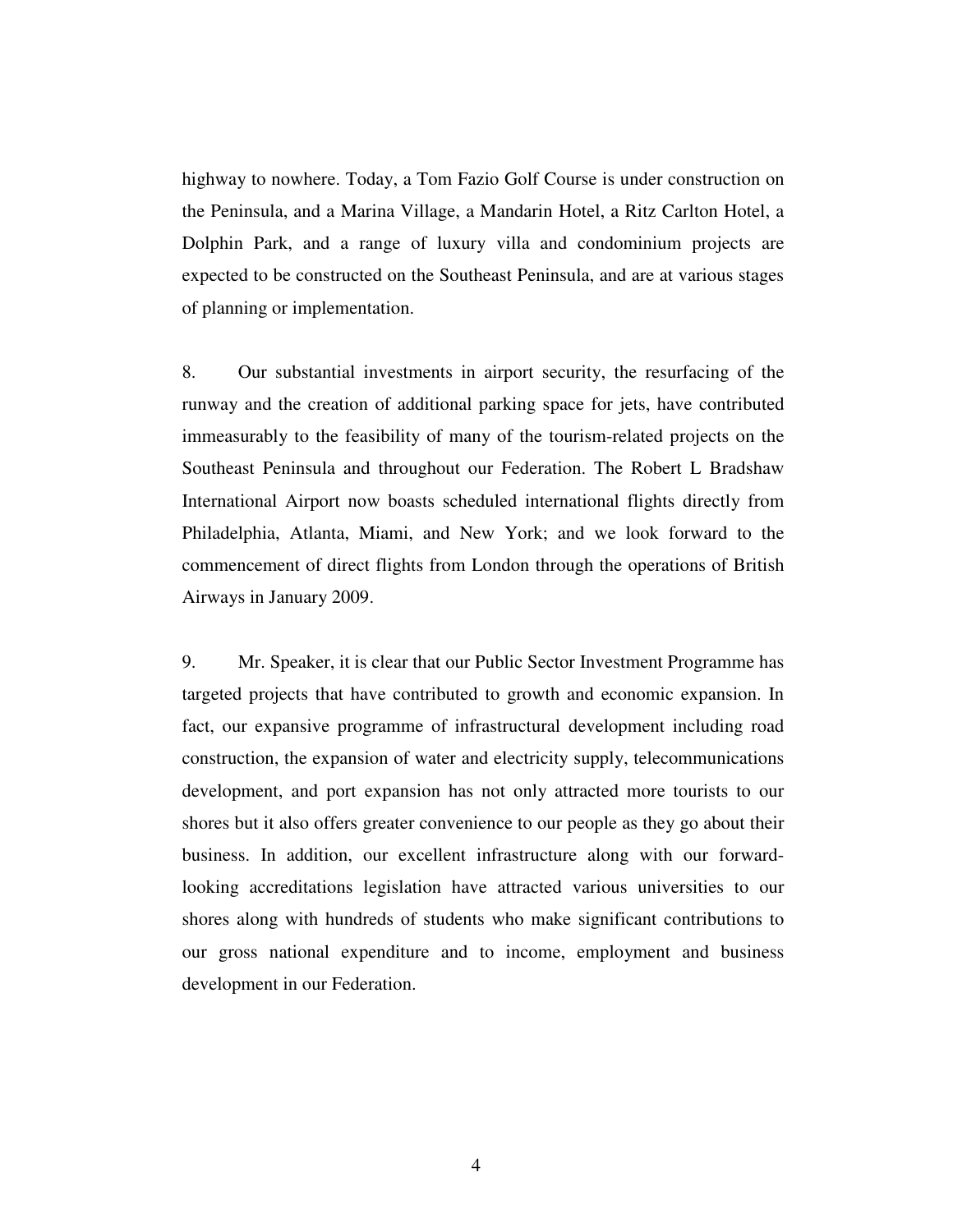highway to nowhere. Today, a Tom Fazio Golf Course is under construction on the Peninsula, and a Marina Village, a Mandarin Hotel, a Ritz Carlton Hotel, a Dolphin Park, and a range of luxury villa and condominium projects are expected to be constructed on the Southeast Peninsula, and are at various stages of planning or implementation.

8. Our substantial investments in airport security, the resurfacing of the runway and the creation of additional parking space for jets, have contributed immeasurably to the feasibility of many of the tourism-related projects on the Southeast Peninsula and throughout our Federation. The Robert L Bradshaw International Airport now boasts scheduled international flights directly from Philadelphia, Atlanta, Miami, and New York; and we look forward to the commencement of direct flights from London through the operations of British Airways in January 2009.

9. Mr. Speaker, it is clear that our Public Sector Investment Programme has targeted projects that have contributed to growth and economic expansion. In fact, our expansive programme of infrastructural development including road construction, the expansion of water and electricity supply, telecommunications development, and port expansion has not only attracted more tourists to our shores but it also offers greater convenience to our people as they go about their business. In addition, our excellent infrastructure along with our forward-looking accreditations legislation have attracted various universities to our shores along with hundreds of students who make significant contributions to our gross national expenditure and to income, employment and business development in our Federation.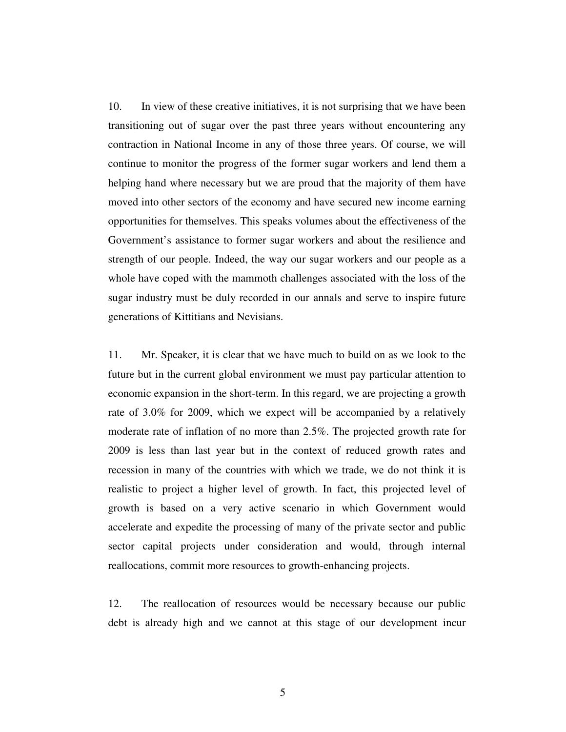10. In view of these creative initiatives, it is not surprising that we have been transitioning out of sugar over the past three years without encountering any contraction in National Income in any of those three years. Of course, we will continue to monitor the progress of the former sugar workers and lend them a helping hand where necessary but we are proud that the majority of them have moved into other sectors of the economy and have secured new income earning opportunities for themselves. This speaks volumes about the effectiveness of the Government's assistance to former sugar workers and about the resilience and strength of our people. Indeed, the way our sugar workers and our people as a whole have coped with the mammoth challenges associated with the loss of the sugar industry must be duly recorded in our annals and serve to inspire future generations of Kittitians and Nevisians.

11. Mr. Speaker, it is clear that we have much to build on as we look to the future but in the current global environment we must pay particular attention to economic expansion in the short-term. In this regard, we are projecting a growth rate of 3.0% for 2009, which we expect will be accompanied by a relatively moderate rate of inflation of no more than 2.5%. The projected growth rate for 2009 is less than last year but in the context of reduced growth rates and recession in many of the countries with which we trade, we do not think it is realistic to project a higher level of growth. In fact, this projected level of growth is based on a very active scenario in which Government would accelerate and expedite the processing of many of the private sector and public sector capital projects under consideration and would, through internal reallocations, commit more resources to growth-enhancing projects.

12. The reallocation of resources would be necessary because our public debt is already high and we cannot at this stage of our development incur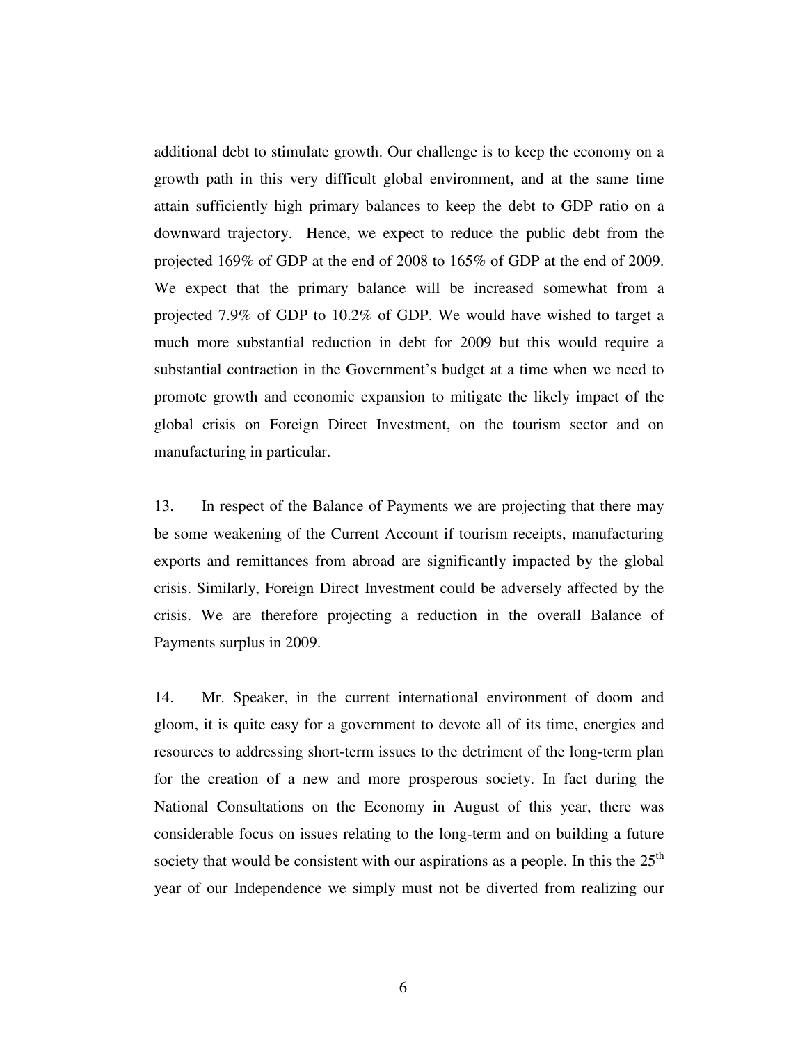additional debt to stimulate growth. Our challenge is to keep the economy on a growth path in this very difficult global environment, and at the same time attain sufficiently high primary balances to keep the debt to GDP ratio on a downward trajectory. Hence, we expect to reduce the public debt from the projected 169% of GDP at the end of 2008 to 165% of GDP at the end of 2009. We expect that the primary balance will be increased somewhat from a projected 7.9% of GDP to 10.2% of GDP. We would have wished to target a much more substantial reduction in debt for 2009 but this would require a substantial contraction in the Government's budget at a time when we need to promote growth and economic expansion to mitigate the likely impact of the global crisis on Foreign Direct Investment, on the tourism sector and on manufacturing in particular.

13. In respect of the Balance of Payments we are projecting that there may be some weakening of the Current Account if tourism receipts, manufacturing exports and remittances from abroad are significantly impacted by the global crisis. Similarly, Foreign Direct Investment could be adversely affected by the crisis. We are therefore projecting a reduction in the overall Balance of Payments surplus in 2009.

14. Mr. Speaker, in the current international environment of doom and gloom, it is quite easy for a government to devote all of its time, energies and resources to addressing short-term issues to the detriment of the long-term plan for the creation of a new and more prosperous society. In fact during the National Consultations on the Economy in August of this year, there was considerable focus on issues relating to the long-term and on building a future society that would be consistent with our aspirations as a people. In this the 25th year of our Independence we simply must not be diverted from realizing our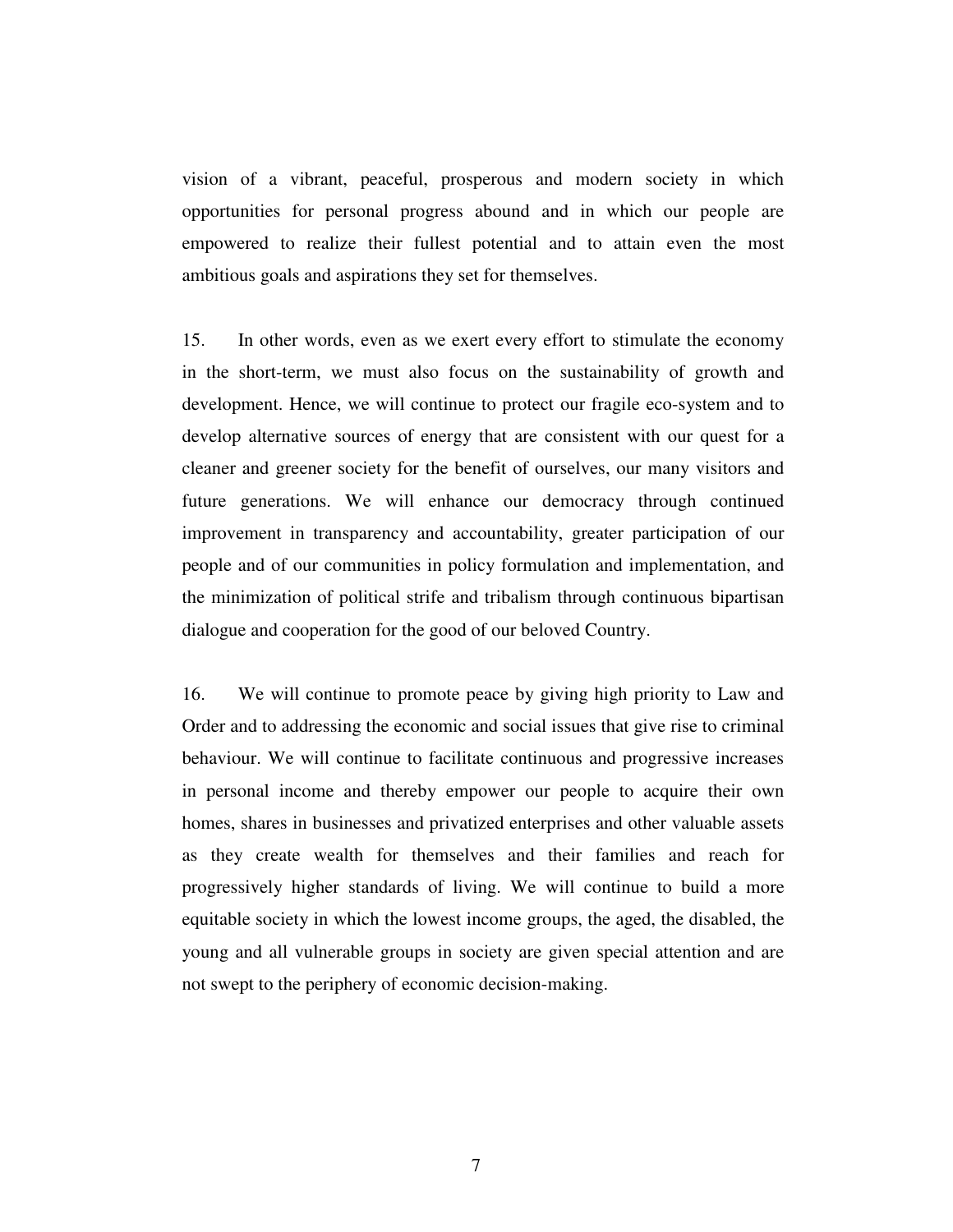vision of a vibrant, peaceful, prosperous and modern society in which opportunities for personal progress abound and in which our people are empowered to realize their fullest potential and to attain even the most ambitious goals and aspirations they set for themselves.

15. In other words, even as we exert every effort to stimulate the economy in the short-term, we must also focus on the sustainability of growth and development. Hence, we will continue to protect our fragile eco-system and to develop alternative sources of energy that are consistent with our quest for a cleaner and greener society for the benefit of ourselves, our many visitors and future generations. We will enhance our democracy through continued improvement in transparency and accountability, greater participation of our people and of our communities in policy formulation and implementation, and the minimization of political strife and tribalism through continuous bipartisan dialogue and cooperation for the good of our beloved Country.

16. We will continue to promote peace by giving high priority to Law and Order and to addressing the economic and social issues that give rise to criminal behaviour. We will continue to facilitate continuous and progressive increases in personal income and thereby empower our people to acquire their own homes, shares in businesses and privatized enterprises and other valuable assets as they create wealth for themselves and their families and reach for progressively higher standards of living. We will continue to build a more equitable society in which the lowest income groups, the aged, the disabled, the young and all vulnerable groups in society are given special attention and are not swept to the periphery of economic decision-making.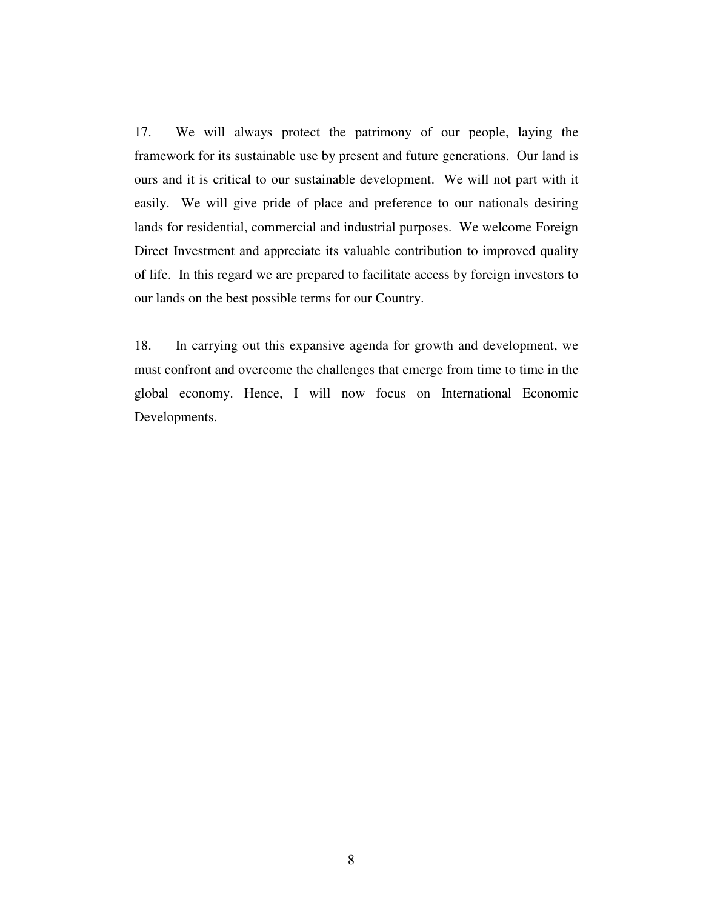17. We will always protect the patrimony of our people, laying the framework for its sustainable use by present and future generations. Our land is ours and it is critical to our sustainable development. We will not part with it easily. We will give pride of place and preference to our nationals desiring lands for residential, commercial and industrial purposes. We welcome Foreign Direct Investment and appreciate its valuable contribution to improved quality of life. In this regard we are prepared to facilitate access by foreign investors to our lands on the best possible terms for our Country.

18. In carrying out this expansive agenda for growth and development, we must confront and overcome the challenges that emerge from time to time in the global economy. Hence, I will now focus on International Economic Developments.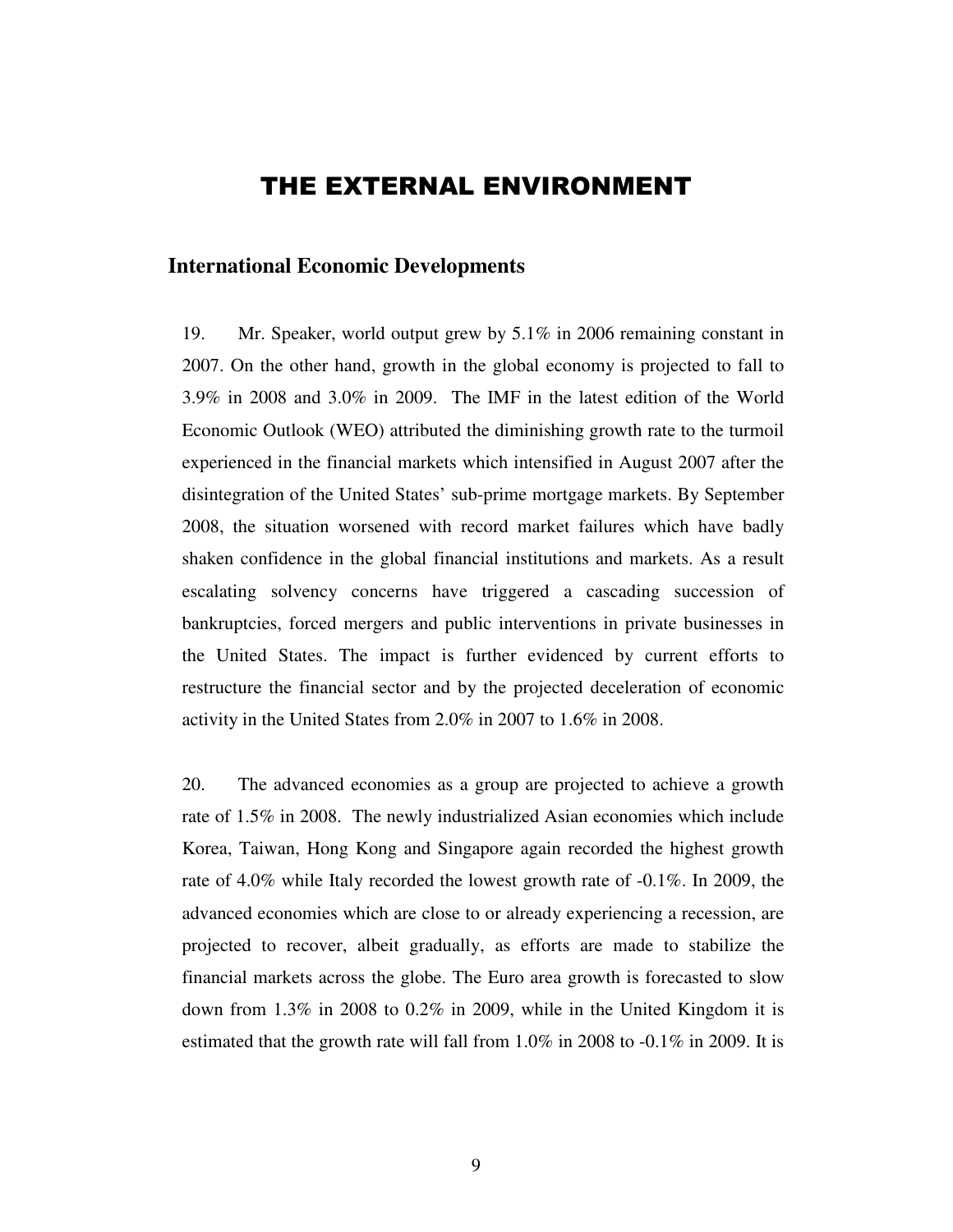# THE EXTERNAL ENVIRONMENT

## International Economic Developments

19. Mr. Speaker, world output grew by 5.1% in 2006 remaining constant in 2007. On the other hand, growth in the global economy is projected to fall to 3.9% in 2008 and 3.0% in 2009. The IMF in the latest edition of the World Economic Outlook (WEO) attributed the diminishing growth rate to the turmoil experienced in the financial markets which intensified in August 2007 after the disintegration of the United States' sub-prime mortgage markets. By September 2008, the situation worsened with record market failures which have badly shaken confidence in the global financial institutions and markets. As a result escalating solvency concerns have triggered a cascading succession of bankruptcies, forced mergers and public interventions in private businesses in the United States. The impact is further evidenced by current efforts to restructure the financial sector and by the projected deceleration of economic activity in the United States from 2.0% in 2007 to 1.6% in 2008.

20. The advanced economies as a group are projected to achieve a growth rate of 1.5% in 2008. The newly industrialized Asian economies which include Korea, Taiwan, Hong Kong and Singapore again recorded the highest growth rate of 4.0% while Italy recorded the lowest growth rate of -0.1%. In 2009, the advanced economies which are close to or already experiencing a recession, are projected to recover, albeit gradually, as efforts are made to stabilize the financial markets across the globe. The Euro area growth is forecasted to slow down from 1.3% in 2008 to 0.2% in 2009, while in the United Kingdom it is estimated that the growth rate will fall from 1.0% in 2008 to -0.1% in 2009. It is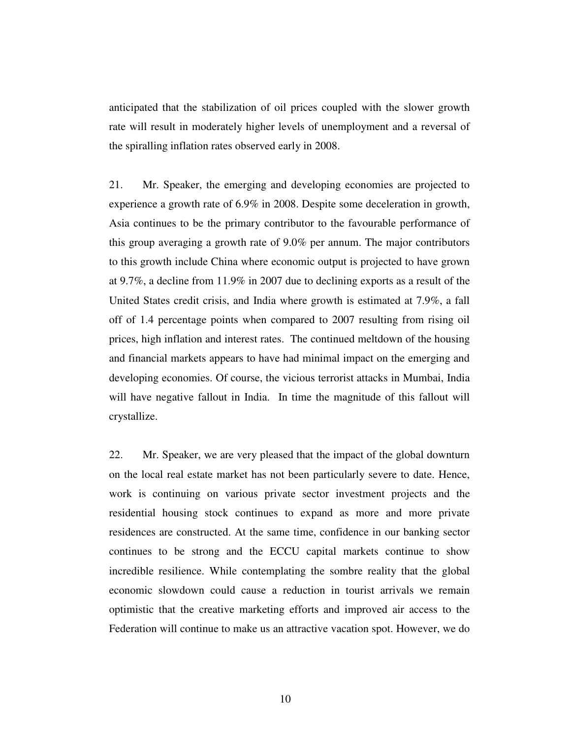anticipated that the stabilization of oil prices coupled with the slower growth rate will result in moderately higher levels of unemployment and a reversal of the spiralling inflation rates observed early in 2008.

21. Mr. Speaker, the emerging and developing economies are projected to experience a growth rate of 6.9% in 2008. Despite some deceleration in growth, Asia continues to be the primary contributor to the favourable performance of this group averaging a growth rate of 9.0% per annum. The major contributors to this growth include China where economic output is projected to have grown at 9.7%, a decline from 11.9% in 2007 due to declining exports as a result of the United States credit crisis, and India where growth is estimated at 7.9%, a fall off of 1.4 percentage points when compared to 2007 resulting from rising oil prices, high inflation and interest rates. The continued meltdown of the housing and financial markets appears to have had minimal impact on the emerging and developing economies. Of course, the vicious terrorist attacks in Mumbai, India will have negative fallout in India. In time the magnitude of this fallout will crystallize.

22. Mr. Speaker, we are very pleased that the impact of the global downturn on the local real estate market has not been particularly severe to date. Hence, work is continuing on various private sector investment projects and the residential housing stock continues to expand as more and more private residences are constructed. At the same time, confidence in our banking sector continues to be strong and the ECCU capital markets continue to show incredible resilience. While contemplating the sombre reality that the global economic slowdown could cause a reduction in tourist arrivals we remain optimistic that the creative marketing efforts and improved air access to the Federation will continue to make us an attractive vacation spot. However, we do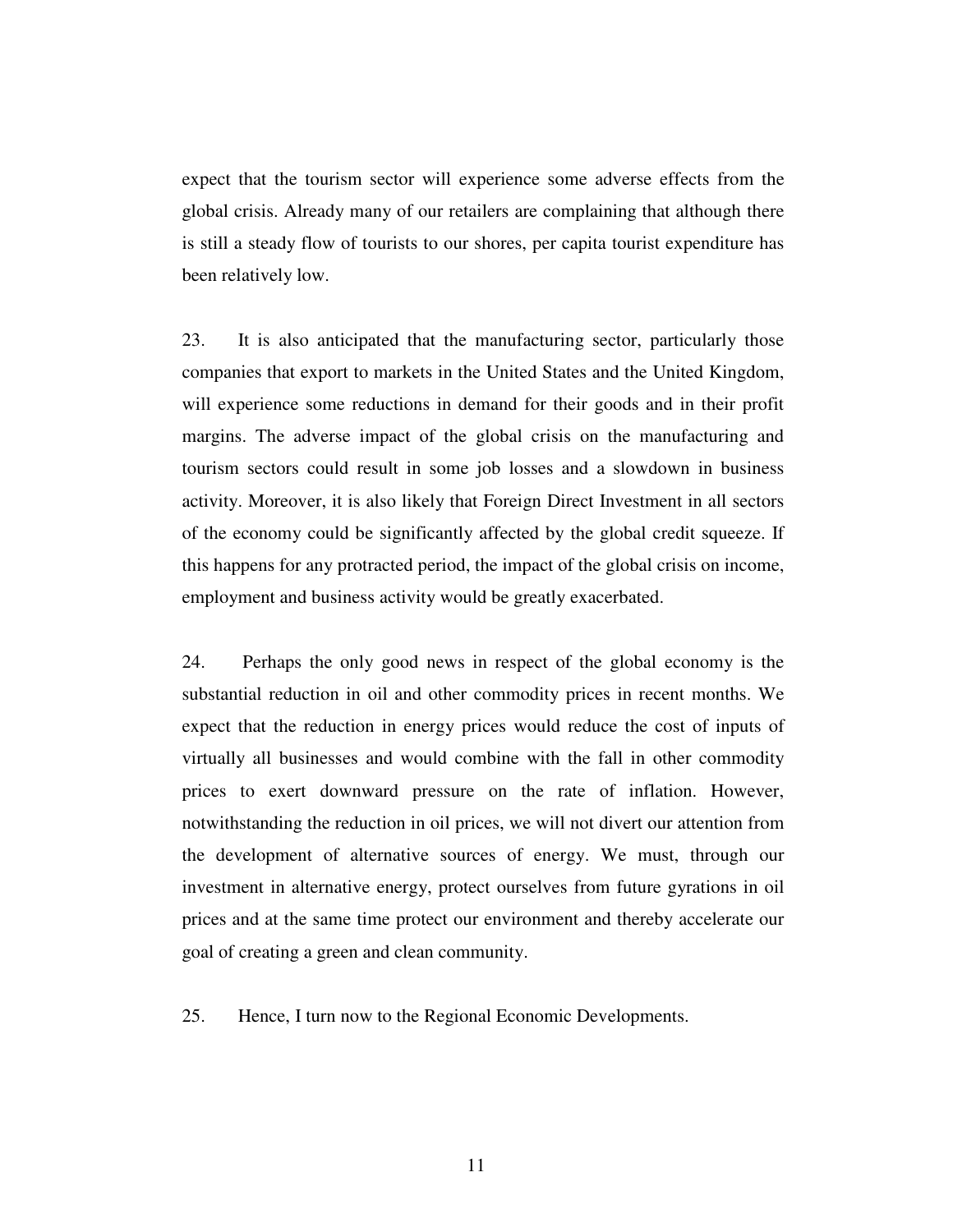expect that the tourism sector will experience some adverse effects from the global crisis. Already many of our retailers are complaining that although there is still a steady flow of tourists to our shores, per capita tourist expenditure has been relatively low.

23. It is also anticipated that the manufacturing sector, particularly those companies that export to markets in the United States and the United Kingdom, will experience some reductions in demand for their goods and in their profit margins. The adverse impact of the global crisis on the manufacturing and tourism sectors could result in some job losses and a slowdown in business activity. Moreover, it is also likely that Foreign Direct Investment in all sectors of the economy could be significantly affected by the global credit squeeze. If this happens for any protracted period, the impact of the global crisis on income, employment and business activity would be greatly exacerbated.

24. Perhaps the only good news in respect of the global economy is the substantial reduction in oil and other commodity prices in recent months. We expect that the reduction in energy prices would reduce the cost of inputs of virtually all businesses and would combine with the fall in other commodity prices to exert downward pressure on the rate of inflation. However, notwithstanding the reduction in oil prices, we will not divert our attention from the development of alternative sources of energy. We must, through our investment in alternative energy, protect ourselves from future gyrations in oil prices and at the same time protect our environment and thereby accelerate our goal of creating a green and clean community.

25. Hence, I turn now to the Regional Economic Developments.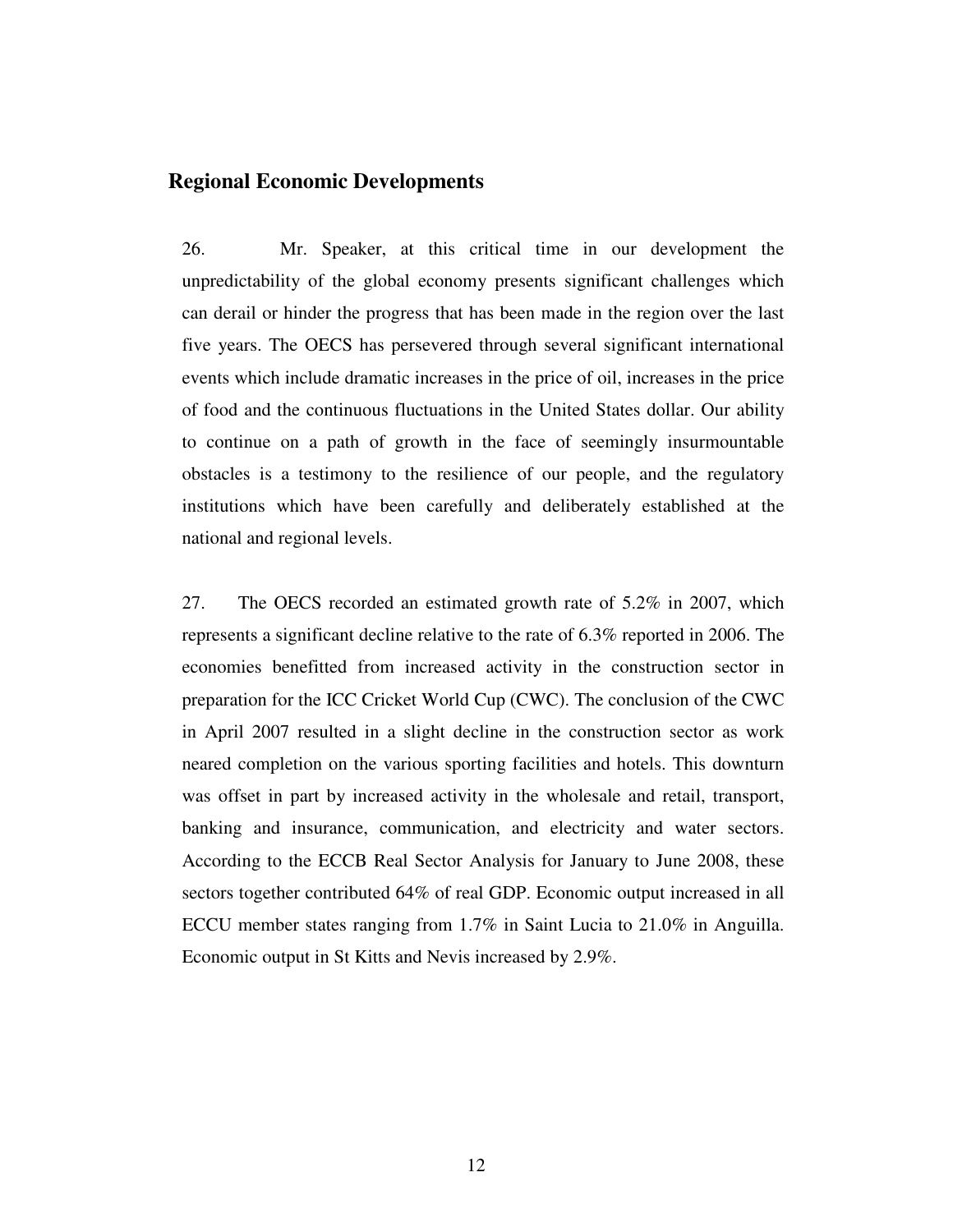## Regional Economic Developments

26. Mr. Speaker, at this critical time in our development the unpredictability of the global economy presents significant challenges which can derail or hinder the progress that has been made in the region over the last five years. The OECS has persevered through several significant international events which include dramatic increases in the price of oil, increases in the price of food and the continuous fluctuations in the United States dollar. Our ability to continue on a path of growth in the face of seemingly insurmountable obstacles is a testimony to the resilience of our people, and the regulatory institutions which have been carefully and deliberately established at the national and regional levels.

27. The OECS recorded an estimated growth rate of 5.2% in 2007, which represents a significant decline relative to the rate of 6.3% reported in 2006. The economies benefitted from increased activity in the construction sector in preparation for the ICC Cricket World Cup (CWC). The conclusion of the CWC in April 2007 resulted in a slight decline in the construction sector as work neared completion on the various sporting facilities and hotels. This downturn was offset in part by increased activity in the wholesale and retail, transport, banking and insurance, communication, and electricity and water sectors. According to the ECCB Real Sector Analysis for January to June 2008, these sectors together contributed 64% of real GDP. Economic output increased in all ECCU member states ranging from 1.7% in Saint Lucia to 21.0% in Anguilla. Economic output in St Kitts and Nevis increased by 2.9%.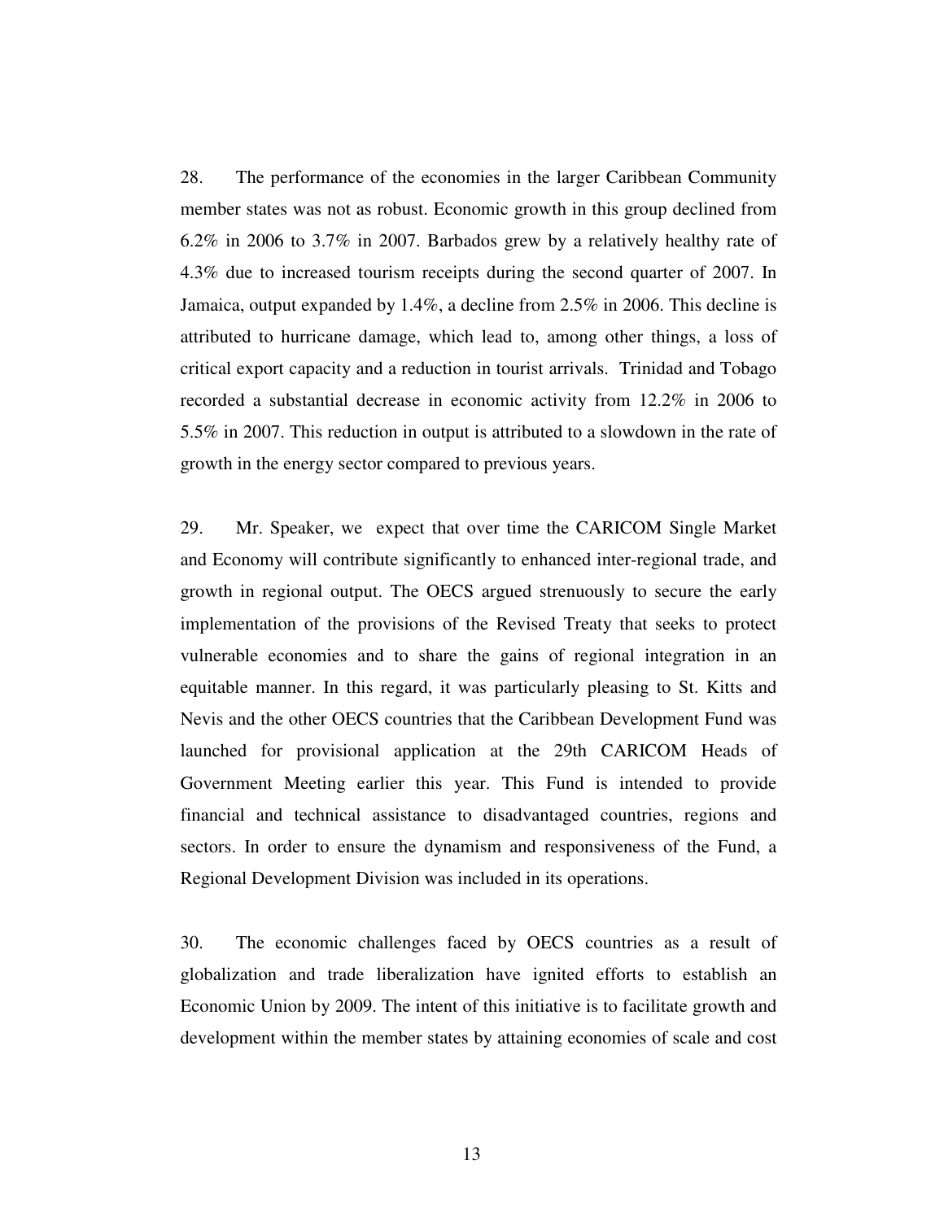28. The performance of the economies in the larger Caribbean Community member states was not as robust. Economic growth in this group declined from 6.2% in 2006 to 3.7% in 2007. Barbados grew by a relatively healthy rate of 4.3% due to increased tourism receipts during the second quarter of 2007. In Jamaica, output expanded by 1.4%, a decline from 2.5% in 2006. This decline is attributed to hurricane damage, which lead to, among other things, a loss of critical export capacity and a reduction in tourist arrivals. Trinidad and Tobago recorded a substantial decrease in economic activity from 12.2% in 2006 to 5.5% in 2007. This reduction in output is attributed to a slowdown in the rate of growth in the energy sector compared to previous years.

29. Mr. Speaker, we expect that over time the CARICOM Single Market and Economy will contribute significantly to enhanced inter-regional trade, and growth in regional output. The OECS argued strenuously to secure the early implementation of the provisions of the Revised Treaty that seeks to protect vulnerable economies and to share the gains of regional integration in an equitable manner. In this regard, it was particularly pleasing to St. Kitts and Nevis and the other OECS countries that the Caribbean Development Fund was launched for provisional application at the 29th CARICOM Heads of Government Meeting earlier this year. This Fund is intended to provide financial and technical assistance to disadvantaged countries, regions and sectors. In order to ensure the dynamism and responsiveness of the Fund, a Regional Development Division was included in its operations.

30. The economic challenges faced by OECS countries as a result of globalization and trade liberalization have ignited efforts to establish an Economic Union by 2009. The intent of this initiative is to facilitate growth and development within the member states by attaining economies of scale and cost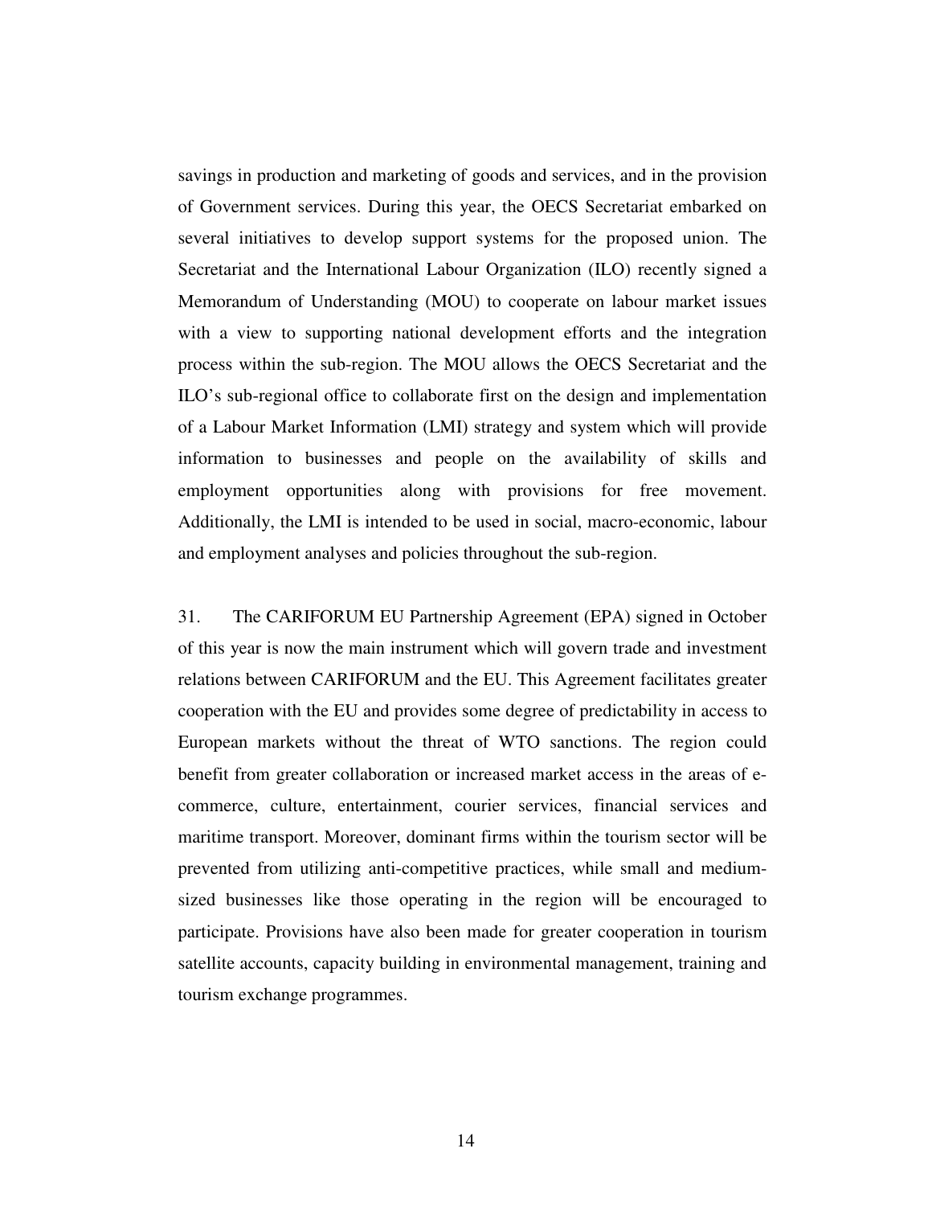savings in production and marketing of goods and services, and in the provision of Government services. During this year, the OECS Secretariat embarked on several initiatives to develop support systems for the proposed union. The Secretariat and the International Labour Organization (ILO) recently signed a Memorandum of Understanding (MOU) to cooperate on labour market issues with a view to supporting national development efforts and the integration process within the sub-region. The MOU allows the OECS Secretariat and the ILO's sub-regional office to collaborate first on the design and implementation of a Labour Market Information (LMI) strategy and system which will provide information to businesses and people on the availability of skills and employment opportunities along with provisions for free movement. Additionally, the LMI is intended to be used in social, macro-economic, labour and employment analyses and policies throughout the sub-region.

31. The CARIFORUM EU Partnership Agreement (EPA) signed in October of this year is now the main instrument which will govern trade and investment relations between CARIFORUM and the EU. This Agreement facilitates greater cooperation with the EU and provides some degree of predictability in access to European markets without the threat of WTO sanctions. The region could benefit from greater collaboration or increased market access in the areas of e-commerce, culture, entertainment, courier services, financial services and maritime transport. Moreover, dominant firms within the tourism sector will be prevented from utilizing anti-competitive practices, while small and medium-sized businesses like those operating in the region will be encouraged to participate. Provisions have also been made for greater cooperation in tourism satellite accounts, capacity building in environmental management, training and tourism exchange programmes.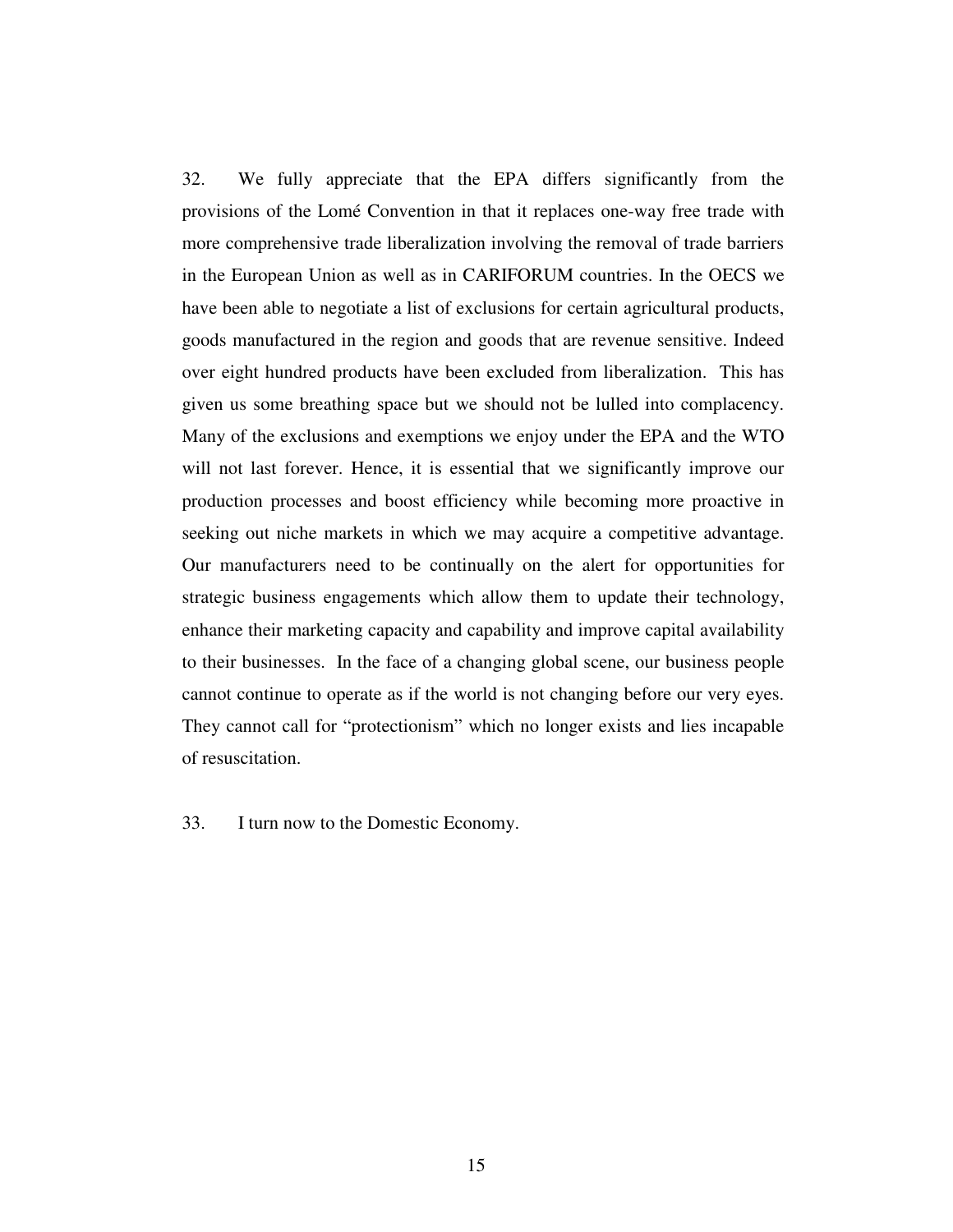32. We fully appreciate that the EPA differs significantly from the provisions of the Lomé Convention in that it replaces one-way free trade with more comprehensive trade liberalization involving the removal of trade barriers in the European Union as well as in CARIFORUM countries. In the OECS we have been able to negotiate a list of exclusions for certain agricultural products, goods manufactured in the region and goods that are revenue sensitive. Indeed over eight hundred products have been excluded from liberalization. This has given us some breathing space but we should not be lulled into complacency. Many of the exclusions and exemptions we enjoy under the EPA and the WTO will not last forever. Hence, it is essential that we significantly improve our production processes and boost efficiency while becoming more proactive in seeking out niche markets in which we may acquire a competitive advantage. Our manufacturers need to be continually on the alert for opportunities for strategic business engagements which allow them to update their technology, enhance their marketing capacity and capability and improve capital availability to their businesses. In the face of a changing global scene, our business people cannot continue to operate as if the world is not changing before our very eyes. They cannot call for "protectionism" which no longer exists and lies incapable of resuscitation.

33. I turn now to the Domestic Economy.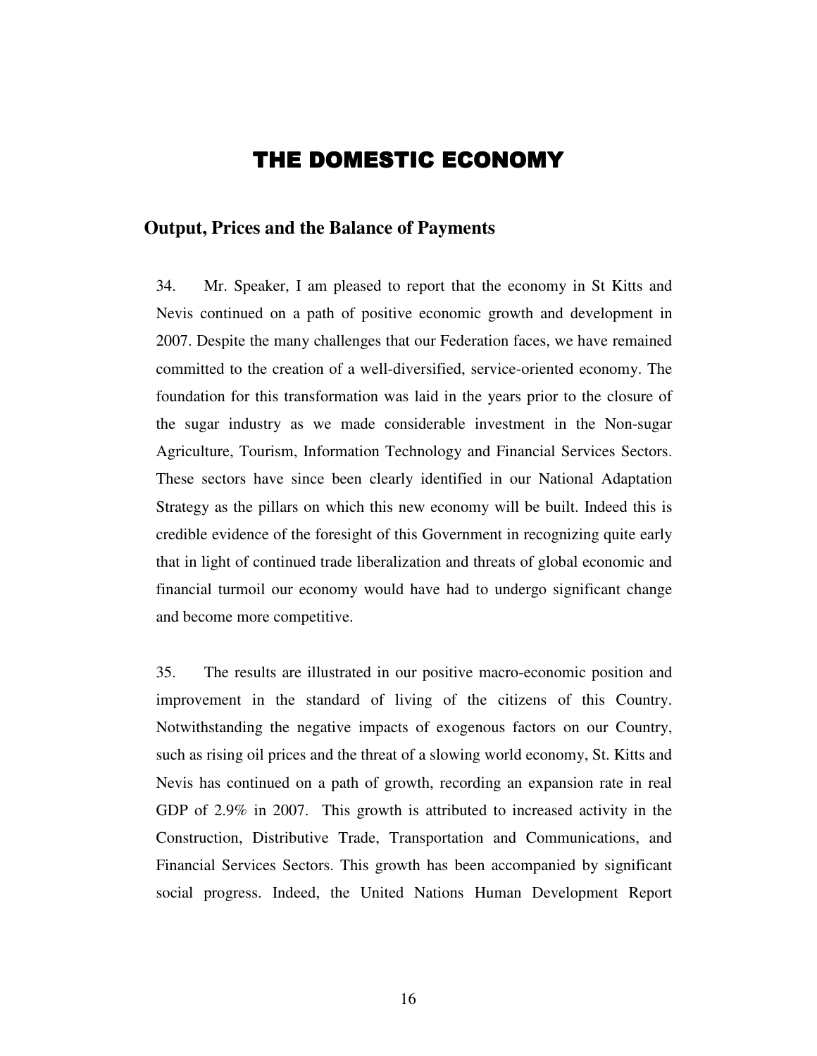# THE DOMESTIC ECONOMY

## Output, Prices and the Balance of Payments

34. Mr. Speaker, I am pleased to report that the economy in St Kitts and Nevis continued on a path of positive economic growth and development in 2007. Despite the many challenges that our Federation faces, we have remained committed to the creation of a well-diversified, service-oriented economy. The foundation for this transformation was laid in the years prior to the closure of the sugar industry as we made considerable investment in the Non-sugar Agriculture, Tourism, Information Technology and Financial Services Sectors. These sectors have since been clearly identified in our National Adaptation Strategy as the pillars on which this new economy will be built. Indeed this is credible evidence of the foresight of this Government in recognizing quite early that in light of continued trade liberalization and threats of global economic and financial turmoil our economy would have had to undergo significant change and become more competitive.

35. The results are illustrated in our positive macro-economic position and improvement in the standard of living of the citizens of this Country. Notwithstanding the negative impacts of exogenous factors on our Country, such as rising oil prices and the threat of a slowing world economy, St. Kitts and Nevis has continued on a path of growth, recording an expansion rate in real GDP of 2.9% in 2007. This growth is attributed to increased activity in the Construction, Distributive Trade, Transportation and Communications, and Financial Services Sectors. This growth has been accompanied by significant social progress. Indeed, the United Nations Human Development Report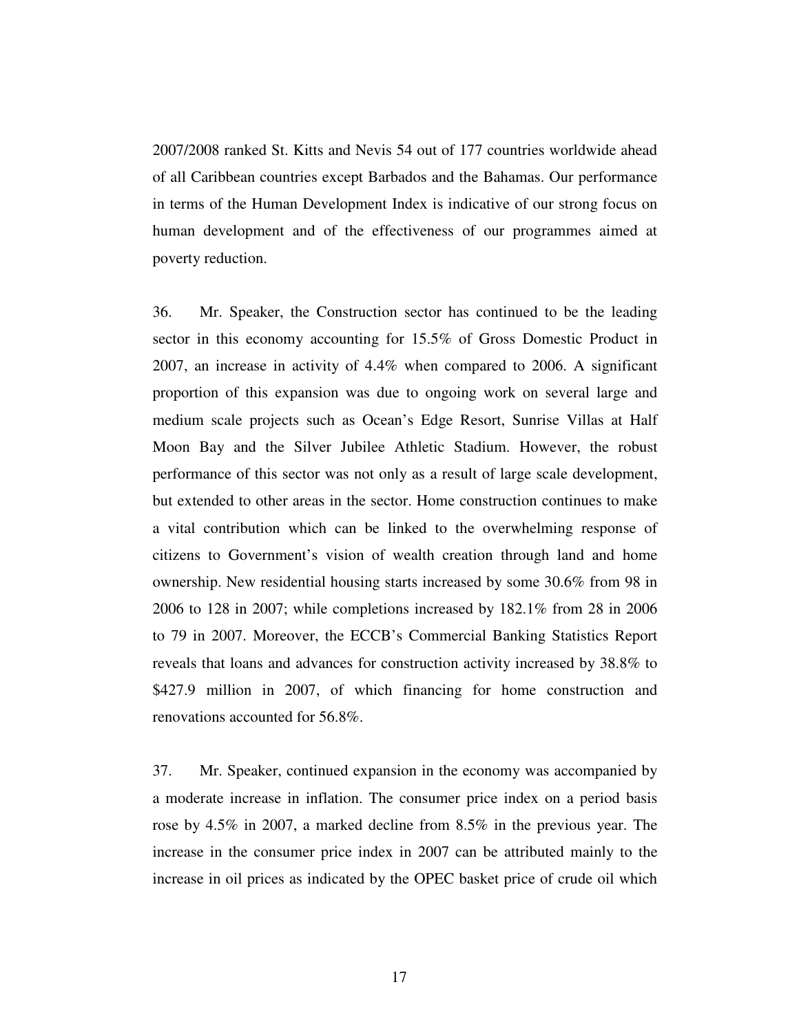2007/2008 ranked St. Kitts and Nevis 54 out of 177 countries worldwide ahead of all Caribbean countries except Barbados and the Bahamas. Our performance in terms of the Human Development Index is indicative of our strong focus on human development and of the effectiveness of our programmes aimed at poverty reduction.

36. Mr. Speaker, the Construction sector has continued to be the leading sector in this economy accounting for 15.5% of Gross Domestic Product in 2007, an increase in activity of 4.4% when compared to 2006. A significant proportion of this expansion was due to ongoing work on several large and medium scale projects such as Ocean's Edge Resort, Sunrise Villas at Half Moon Bay and the Silver Jubilee Athletic Stadium. However, the robust performance of this sector was not only as a result of large scale development, but extended to other areas in the sector. Home construction continues to make a vital contribution which can be linked to the overwhelming response of citizens to Government's vision of wealth creation through land and home ownership. New residential housing starts increased by some 30.6% from 98 in 2006 to 128 in 2007; while completions increased by 182.1% from 28 in 2006 to 79 in 2007. Moreover, the ECCB's Commercial Banking Statistics Report reveals that loans and advances for construction activity increased by 38.8% to $427.9 million in 2007, of which financing for home construction and renovations accounted for 56.8%.

37. Mr. Speaker, continued expansion in the economy was accompanied by a moderate increase in inflation. The consumer price index on a period basis rose by 4.5% in 2007, a marked decline from 8.5% in the previous year. The increase in the consumer price index in 2007 can be attributed mainly to the increase in oil prices as indicated by the OPEC basket price of crude oil which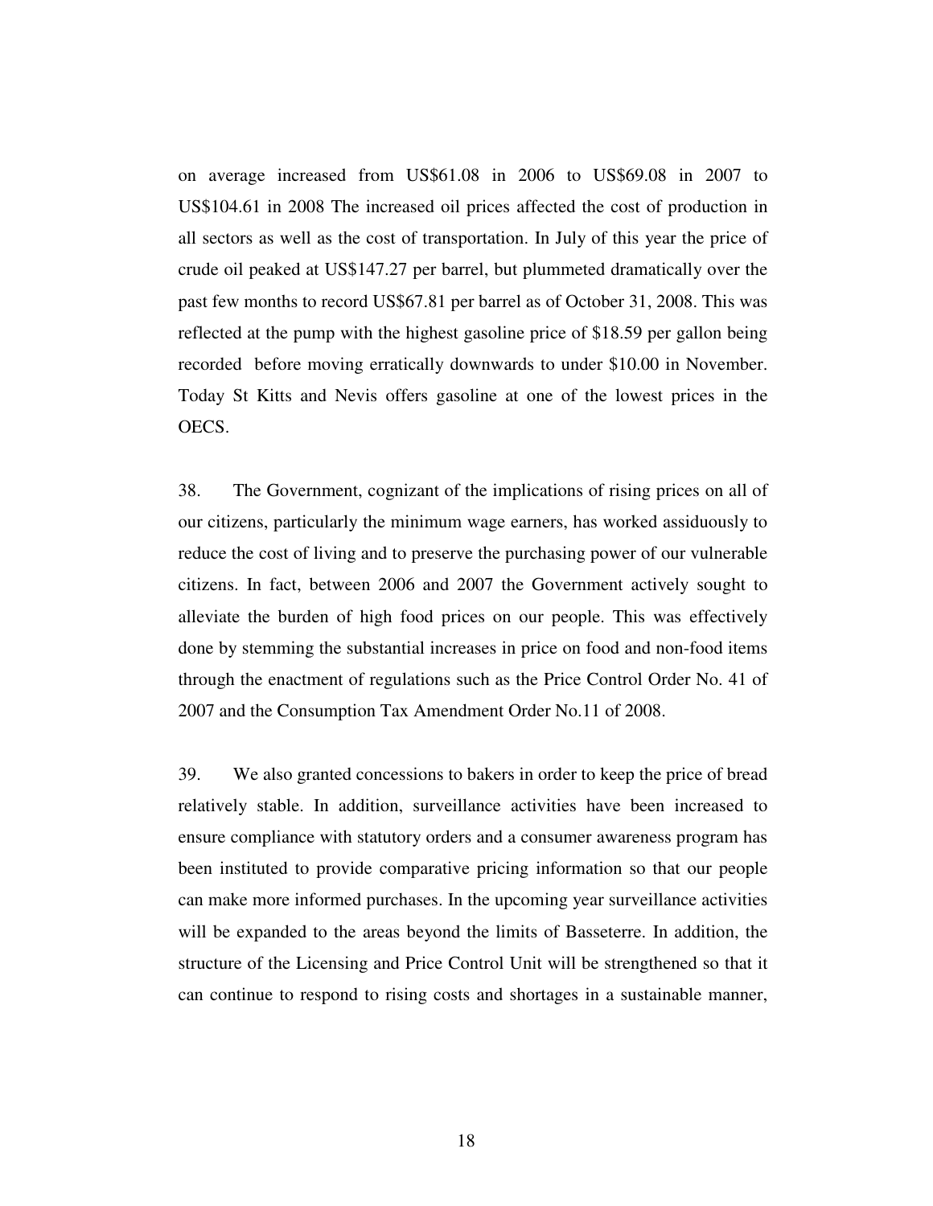on average increased from US$61.08 in 2006 to US$69.08 in 2007 to US$104.61 in 2008 The increased oil prices affected the cost of production in all sectors as well as the cost of transportation. In July of this year the price of crude oil peaked at US$147.27 per barrel, but plummeted dramatically over the past few months to record US$67.81 per barrel as of October 31, 2008. This was reflected at the pump with the highest gasoline price of $18.59 per gallon being recorded before moving erratically downwards to under $10.00 in November. Today St Kitts and Nevis offers gasoline at one of the lowest prices in the OECS.

38. The Government, cognizant of the implications of rising prices on all of our citizens, particularly the minimum wage earners, has worked assiduously to reduce the cost of living and to preserve the purchasing power of our vulnerable citizens. In fact, between 2006 and 2007 the Government actively sought to alleviate the burden of high food prices on our people. This was effectively done by stemming the substantial increases in price on food and non-food items through the enactment of regulations such as the Price Control Order No. 41 of 2007 and the Consumption Tax Amendment Order No.11 of 2008.

39. We also granted concessions to bakers in order to keep the price of bread relatively stable. In addition, surveillance activities have been increased to ensure compliance with statutory orders and a consumer awareness program has been instituted to provide comparative pricing information so that our people can make more informed purchases. In the upcoming year surveillance activities will be expanded to the areas beyond the limits of Basseterre. In addition, the structure of the Licensing and Price Control Unit will be strengthened so that it can continue to respond to rising costs and shortages in a sustainable manner,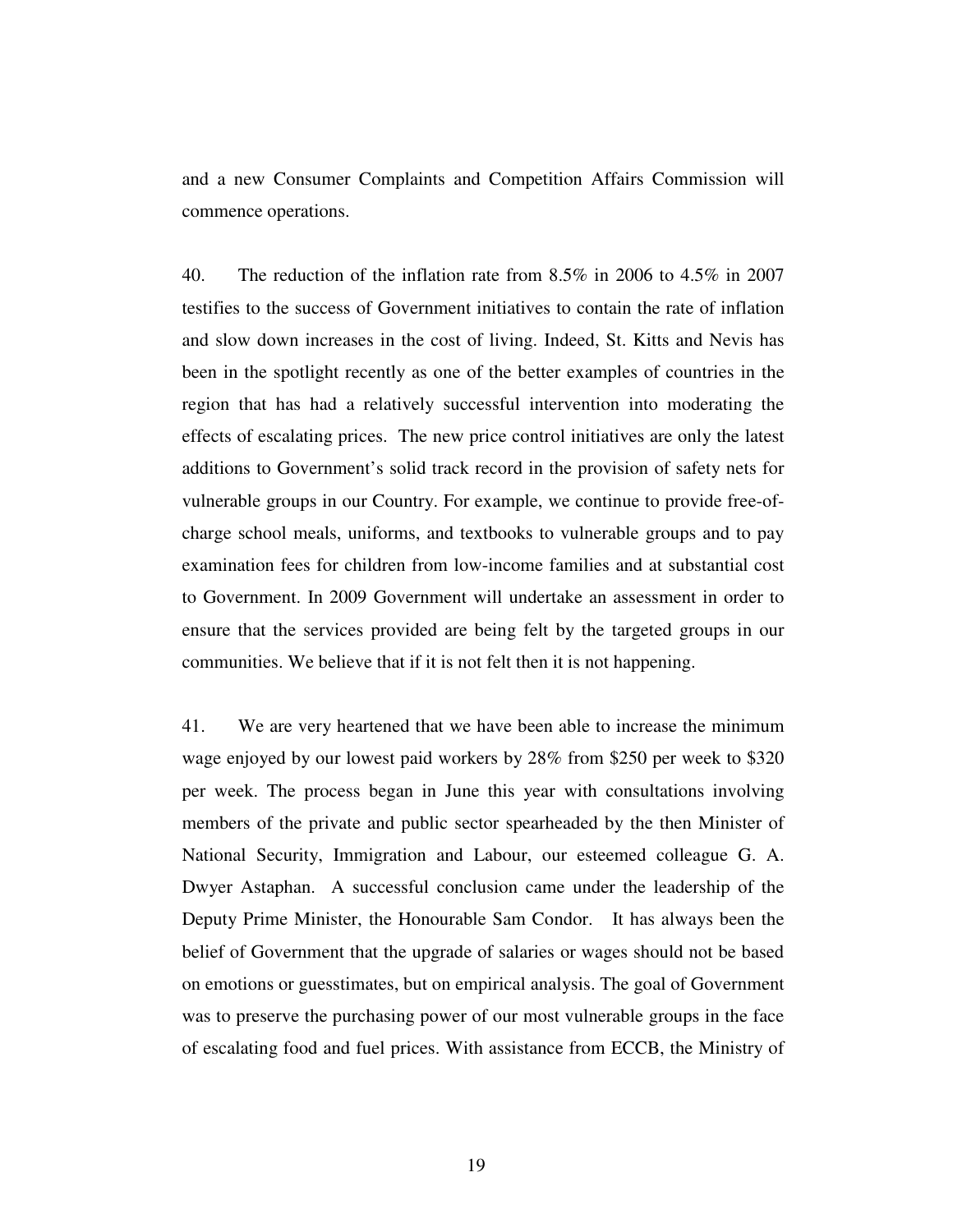and a new Consumer Complaints and Competition Affairs Commission will commence operations.

40. The reduction of the inflation rate from 8.5% in 2006 to 4.5% in 2007 testifies to the success of Government initiatives to contain the rate of inflation and slow down increases in the cost of living. Indeed, St. Kitts and Nevis has been in the spotlight recently as one of the better examples of countries in the region that has had a relatively successful intervention into moderating the effects of escalating prices. The new price control initiatives are only the latest additions to Government's solid track record in the provision of safety nets for vulnerable groups in our Country. For example, we continue to provide free-of-charge school meals, uniforms, and textbooks to vulnerable groups and to pay examination fees for children from low-income families and at substantial cost to Government. In 2009 Government will undertake an assessment in order to ensure that the services provided are being felt by the targeted groups in our communities. We believe that if it is not felt then it is not happening.

41. We are very heartened that we have been able to increase the minimum wage enjoyed by our lowest paid workers by 28% from $250 per week to $320 per week. The process began in June this year with consultations involving members of the private and public sector spearheaded by the then Minister of National Security, Immigration and Labour, our esteemed colleague G. A. Dwyer Astaphan. A successful conclusion came under the leadership of the Deputy Prime Minister, the Honourable Sam Condor. It has always been the belief of Government that the upgrade of salaries or wages should not be based on emotions or guesstimates, but on empirical analysis. The goal of Government was to preserve the purchasing power of our most vulnerable groups in the face of escalating food and fuel prices. With assistance from ECCB, the Ministry of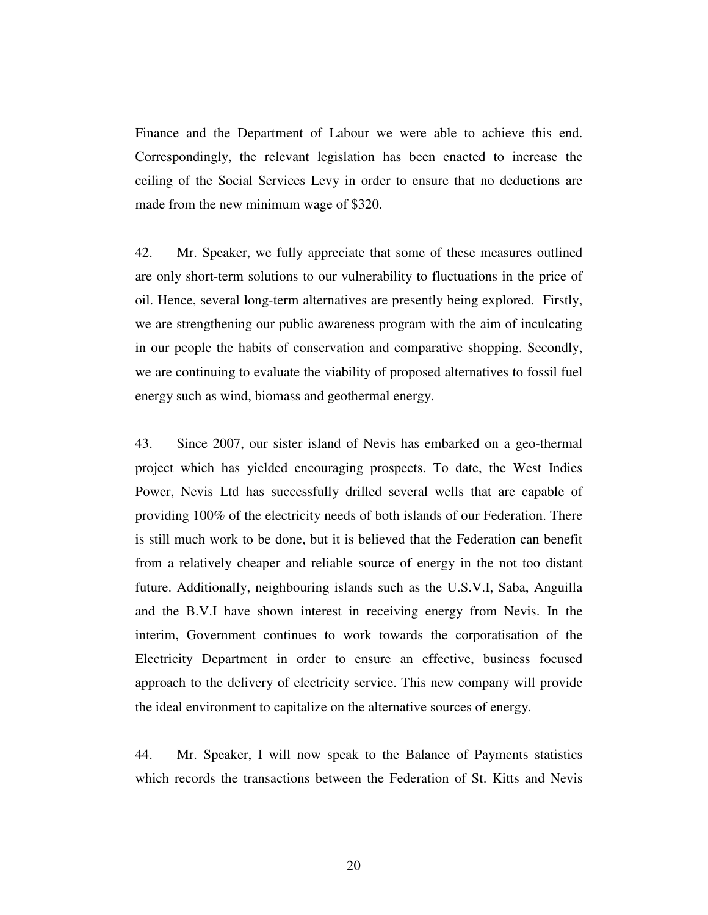Finance and the Department of Labour we were able to achieve this end. Correspondingly, the relevant legislation has been enacted to increase the ceiling of the Social Services Levy in order to ensure that no deductions are made from the new minimum wage of $320.

42. Mr. Speaker, we fully appreciate that some of these measures outlined are only short-term solutions to our vulnerability to fluctuations in the price of oil. Hence, several long-term alternatives are presently being explored. Firstly, we are strengthening our public awareness program with the aim of inculcating in our people the habits of conservation and comparative shopping. Secondly, we are continuing to evaluate the viability of proposed alternatives to fossil fuel energy such as wind, biomass and geothermal energy.

43. Since 2007, our sister island of Nevis has embarked on a geo-thermal project which has yielded encouraging prospects. To date, the West Indies Power, Nevis Ltd has successfully drilled several wells that are capable of providing 100% of the electricity needs of both islands of our Federation. There is still much work to be done, but it is believed that the Federation can benefit from a relatively cheaper and reliable source of energy in the not too distant future. Additionally, neighbouring islands such as the U.S.V.I, Saba, Anguilla and the B.V.I have shown interest in receiving energy from Nevis. In the interim, Government continues to work towards the corporatisation of the Electricity Department in order to ensure an effective, business focused approach to the delivery of electricity service. This new company will provide the ideal environment to capitalize on the alternative sources of energy.

44. Mr. Speaker, I will now speak to the Balance of Payments statistics which records the transactions between the Federation of St. Kitts and Nevis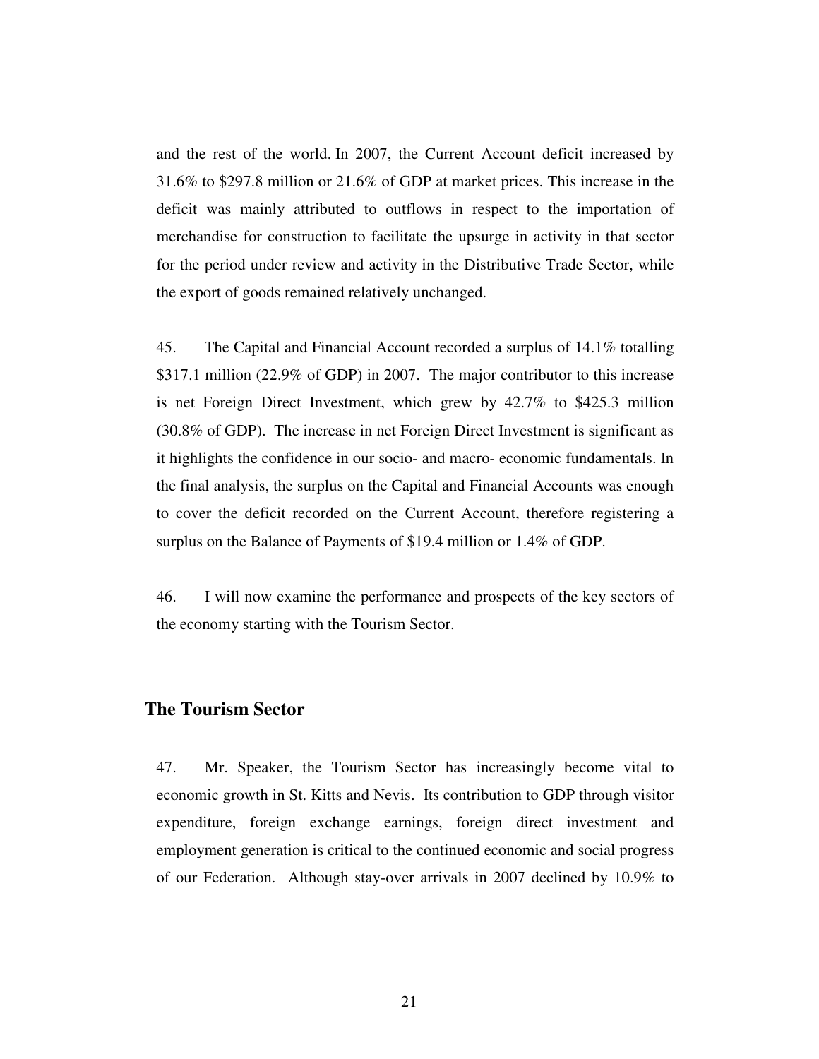and the rest of the world. In 2007, the Current Account deficit increased by 31.6% to $297.8 million or 21.6% of GDP at market prices. This increase in the deficit was mainly attributed to outflows in respect to the importation of merchandise for construction to facilitate the upsurge in activity in that sector for the period under review and activity in the Distributive Trade Sector, while the export of goods remained relatively unchanged.

45. The Capital and Financial Account recorded a surplus of 14.1% totalling $317.1 million (22.9% of GDP) in 2007. The major contributor to this increase is net Foreign Direct Investment, which grew by 42.7% to $425.3 million (30.8% of GDP). The increase in net Foreign Direct Investment is significant as it highlights the confidence in our socio- and macro- economic fundamentals. In the final analysis, the surplus on the Capital and Financial Accounts was enough to cover the deficit recorded on the Current Account, therefore registering a surplus on the Balance of Payments of $19.4 million or 1.4% of GDP.

46. I will now examine the performance and prospects of the key sectors of the economy starting with the Tourism Sector.

## The Tourism Sector

47. Mr. Speaker, the Tourism Sector has increasingly become vital to economic growth in St. Kitts and Nevis. Its contribution to GDP through visitor expenditure, foreign exchange earnings, foreign direct investment and employment generation is critical to the continued economic and social progress of our Federation. Although stay-over arrivals in 2007 declined by 10.9% to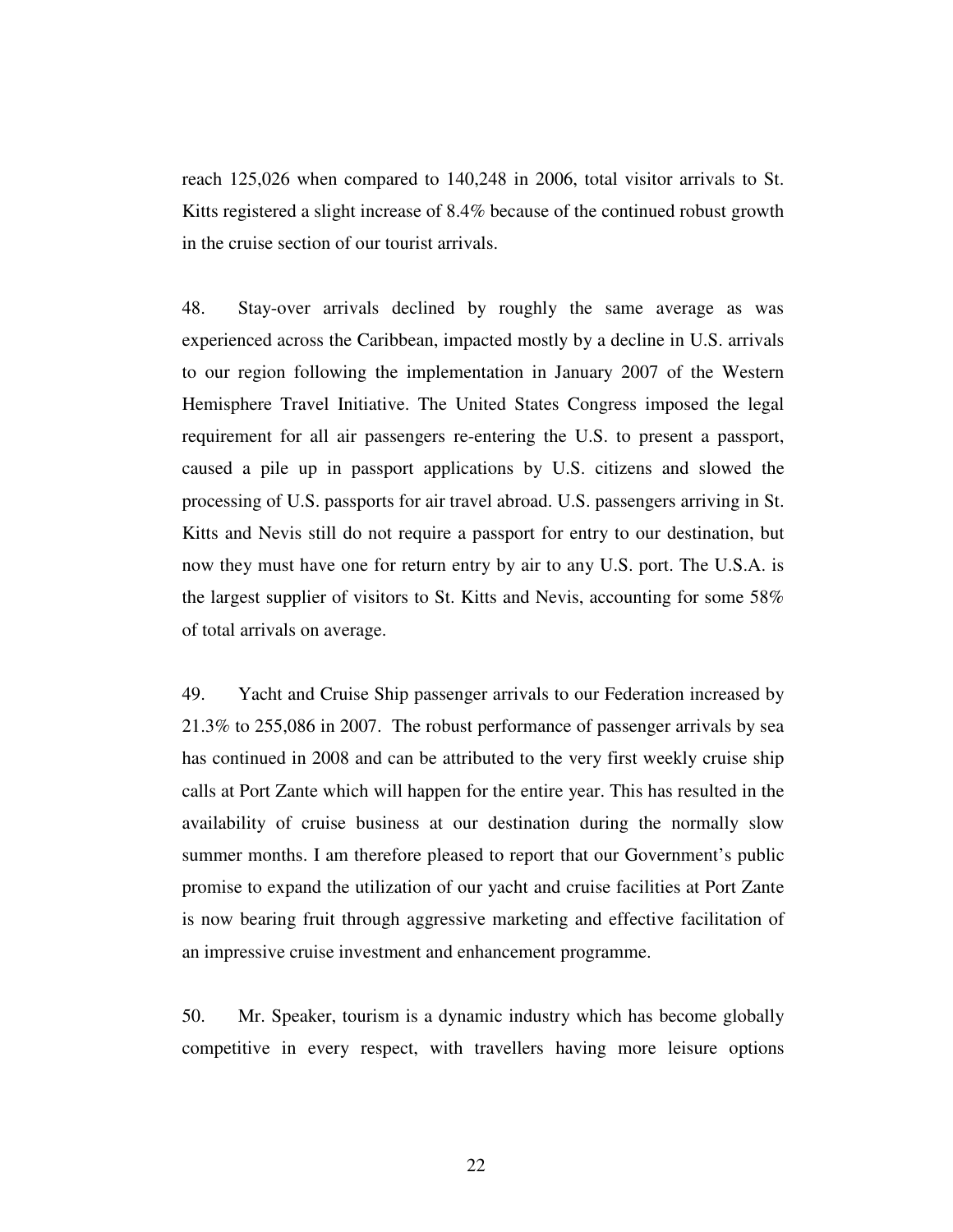reach 125,026 when compared to 140,248 in 2006, total visitor arrivals to St. Kitts registered a slight increase of 8.4% because of the continued robust growth in the cruise section of our tourist arrivals.

48. Stay-over arrivals declined by roughly the same average as was experienced across the Caribbean, impacted mostly by a decline in U.S. arrivals to our region following the implementation in January 2007 of the Western Hemisphere Travel Initiative. The United States Congress imposed the legal requirement for all air passengers re-entering the U.S. to present a passport, caused a pile up in passport applications by U.S. citizens and slowed the processing of U.S. passports for air travel abroad. U.S. passengers arriving in St. Kitts and Nevis still do not require a passport for entry to our destination, but now they must have one for return entry by air to any U.S. port. The U.S.A. is the largest supplier of visitors to St. Kitts and Nevis, accounting for some 58% of total arrivals on average.

49. Yacht and Cruise Ship passenger arrivals to our Federation increased by 21.3% to 255,086 in 2007. The robust performance of passenger arrivals by sea has continued in 2008 and can be attributed to the very first weekly cruise ship calls at Port Zante which will happen for the entire year. This has resulted in the availability of cruise business at our destination during the normally slow summer months. I am therefore pleased to report that our Government's public promise to expand the utilization of our yacht and cruise facilities at Port Zante is now bearing fruit through aggressive marketing and effective facilitation of an impressive cruise investment and enhancement programme.

50. Mr. Speaker, tourism is a dynamic industry which has become globally competitive in every respect, with travellers having more leisure options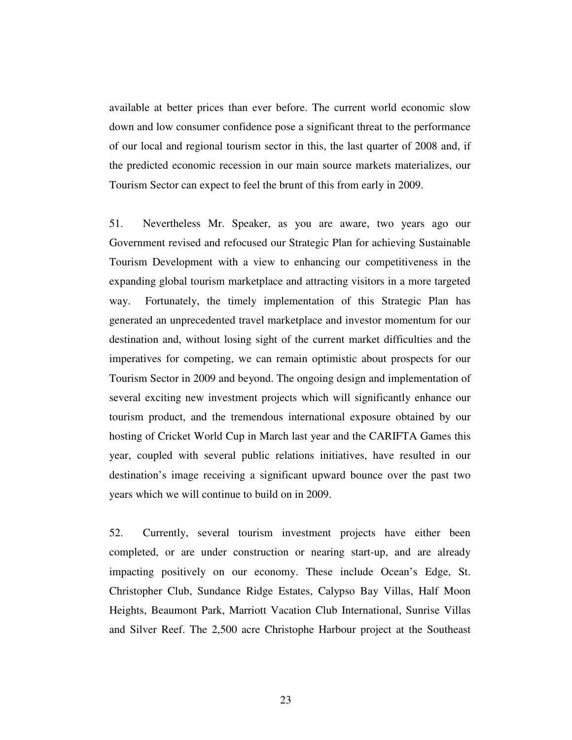available at better prices than ever before. The current world economic slow down and low consumer confidence pose a significant threat to the performance of our local and regional tourism sector in this, the last quarter of 2008 and, if the predicted economic recession in our main source markets materializes, our Tourism Sector can expect to feel the brunt of this from early in 2009.

51. Nevertheless Mr. Speaker, as you are aware, two years ago our Government revised and refocused our Strategic Plan for achieving Sustainable Tourism Development with a view to enhancing our competitiveness in the expanding global tourism marketplace and attracting visitors in a more targeted way. Fortunately, the timely implementation of this Strategic Plan has generated an unprecedented travel marketplace and investor momentum for our destination and, without losing sight of the current market difficulties and the imperatives for competing, we can remain optimistic about prospects for our Tourism Sector in 2009 and beyond. The ongoing design and implementation of several exciting new investment projects which will significantly enhance our tourism product, and the tremendous international exposure obtained by our hosting of Cricket World Cup in March last year and the CARIFTA Games this year, coupled with several public relations initiatives, have resulted in our destination's image receiving a significant upward bounce over the past two years which we will continue to build on in 2009.

52. Currently, several tourism investment projects have either been completed, or are under construction or nearing start-up, and are already impacting positively on our economy. These include Ocean's Edge, St. Christopher Club, Sundance Ridge Estates, Calypso Bay Villas, Half Moon Heights, Beaumont Park, Marriott Vacation Club International, Sunrise Villas and Silver Reef. The 2,500 acre Christophe Harbour project at the Southeast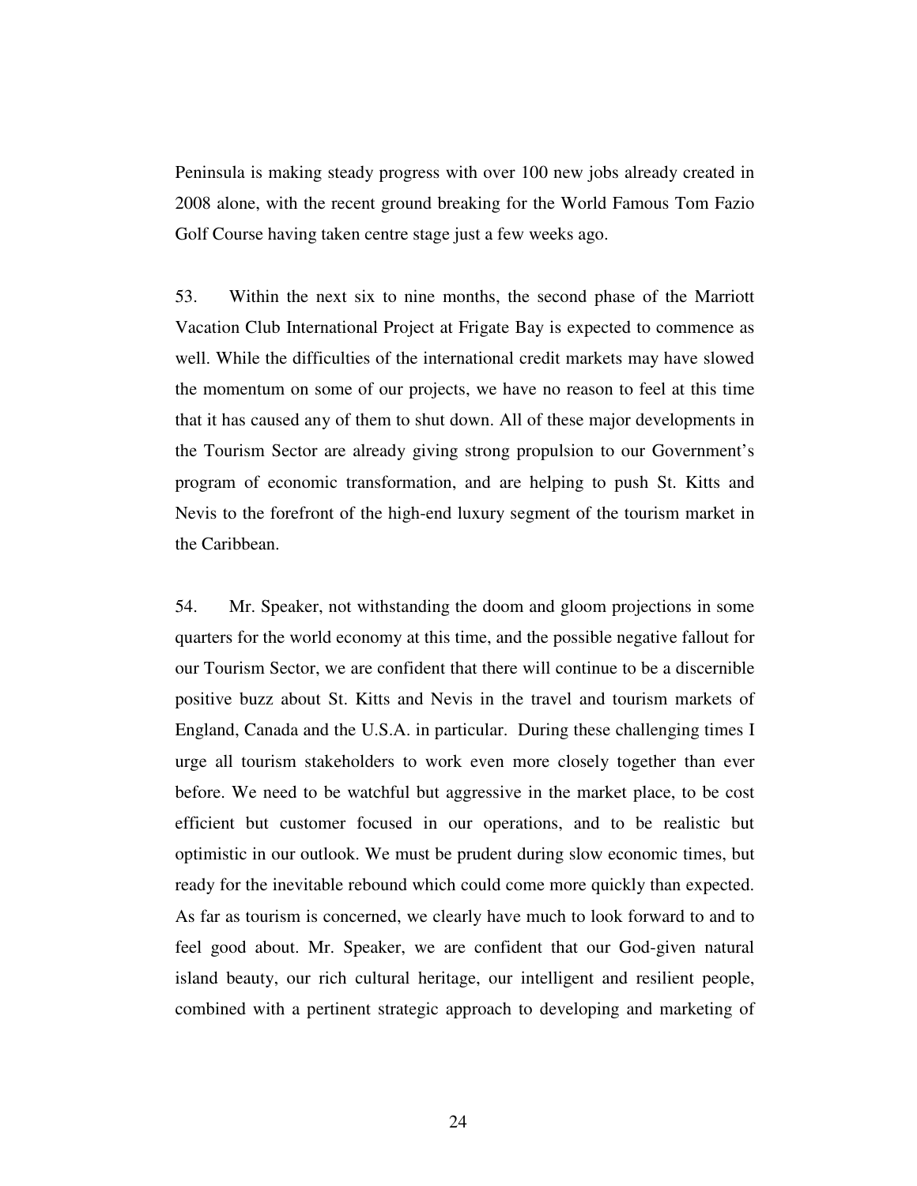Peninsula is making steady progress with over 100 new jobs already created in 2008 alone, with the recent ground breaking for the World Famous Tom Fazio Golf Course having taken centre stage just a few weeks ago.

53. Within the next six to nine months, the second phase of the Marriott Vacation Club International Project at Frigate Bay is expected to commence as well. While the difficulties of the international credit markets may have slowed the momentum on some of our projects, we have no reason to feel at this time that it has caused any of them to shut down. All of these major developments in the Tourism Sector are already giving strong propulsion to our Government's program of economic transformation, and are helping to push St. Kitts and Nevis to the forefront of the high-end luxury segment of the tourism market in the Caribbean.

54. Mr. Speaker, not withstanding the doom and gloom projections in some quarters for the world economy at this time, and the possible negative fallout for our Tourism Sector, we are confident that there will continue to be a discernible positive buzz about St. Kitts and Nevis in the travel and tourism markets of England, Canada and the U.S.A. in particular. During these challenging times I urge all tourism stakeholders to work even more closely together than ever before. We need to be watchful but aggressive in the market place, to be cost efficient but customer focused in our operations, and to be realistic but optimistic in our outlook. We must be prudent during slow economic times, but ready for the inevitable rebound which could come more quickly than expected. As far as tourism is concerned, we clearly have much to look forward to and to feel good about. Mr. Speaker, we are confident that our God-given natural island beauty, our rich cultural heritage, our intelligent and resilient people, combined with a pertinent strategic approach to developing and marketing of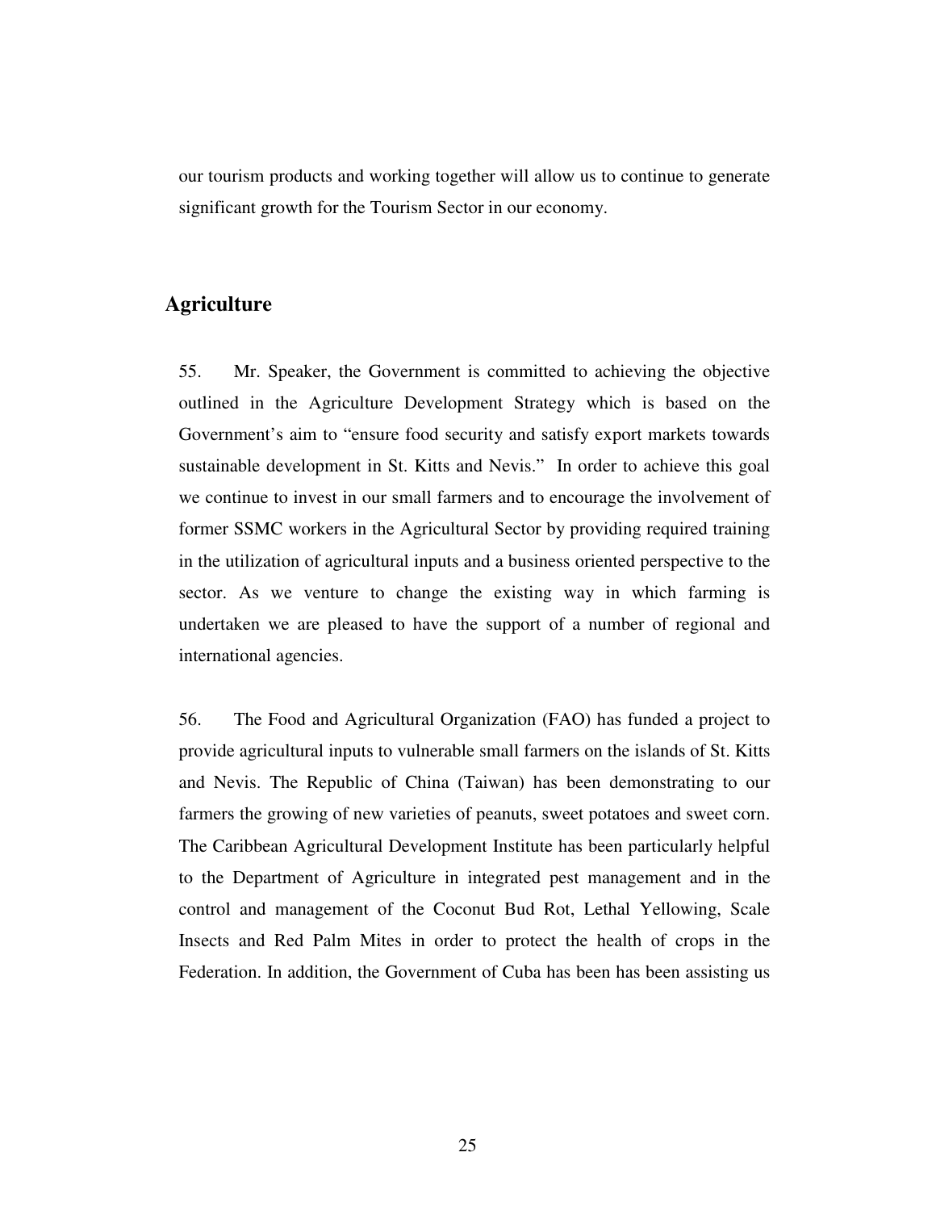our tourism products and working together will allow us to continue to generate significant growth for the Tourism Sector in our economy.

## Agriculture

55. Mr. Speaker, the Government is committed to achieving the objective outlined in the Agriculture Development Strategy which is based on the Government's aim to "ensure food security and satisfy export markets towards sustainable development in St. Kitts and Nevis." In order to achieve this goal we continue to invest in our small farmers and to encourage the involvement of former SSMC workers in the Agricultural Sector by providing required training in the utilization of agricultural inputs and a business oriented perspective to the sector. As we venture to change the existing way in which farming is undertaken we are pleased to have the support of a number of regional and international agencies.

56. The Food and Agricultural Organization (FAO) has funded a project to provide agricultural inputs to vulnerable small farmers on the islands of St. Kitts and Nevis. The Republic of China (Taiwan) has been demonstrating to our farmers the growing of new varieties of peanuts, sweet potatoes and sweet corn. The Caribbean Agricultural Development Institute has been particularly helpful to the Department of Agriculture in integrated pest management and in the control and management of the Coconut Bud Rot, Lethal Yellowing, Scale Insects and Red Palm Mites in order to protect the health of crops in the Federation. In addition, the Government of Cuba has been has been assisting us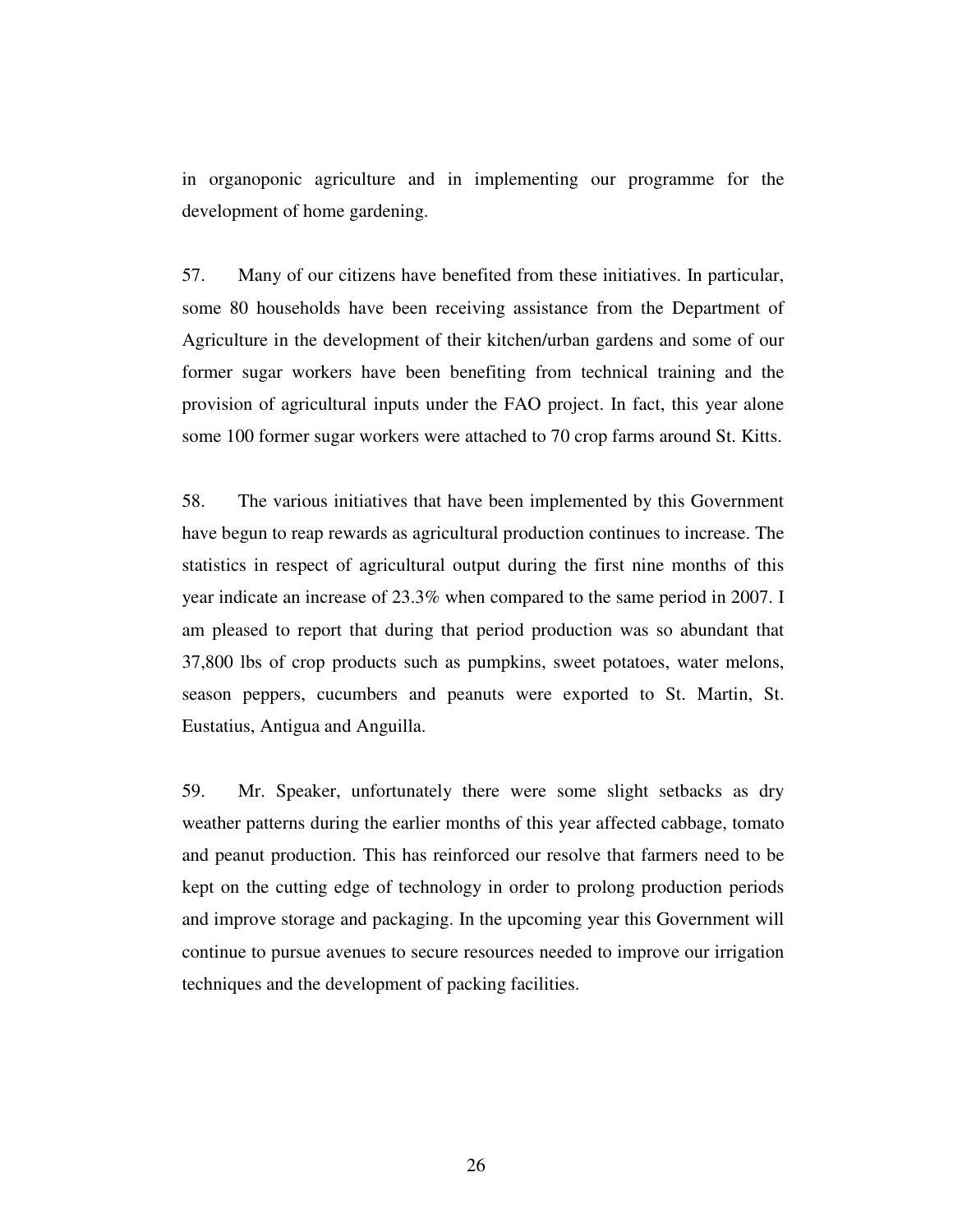in organoponic agriculture and in implementing our programme for the development of home gardening.

57. Many of our citizens have benefited from these initiatives. In particular, some 80 households have been receiving assistance from the Department of Agriculture in the development of their kitchen/urban gardens and some of our former sugar workers have been benefiting from technical training and the provision of agricultural inputs under the FAO project. In fact, this year alone some 100 former sugar workers were attached to 70 crop farms around St. Kitts.

58. The various initiatives that have been implemented by this Government have begun to reap rewards as agricultural production continues to increase. The statistics in respect of agricultural output during the first nine months of this year indicate an increase of 23.3% when compared to the same period in 2007. I am pleased to report that during that period production was so abundant that 37,800 lbs of crop products such as pumpkins, sweet potatoes, water melons, season peppers, cucumbers and peanuts were exported to St. Martin, St. Eustatius, Antigua and Anguilla.

59. Mr. Speaker, unfortunately there were some slight setbacks as dry weather patterns during the earlier months of this year affected cabbage, tomato and peanut production. This has reinforced our resolve that farmers need to be kept on the cutting edge of technology in order to prolong production periods and improve storage and packaging. In the upcoming year this Government will continue to pursue avenues to secure resources needed to improve our irrigation techniques and the development of packing facilities.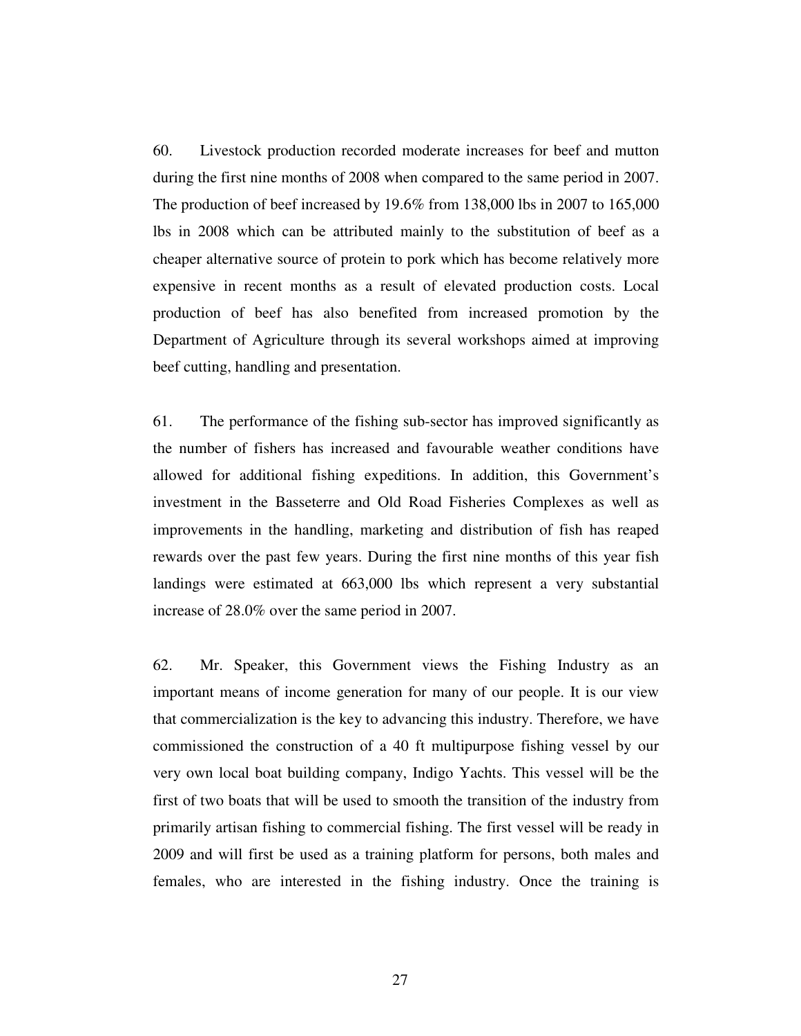60. Livestock production recorded moderate increases for beef and mutton during the first nine months of 2008 when compared to the same period in 2007. The production of beef increased by 19.6% from 138,000 lbs in 2007 to 165,000 lbs in 2008 which can be attributed mainly to the substitution of beef as a cheaper alternative source of protein to pork which has become relatively more expensive in recent months as a result of elevated production costs. Local production of beef has also benefited from increased promotion by the Department of Agriculture through its several workshops aimed at improving beef cutting, handling and presentation.

61. The performance of the fishing sub-sector has improved significantly as the number of fishers has increased and favourable weather conditions have allowed for additional fishing expeditions. In addition, this Government's investment in the Basseterre and Old Road Fisheries Complexes as well as improvements in the handling, marketing and distribution of fish has reaped rewards over the past few years. During the first nine months of this year fish landings were estimated at 663,000 lbs which represent a very substantial increase of 28.0% over the same period in 2007.

62. Mr. Speaker, this Government views the Fishing Industry as an important means of income generation for many of our people. It is our view that commercialization is the key to advancing this industry. Therefore, we have commissioned the construction of a 40 ft multipurpose fishing vessel by our very own local boat building company, Indigo Yachts. This vessel will be the first of two boats that will be used to smooth the transition of the industry from primarily artisan fishing to commercial fishing. The first vessel will be ready in 2009 and will first be used as a training platform for persons, both males and females, who are interested in the fishing industry. Once the training is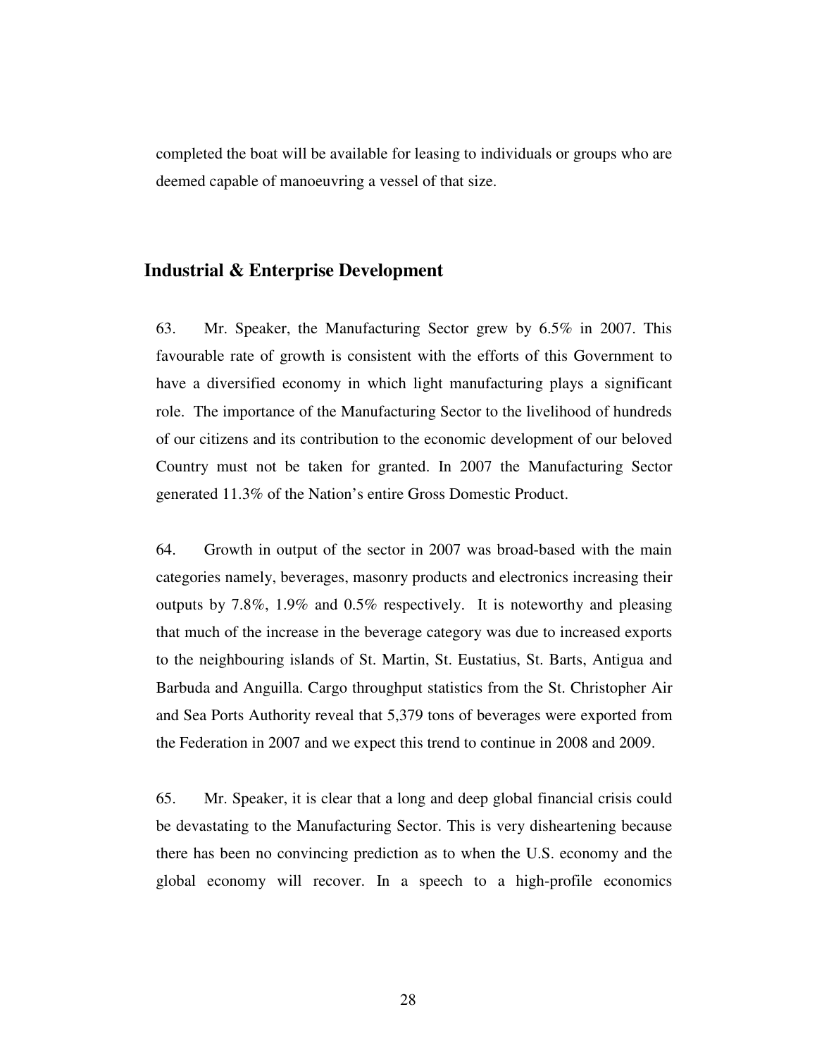completed the boat will be available for leasing to individuals or groups who are deemed capable of manoeuvring a vessel of that size.

## Industrial & Enterprise Development

63. Mr. Speaker, the Manufacturing Sector grew by 6.5% in 2007. This favourable rate of growth is consistent with the efforts of this Government to have a diversified economy in which light manufacturing plays a significant role. The importance of the Manufacturing Sector to the livelihood of hundreds of our citizens and its contribution to the economic development of our beloved Country must not be taken for granted. In 2007 the Manufacturing Sector generated 11.3% of the Nation's entire Gross Domestic Product.

64. Growth in output of the sector in 2007 was broad-based with the main categories namely, beverages, masonry products and electronics increasing their outputs by 7.8%, 1.9% and 0.5% respectively. It is noteworthy and pleasing that much of the increase in the beverage category was due to increased exports to the neighbouring islands of St. Martin, St. Eustatius, St. Barts, Antigua and Barbuda and Anguilla. Cargo throughput statistics from the St. Christopher Air and Sea Ports Authority reveal that 5,379 tons of beverages were exported from the Federation in 2007 and we expect this trend to continue in 2008 and 2009.

65. Mr. Speaker, it is clear that a long and deep global financial crisis could be devastating to the Manufacturing Sector. This is very disheartening because there has been no convincing prediction as to when the U.S. economy and the global economy will recover. In a speech to a high-profile economics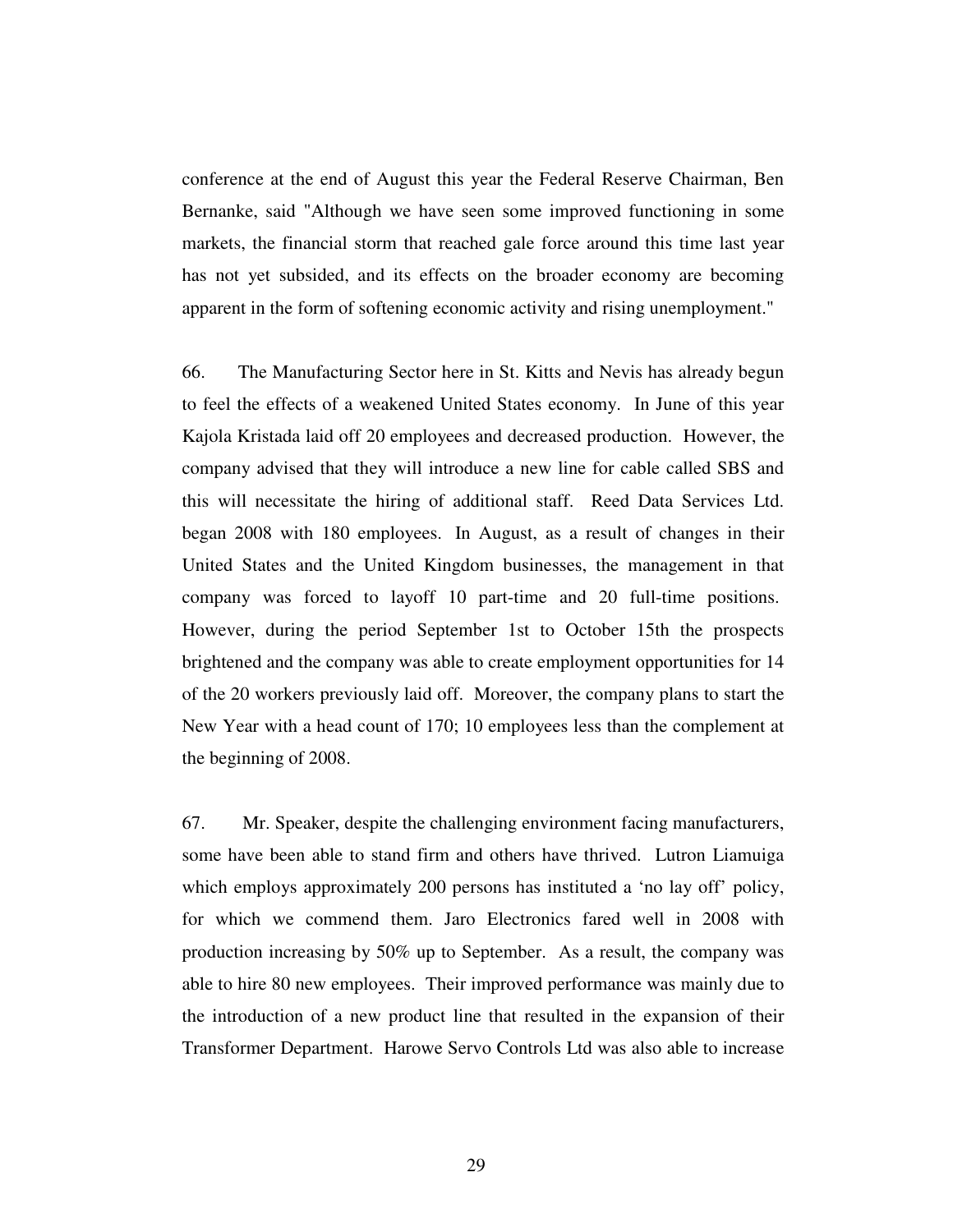conference at the end of August this year the Federal Reserve Chairman, Ben Bernanke, said "Although we have seen some improved functioning in some markets, the financial storm that reached gale force around this time last year has not yet subsided, and its effects on the broader economy are becoming apparent in the form of softening economic activity and rising unemployment."

66. The Manufacturing Sector here in St. Kitts and Nevis has already begun to feel the effects of a weakened United States economy. In June of this year Kajola Kristada laid off 20 employees and decreased production. However, the company advised that they will introduce a new line for cable called SBS and this will necessitate the hiring of additional staff. Reed Data Services Ltd. began 2008 with 180 employees. In August, as a result of changes in their United States and the United Kingdom businesses, the management in that company was forced to layoff 10 part-time and 20 full-time positions. However, during the period September 1st to October 15th the prospects brightened and the company was able to create employment opportunities for 14 of the 20 workers previously laid off. Moreover, the company plans to start the New Year with a head count of 170; 10 employees less than the complement at the beginning of 2008.

67. Mr. Speaker, despite the challenging environment facing manufacturers, some have been able to stand firm and others have thrived. Lutron Liamuiga which employs approximately 200 persons has instituted a 'no lay off' policy, for which we commend them. Jaro Electronics fared well in 2008 with production increasing by 50% up to September. As a result, the company was able to hire 80 new employees. Their improved performance was mainly due to the introduction of a new product line that resulted in the expansion of their Transformer Department. Harowe Servo Controls Ltd was also able to increase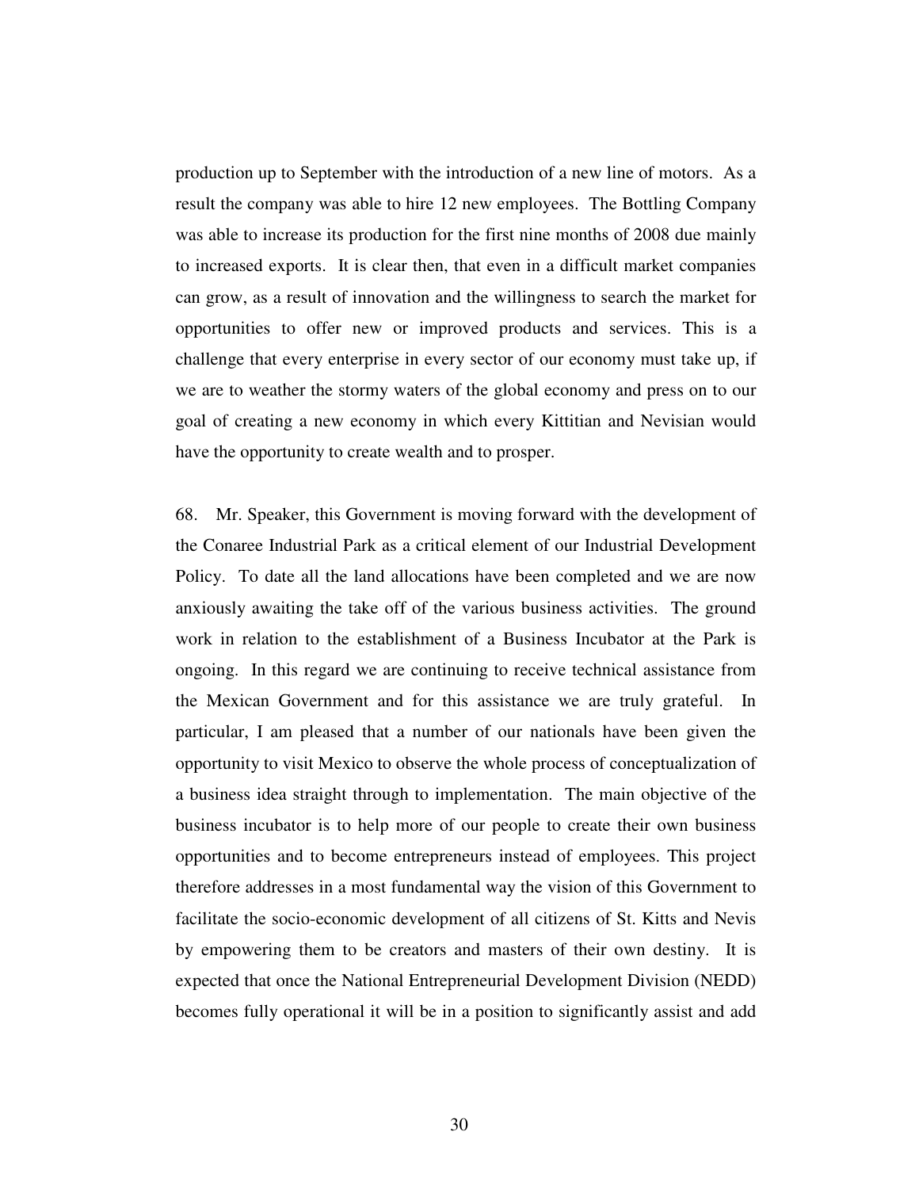production up to September with the introduction of a new line of motors. As a result the company was able to hire 12 new employees. The Bottling Company was able to increase its production for the first nine months of 2008 due mainly to increased exports. It is clear then, that even in a difficult market companies can grow, as a result of innovation and the willingness to search the market for opportunities to offer new or improved products and services. This is a challenge that every enterprise in every sector of our economy must take up, if we are to weather the stormy waters of the global economy and press on to our goal of creating a new economy in which every Kittitian and Nevisian would have the opportunity to create wealth and to prosper.

68. Mr. Speaker, this Government is moving forward with the development of the Conaree Industrial Park as a critical element of our Industrial Development Policy. To date all the land allocations have been completed and we are now anxiously awaiting the take off of the various business activities. The ground work in relation to the establishment of a Business Incubator at the Park is ongoing. In this regard we are continuing to receive technical assistance from the Mexican Government and for this assistance we are truly grateful. In particular, I am pleased that a number of our nationals have been given the opportunity to visit Mexico to observe the whole process of conceptualization of a business idea straight through to implementation. The main objective of the business incubator is to help more of our people to create their own business opportunities and to become entrepreneurs instead of employees. This project therefore addresses in a most fundamental way the vision of this Government to facilitate the socio-economic development of all citizens of St. Kitts and Nevis by empowering them to be creators and masters of their own destiny. It is expected that once the National Entrepreneurial Development Division (NEDD) becomes fully operational it will be in a position to significantly assist and add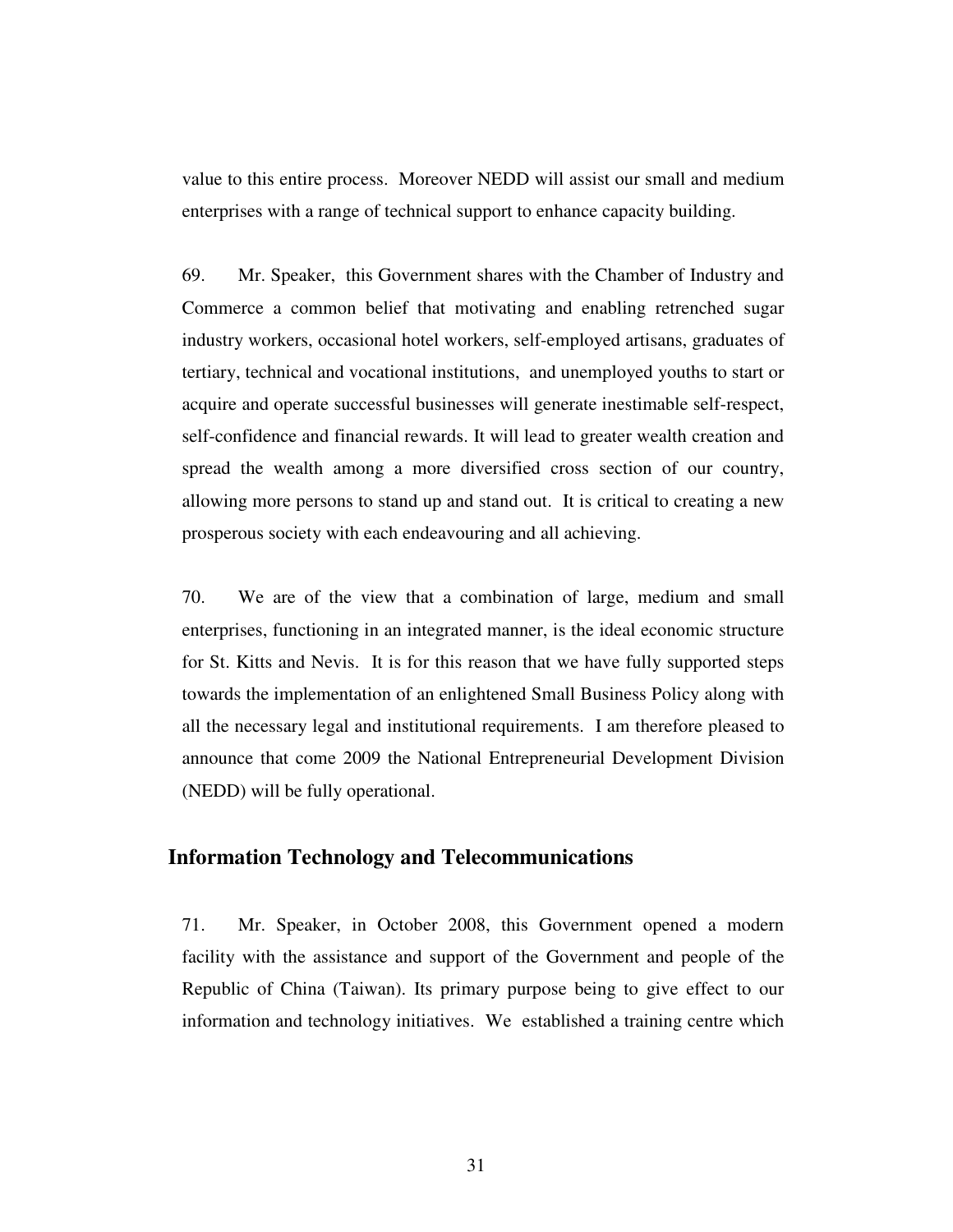value to this entire process. Moreover NEDD will assist our small and medium enterprises with a range of technical support to enhance capacity building.

69. Mr. Speaker, this Government shares with the Chamber of Industry and Commerce a common belief that motivating and enabling retrenched sugar industry workers, occasional hotel workers, self-employed artisans, graduates of tertiary, technical and vocational institutions, and unemployed youths to start or acquire and operate successful businesses will generate inestimable self-respect, self-confidence and financial rewards. It will lead to greater wealth creation and spread the wealth among a more diversified cross section of our country, allowing more persons to stand up and stand out. It is critical to creating a new prosperous society with each endeavouring and all achieving.

70. We are of the view that a combination of large, medium and small enterprises, functioning in an integrated manner, is the ideal economic structure for St. Kitts and Nevis. It is for this reason that we have fully supported steps towards the implementation of an enlightened Small Business Policy along with all the necessary legal and institutional requirements. I am therefore pleased to announce that come 2009 the National Entrepreneurial Development Division (NEDD) will be fully operational.

## Information Technology and Telecommunications

71. Mr. Speaker, in October 2008, this Government opened a modern facility with the assistance and support of the Government and people of the Republic of China (Taiwan). Its primary purpose being to give effect to our information and technology initiatives. We established a training centre which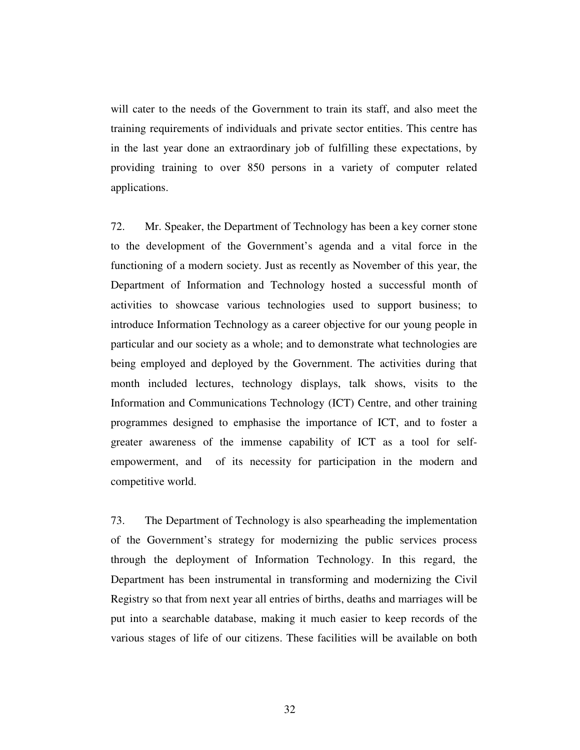will cater to the needs of the Government to train its staff, and also meet the training requirements of individuals and private sector entities. This centre has in the last year done an extraordinary job of fulfilling these expectations, by providing training to over 850 persons in a variety of computer related applications.

72. Mr. Speaker, the Department of Technology has been a key corner stone to the development of the Government's agenda and a vital force in the functioning of a modern society. Just as recently as November of this year, the Department of Information and Technology hosted a successful month of activities to showcase various technologies used to support business; to introduce Information Technology as a career objective for our young people in particular and our society as a whole; and to demonstrate what technologies are being employed and deployed by the Government. The activities during that month included lectures, technology displays, talk shows, visits to the Information and Communications Technology (ICT) Centre, and other training programmes designed to emphasise the importance of ICT, and to foster a greater awareness of the immense capability of ICT as a tool for self-empowerment, and of its necessity for participation in the modern and competitive world.

73. The Department of Technology is also spearheading the implementation of the Government's strategy for modernizing the public services process through the deployment of Information Technology. In this regard, the Department has been instrumental in transforming and modernizing the Civil Registry so that from next year all entries of births, deaths and marriages will be put into a searchable database, making it much easier to keep records of the various stages of life of our citizens. These facilities will be available on both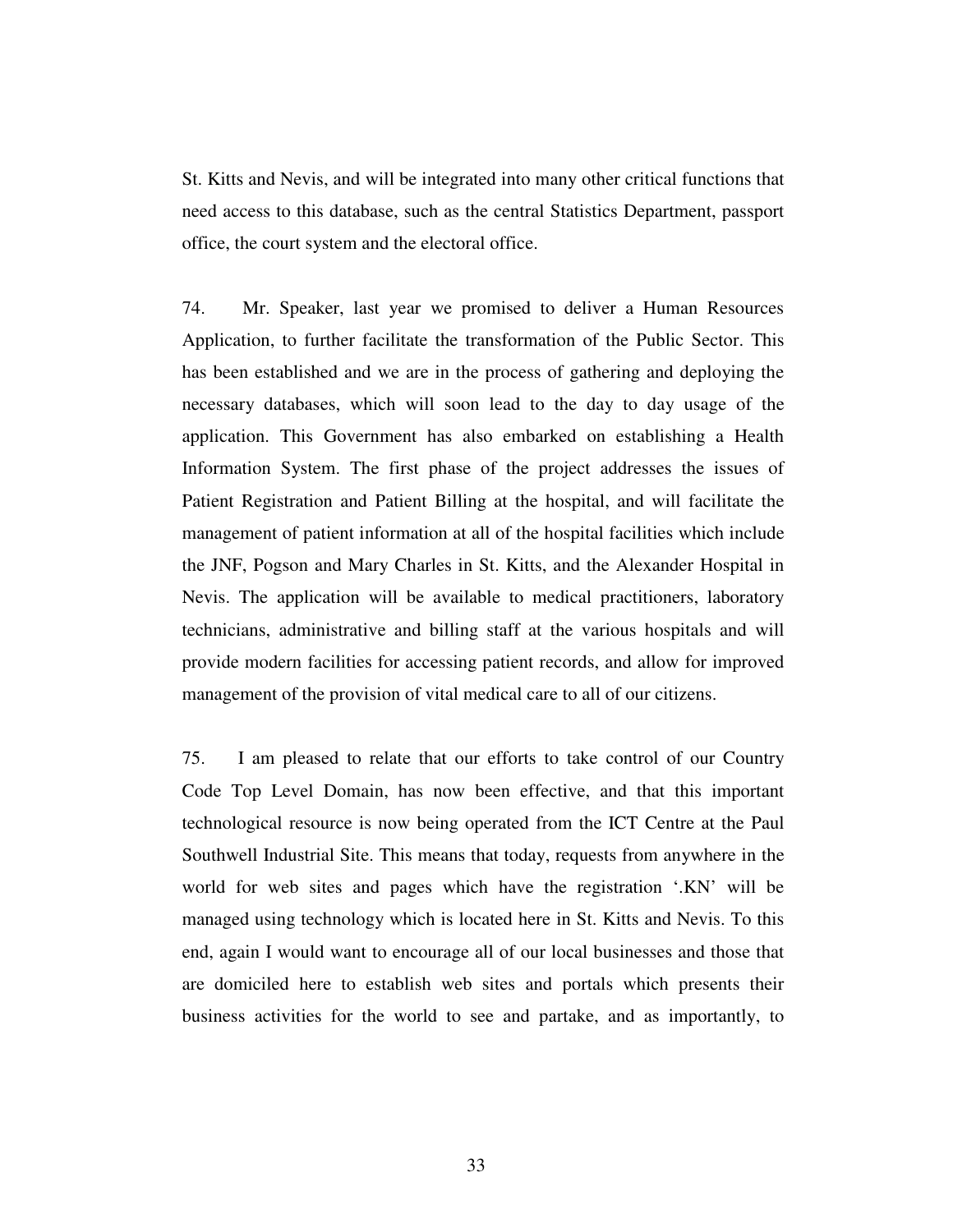St. Kitts and Nevis, and will be integrated into many other critical functions that need access to this database, such as the central Statistics Department, passport office, the court system and the electoral office.

74. Mr. Speaker, last year we promised to deliver a Human Resources Application, to further facilitate the transformation of the Public Sector. This has been established and we are in the process of gathering and deploying the necessary databases, which will soon lead to the day to day usage of the application. This Government has also embarked on establishing a Health Information System. The first phase of the project addresses the issues of Patient Registration and Patient Billing at the hospital, and will facilitate the management of patient information at all of the hospital facilities which include the JNF, Pogson and Mary Charles in St. Kitts, and the Alexander Hospital in Nevis. The application will be available to medical practitioners, laboratory technicians, administrative and billing staff at the various hospitals and will provide modern facilities for accessing patient records, and allow for improved management of the provision of vital medical care to all of our citizens.

75. I am pleased to relate that our efforts to take control of our Country Code Top Level Domain, has now been effective, and that this important technological resource is now being operated from the ICT Centre at the Paul Southwell Industrial Site. This means that today, requests from anywhere in the world for web sites and pages which have the registration '.KN' will be managed using technology which is located here in St. Kitts and Nevis. To this end, again I would want to encourage all of our local businesses and those that are domiciled here to establish web sites and portals which presents their business activities for the world to see and partake, and as importantly, to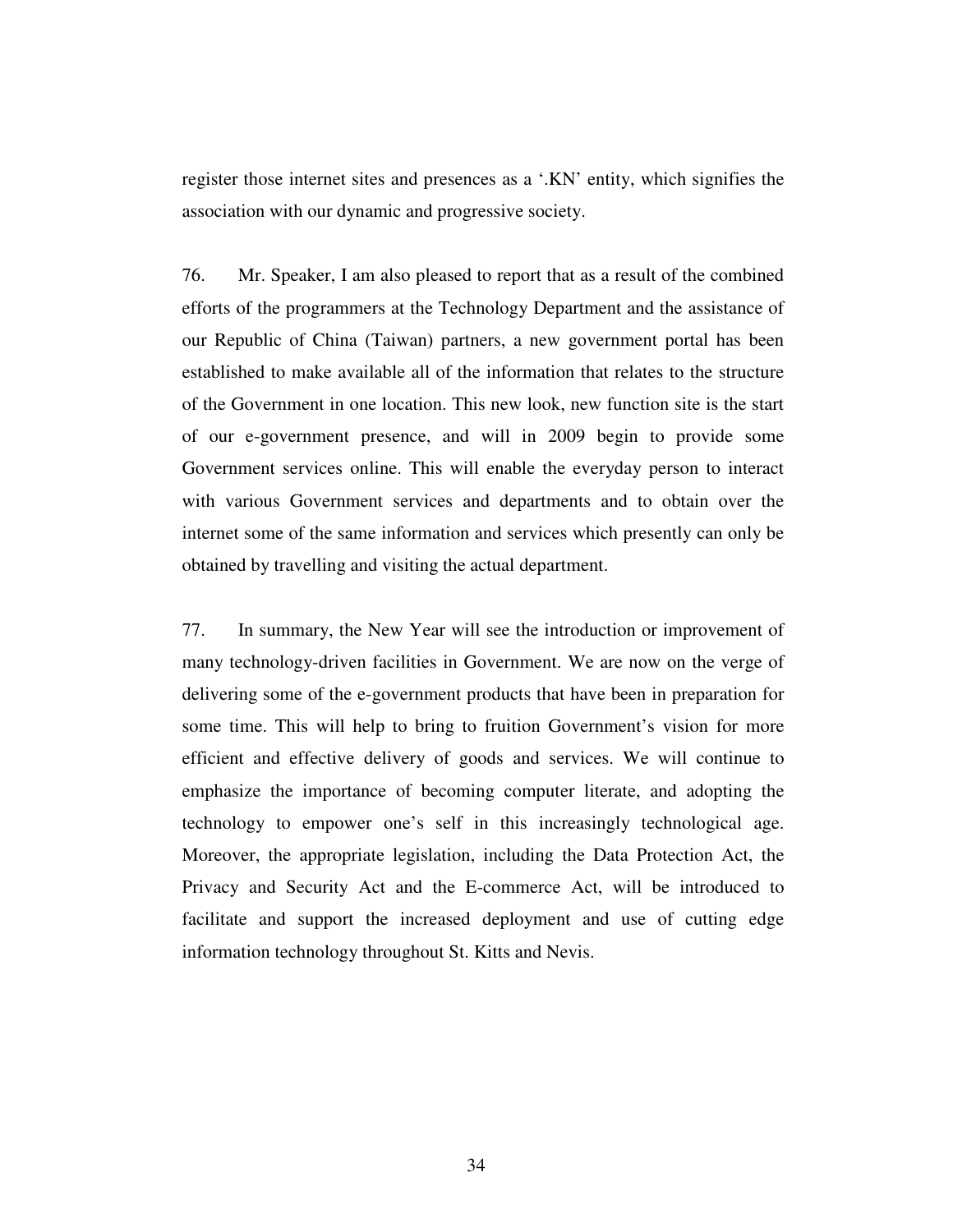register those internet sites and presences as a '.KN' entity, which signifies the association with our dynamic and progressive society.

76. Mr. Speaker, I am also pleased to report that as a result of the combined efforts of the programmers at the Technology Department and the assistance of our Republic of China (Taiwan) partners, a new government portal has been established to make available all of the information that relates to the structure of the Government in one location. This new look, new function site is the start of our e-government presence, and will in 2009 begin to provide some Government services online. This will enable the everyday person to interact with various Government services and departments and to obtain over the internet some of the same information and services which presently can only be obtained by travelling and visiting the actual department.

77. In summary, the New Year will see the introduction or improvement of many technology-driven facilities in Government. We are now on the verge of delivering some of the e-government products that have been in preparation for some time. This will help to bring to fruition Government's vision for more efficient and effective delivery of goods and services. We will continue to emphasize the importance of becoming computer literate, and adopting the technology to empower one's self in this increasingly technological age. Moreover, the appropriate legislation, including the Data Protection Act, the Privacy and Security Act and the E-commerce Act, will be introduced to facilitate and support the increased deployment and use of cutting edge information technology throughout St. Kitts and Nevis.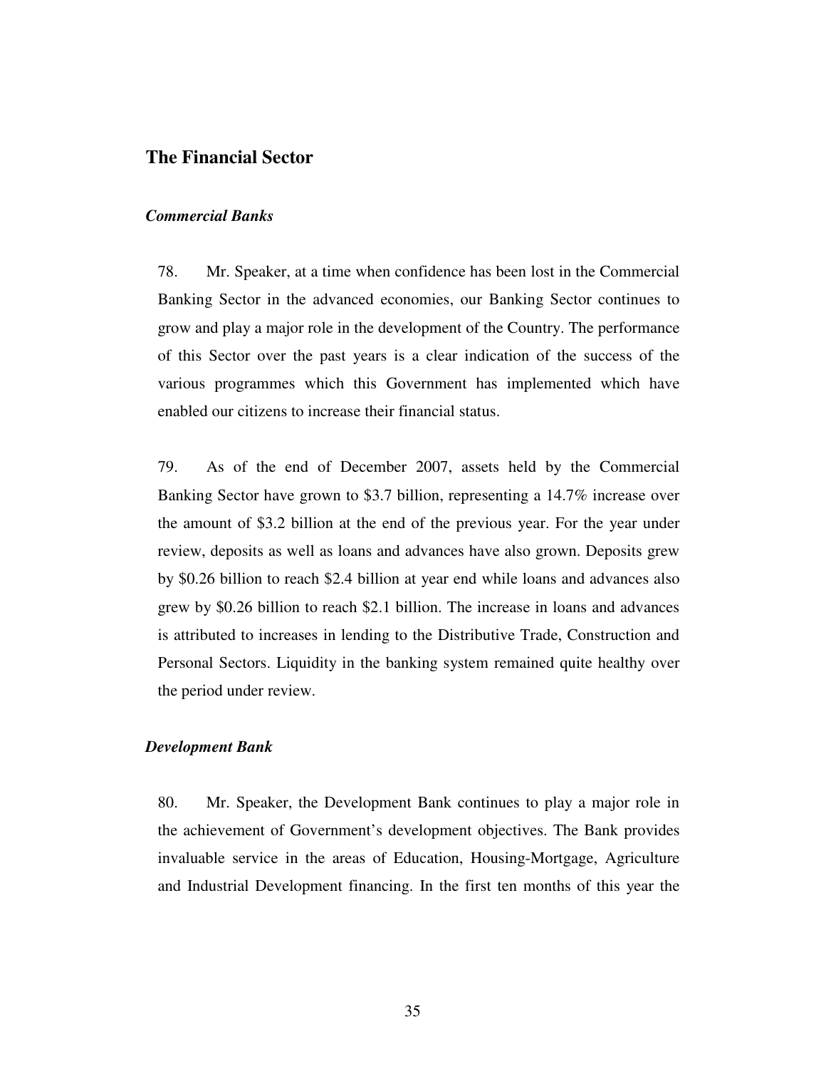## The Financial Sector

### *Commercial Banks*

78. Mr. Speaker, at a time when confidence has been lost in the Commercial Banking Sector in the advanced economies, our Banking Sector continues to grow and play a major role in the development of the Country. The performance of this Sector over the past years is a clear indication of the success of the various programmes which this Government has implemented which have enabled our citizens to increase their financial status.

79. As of the end of December 2007, assets held by the Commercial Banking Sector have grown to $3.7 billion, representing a 14.7% increase over the amount of $3.2 billion at the end of the previous year. For the year under review, deposits as well as loans and advances have also grown. Deposits grew by $0.26 billion to reach $2.4 billion at year end while loans and advances also grew by $0.26 billion to reach $2.1 billion. The increase in loans and advances is attributed to increases in lending to the Distributive Trade, Construction and Personal Sectors. Liquidity in the banking system remained quite healthy over the period under review.

### *Development Bank*

80. Mr. Speaker, the Development Bank continues to play a major role in the achievement of Government's development objectives. The Bank provides invaluable service in the areas of Education, Housing-Mortgage, Agriculture and Industrial Development financing. In the first ten months of this year the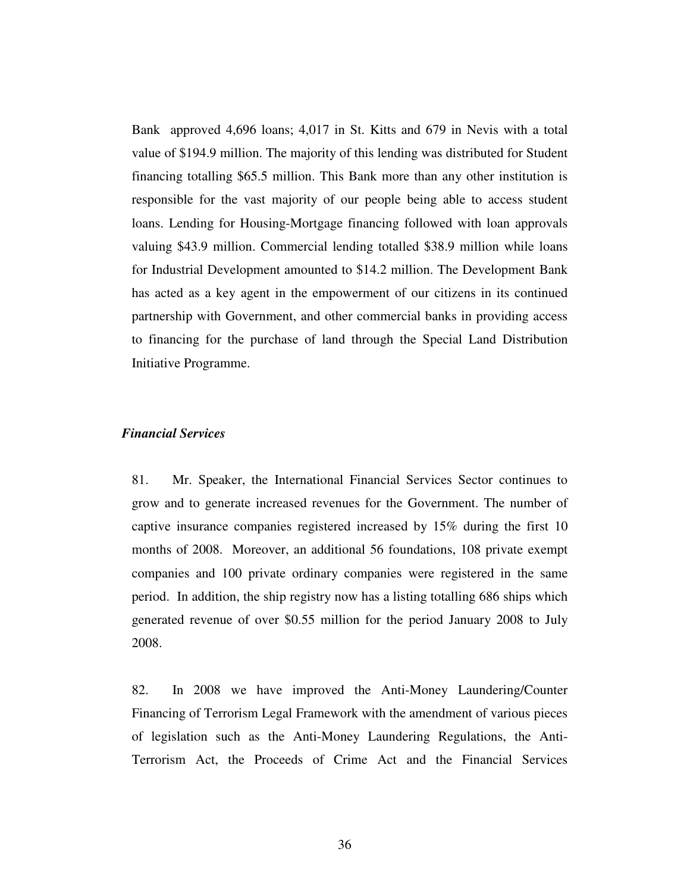Bank approved 4,696 loans; 4,017 in St. Kitts and 679 in Nevis with a total value of $194.9 million. The majority of this lending was distributed for Student financing totalling $65.5 million. This Bank more than any other institution is responsible for the vast majority of our people being able to access student loans. Lending for Housing-Mortgage financing followed with loan approvals valuing $43.9 million. Commercial lending totalled $38.9 million while loans for Industrial Development amounted to $14.2 million. The Development Bank has acted as a key agent in the empowerment of our citizens in its continued partnership with Government, and other commercial banks in providing access to financing for the purchase of land through the Special Land Distribution Initiative Programme.

***Financial Services***

81. Mr. Speaker, the International Financial Services Sector continues to grow and to generate increased revenues for the Government. The number of captive insurance companies registered increased by 15% during the first 10 months of 2008. Moreover, an additional 56 foundations, 108 private exempt companies and 100 private ordinary companies were registered in the same period. In addition, the ship registry now has a listing totalling 686 ships which generated revenue of over $0.55 million for the period January 2008 to July 2008.

82. In 2008 we have improved the Anti-Money Laundering/Counter Financing of Terrorism Legal Framework with the amendment of various pieces of legislation such as the Anti-Money Laundering Regulations, the Anti-Terrorism Act, the Proceeds of Crime Act and the Financial Services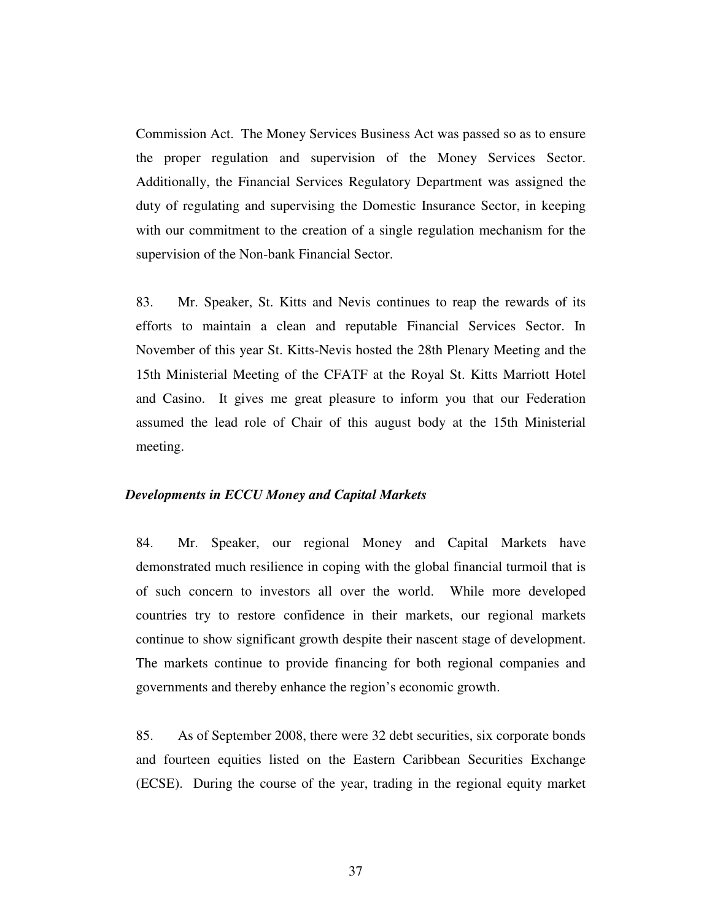Commission Act. The Money Services Business Act was passed so as to ensure the proper regulation and supervision of the Money Services Sector. Additionally, the Financial Services Regulatory Department was assigned the duty of regulating and supervising the Domestic Insurance Sector, in keeping with our commitment to the creation of a single regulation mechanism for the supervision of the Non-bank Financial Sector.

83. Mr. Speaker, St. Kitts and Nevis continues to reap the rewards of its efforts to maintain a clean and reputable Financial Services Sector. In November of this year St. Kitts-Nevis hosted the 28th Plenary Meeting and the 15th Ministerial Meeting of the CFATF at the Royal St. Kitts Marriott Hotel and Casino. It gives me great pleasure to inform you that our Federation assumed the lead role of Chair of this august body at the 15th Ministerial meeting.

***Developments in ECCU Money and Capital Markets***

84. Mr. Speaker, our regional Money and Capital Markets have demonstrated much resilience in coping with the global financial turmoil that is of such concern to investors all over the world. While more developed countries try to restore confidence in their markets, our regional markets continue to show significant growth despite their nascent stage of development. The markets continue to provide financing for both regional companies and governments and thereby enhance the region's economic growth.

85. As of September 2008, there were 32 debt securities, six corporate bonds and fourteen equities listed on the Eastern Caribbean Securities Exchange (ECSE). During the course of the year, trading in the regional equity market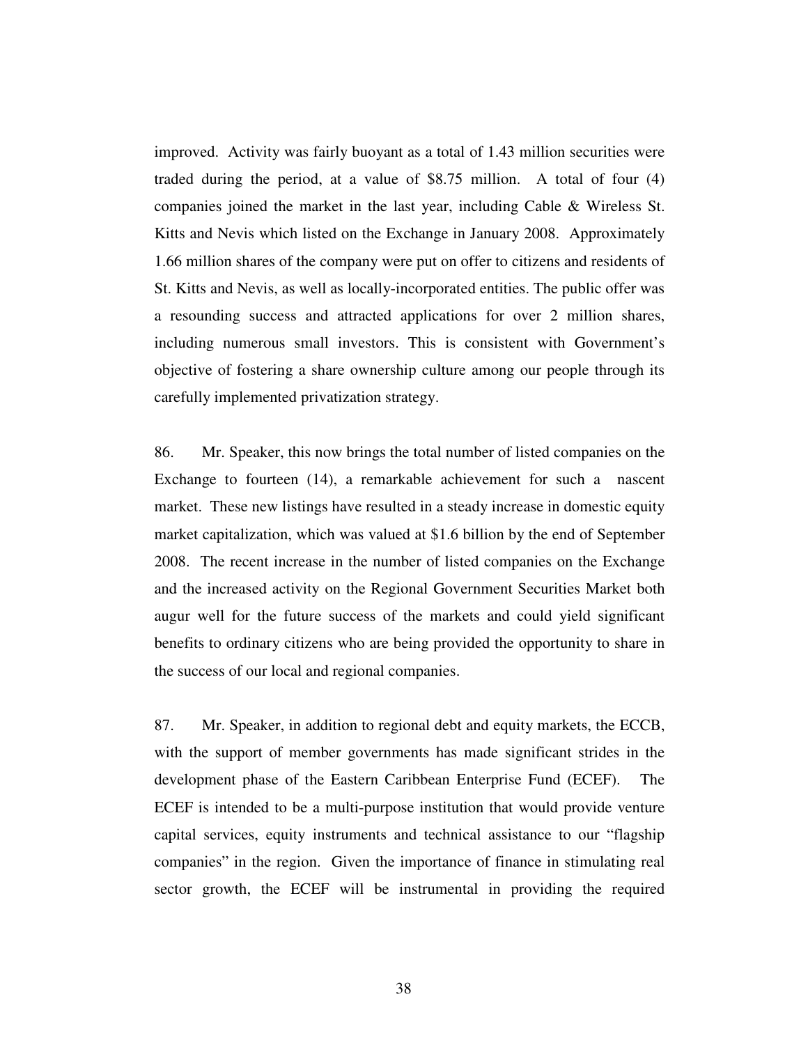improved. Activity was fairly buoyant as a total of 1.43 million securities were traded during the period, at a value of $8.75 million. A total of four (4) companies joined the market in the last year, including Cable & Wireless St. Kitts and Nevis which listed on the Exchange in January 2008. Approximately 1.66 million shares of the company were put on offer to citizens and residents of St. Kitts and Nevis, as well as locally-incorporated entities. The public offer was a resounding success and attracted applications for over 2 million shares, including numerous small investors. This is consistent with Government's objective of fostering a share ownership culture among our people through its carefully implemented privatization strategy.

86. Mr. Speaker, this now brings the total number of listed companies on the Exchange to fourteen (14), a remarkable achievement for such a nascent market. These new listings have resulted in a steady increase in domestic equity market capitalization, which was valued at $1.6 billion by the end of September 2008. The recent increase in the number of listed companies on the Exchange and the increased activity on the Regional Government Securities Market both augur well for the future success of the markets and could yield significant benefits to ordinary citizens who are being provided the opportunity to share in the success of our local and regional companies.

87. Mr. Speaker, in addition to regional debt and equity markets, the ECCB, with the support of member governments has made significant strides in the development phase of the Eastern Caribbean Enterprise Fund (ECEF). The ECEF is intended to be a multi-purpose institution that would provide venture capital services, equity instruments and technical assistance to our "flagship companies" in the region. Given the importance of finance in stimulating real sector growth, the ECEF will be instrumental in providing the required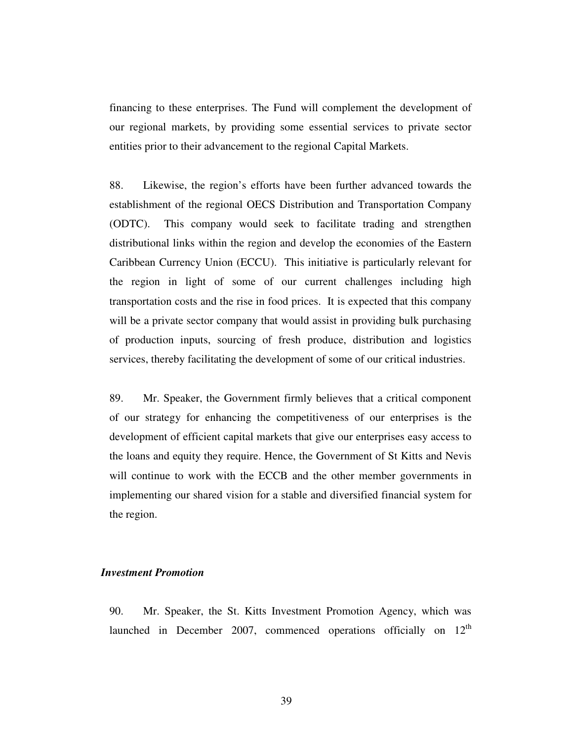financing to these enterprises. The Fund will complement the development of our regional markets, by providing some essential services to private sector entities prior to their advancement to the regional Capital Markets.

88. Likewise, the region's efforts have been further advanced towards the establishment of the regional OECS Distribution and Transportation Company (ODTC). This company would seek to facilitate trading and strengthen distributional links within the region and develop the economies of the Eastern Caribbean Currency Union (ECCU). This initiative is particularly relevant for the region in light of some of our current challenges including high transportation costs and the rise in food prices. It is expected that this company will be a private sector company that would assist in providing bulk purchasing of production inputs, sourcing of fresh produce, distribution and logistics services, thereby facilitating the development of some of our critical industries.

89. Mr. Speaker, the Government firmly believes that a critical component of our strategy for enhancing the competitiveness of our enterprises is the development of efficient capital markets that give our enterprises easy access to the loans and equity they require. Hence, the Government of St Kitts and Nevis will continue to work with the ECCB and the other member governments in implementing our shared vision for a stable and diversified financial system for the region.

### *Investment Promotion*

90. Mr. Speaker, the St. Kitts Investment Promotion Agency, which was launched in December 2007, commenced operations officially on 12th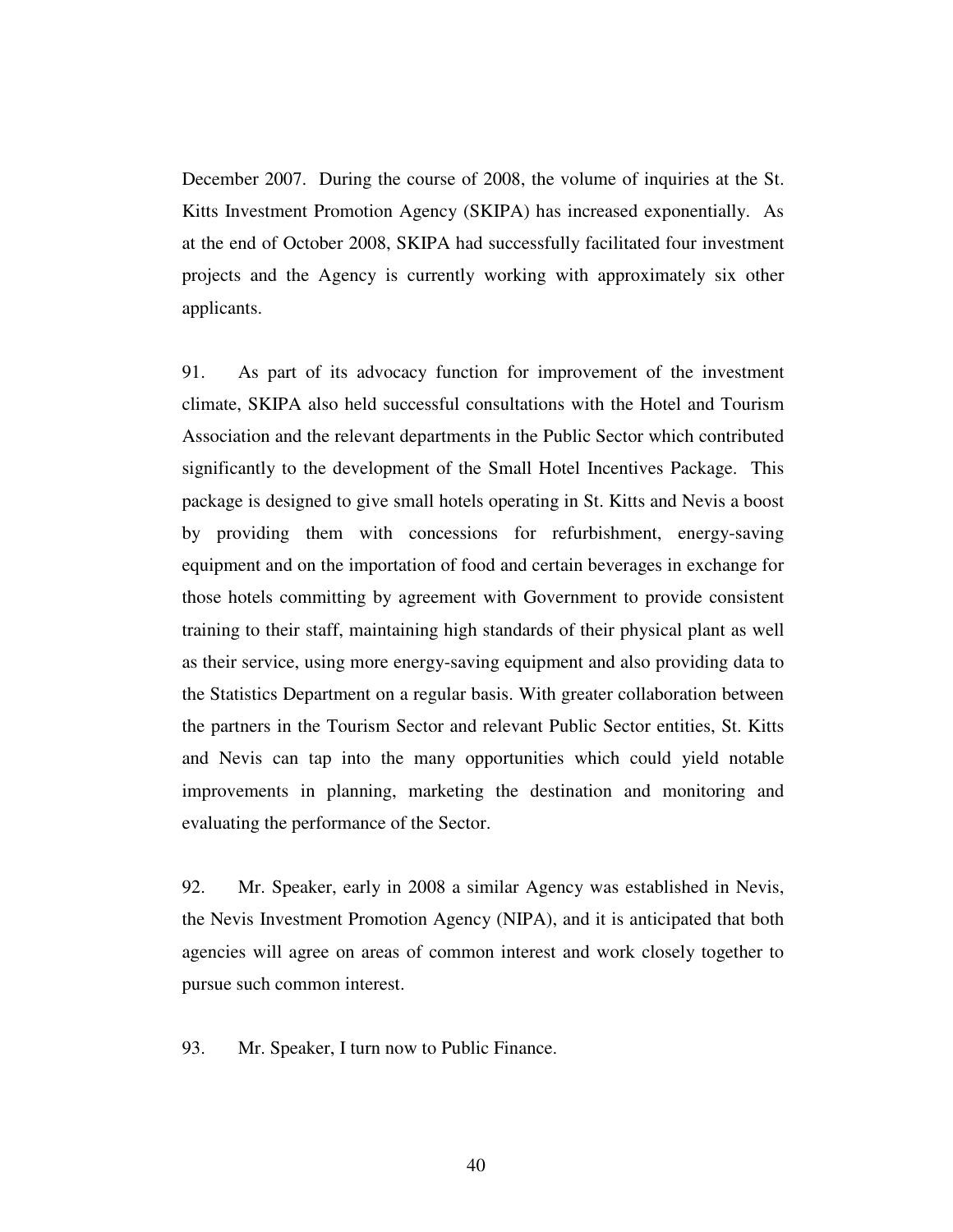December 2007. During the course of 2008, the volume of inquiries at the St. Kitts Investment Promotion Agency (SKIPA) has increased exponentially. As at the end of October 2008, SKIPA had successfully facilitated four investment projects and the Agency is currently working with approximately six other applicants.

91. As part of its advocacy function for improvement of the investment climate, SKIPA also held successful consultations with the Hotel and Tourism Association and the relevant departments in the Public Sector which contributed significantly to the development of the Small Hotel Incentives Package. This package is designed to give small hotels operating in St. Kitts and Nevis a boost by providing them with concessions for refurbishment, energy-saving equipment and on the importation of food and certain beverages in exchange for those hotels committing by agreement with Government to provide consistent training to their staff, maintaining high standards of their physical plant as well as their service, using more energy-saving equipment and also providing data to the Statistics Department on a regular basis. With greater collaboration between the partners in the Tourism Sector and relevant Public Sector entities, St. Kitts and Nevis can tap into the many opportunities which could yield notable improvements in planning, marketing the destination and monitoring and evaluating the performance of the Sector.

92. Mr. Speaker, early in 2008 a similar Agency was established in Nevis, the Nevis Investment Promotion Agency (NIPA), and it is anticipated that both agencies will agree on areas of common interest and work closely together to pursue such common interest.

93. Mr. Speaker, I turn now to Public Finance.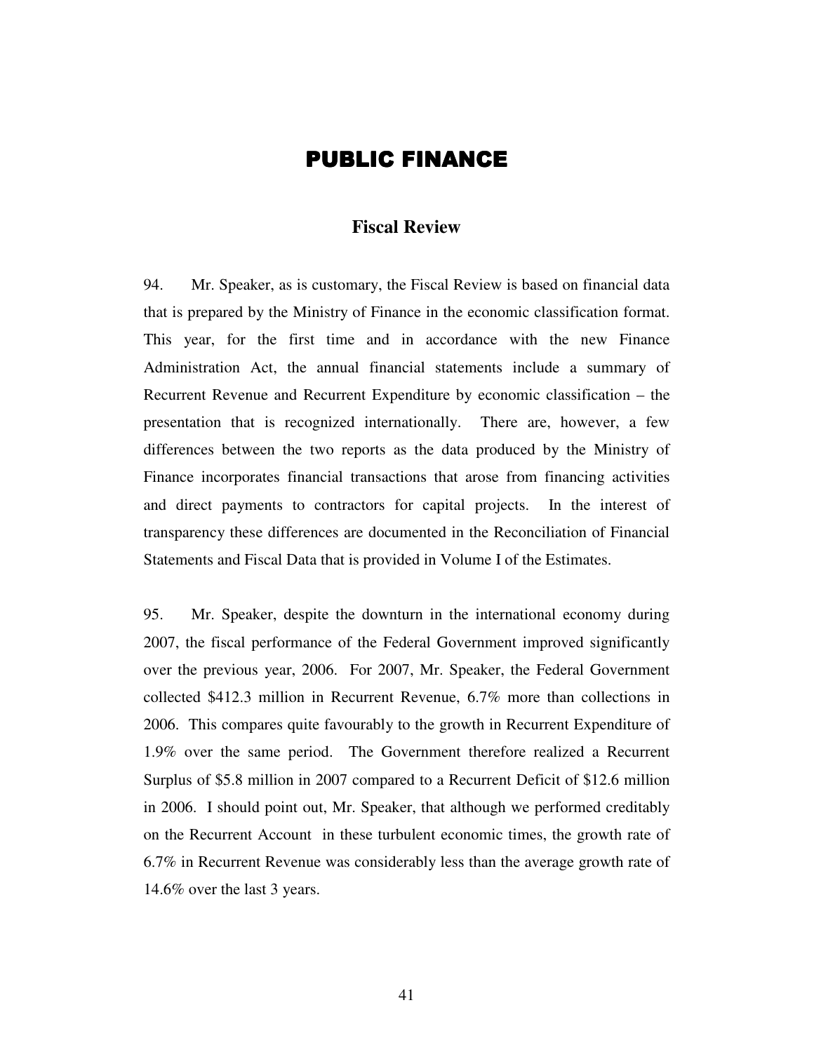# PUBLIC FINANCE

## Fiscal Review

94. Mr. Speaker, as is customary, the Fiscal Review is based on financial data that is prepared by the Ministry of Finance in the economic classification format. This year, for the first time and in accordance with the new Finance Administration Act, the annual financial statements include a summary of Recurrent Revenue and Recurrent Expenditure by economic classification – the presentation that is recognized internationally. There are, however, a few differences between the two reports as the data produced by the Ministry of Finance incorporates financial transactions that arose from financing activities and direct payments to contractors for capital projects. In the interest of transparency these differences are documented in the Reconciliation of Financial Statements and Fiscal Data that is provided in Volume I of the Estimates.

95. Mr. Speaker, despite the downturn in the international economy during 2007, the fiscal performance of the Federal Government improved significantly over the previous year, 2006. For 2007, Mr. Speaker, the Federal Government collected $412.3 million in Recurrent Revenue, 6.7% more than collections in 2006. This compares quite favourably to the growth in Recurrent Expenditure of 1.9% over the same period. The Government therefore realized a Recurrent Surplus of $5.8 million in 2007 compared to a Recurrent Deficit of $12.6 million in 2006. I should point out, Mr. Speaker, that although we performed creditably on the Recurrent Account in these turbulent economic times, the growth rate of 6.7% in Recurrent Revenue was considerably less than the average growth rate of 14.6% over the last 3 years.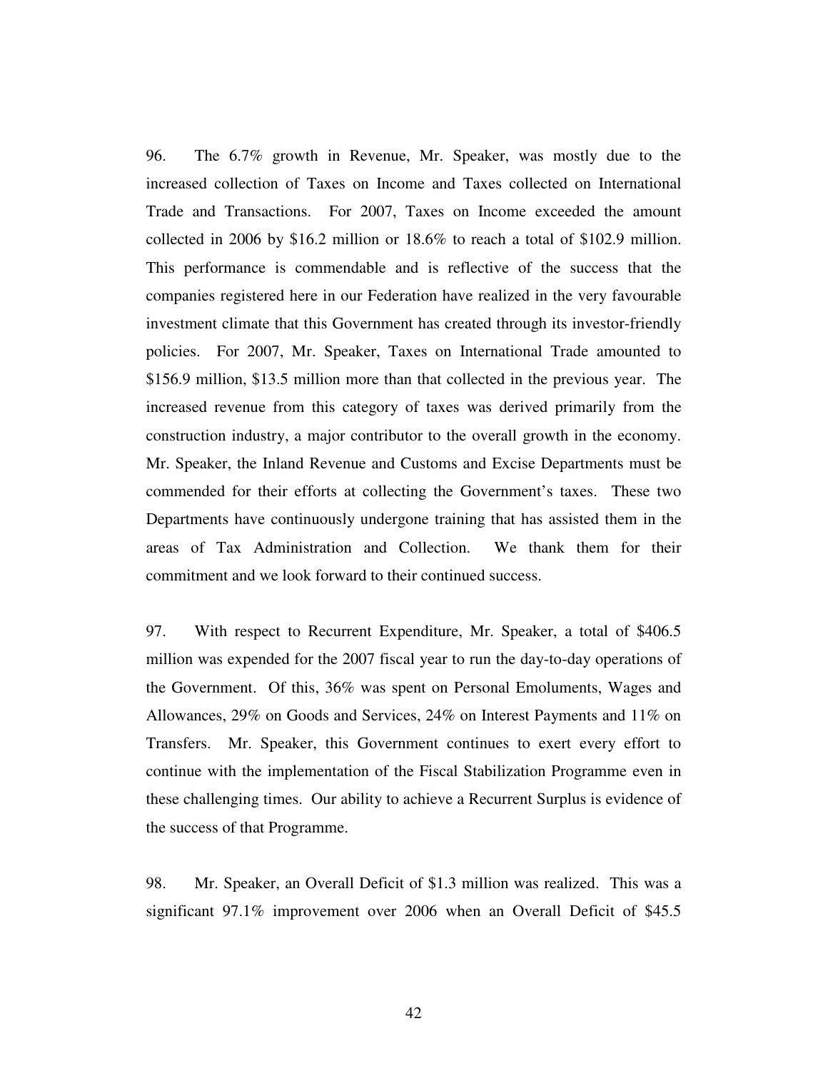96. The 6.7% growth in Revenue, Mr. Speaker, was mostly due to the increased collection of Taxes on Income and Taxes collected on International Trade and Transactions. For 2007, Taxes on Income exceeded the amount collected in 2006 by $16.2 million or 18.6% to reach a total of $102.9 million. This performance is commendable and is reflective of the success that the companies registered here in our Federation have realized in the very favourable investment climate that this Government has created through its investor-friendly policies. For 2007, Mr. Speaker, Taxes on International Trade amounted to $156.9 million, $13.5 million more than that collected in the previous year. The increased revenue from this category of taxes was derived primarily from the construction industry, a major contributor to the overall growth in the economy. Mr. Speaker, the Inland Revenue and Customs and Excise Departments must be commended for their efforts at collecting the Government's taxes. These two Departments have continuously undergone training that has assisted them in the areas of Tax Administration and Collection. We thank them for their commitment and we look forward to their continued success.

97. With respect to Recurrent Expenditure, Mr. Speaker, a total of $406.5 million was expended for the 2007 fiscal year to run the day-to-day operations of the Government. Of this, 36% was spent on Personal Emoluments, Wages and Allowances, 29% on Goods and Services, 24% on Interest Payments and 11% on Transfers. Mr. Speaker, this Government continues to exert every effort to continue with the implementation of the Fiscal Stabilization Programme even in these challenging times. Our ability to achieve a Recurrent Surplus is evidence of the success of that Programme.

98. Mr. Speaker, an Overall Deficit of $1.3 million was realized. This was a significant 97.1% improvement over 2006 when an Overall Deficit of $45.5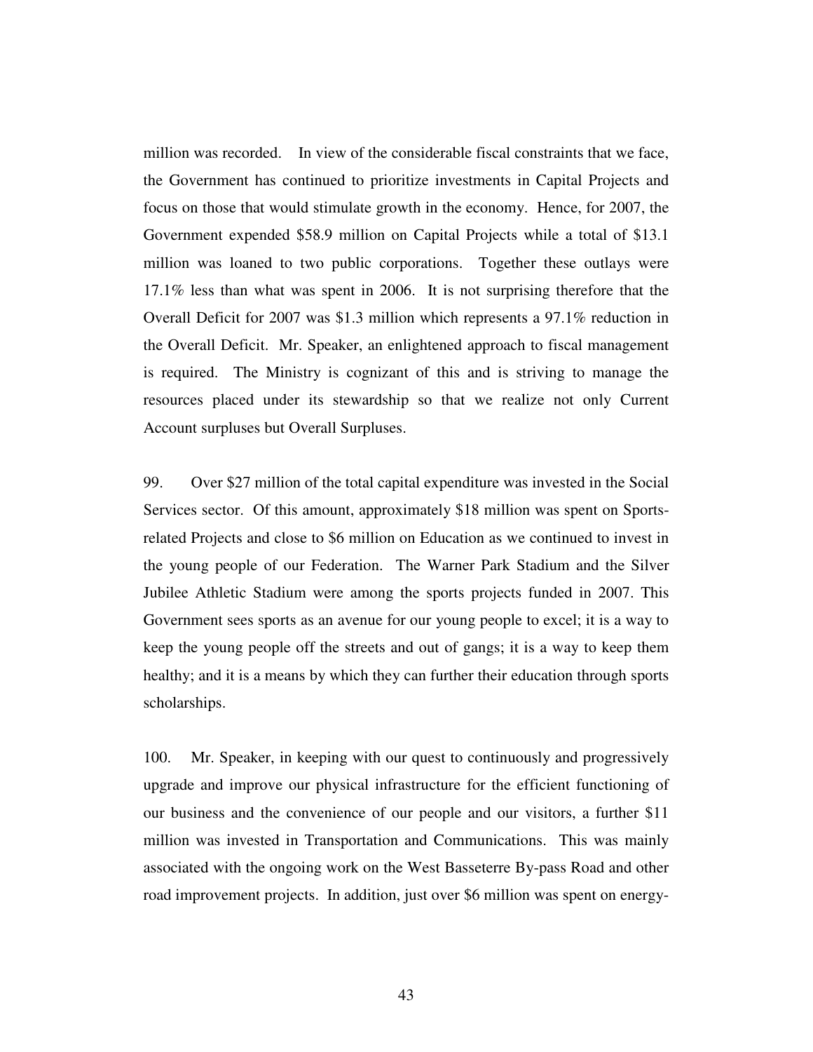million was recorded. In view of the considerable fiscal constraints that we face, the Government has continued to prioritize investments in Capital Projects and focus on those that would stimulate growth in the economy. Hence, for 2007, the Government expended $58.9 million on Capital Projects while a total of $13.1 million was loaned to two public corporations. Together these outlays were 17.1% less than what was spent in 2006. It is not surprising therefore that the Overall Deficit for 2007 was $1.3 million which represents a 97.1% reduction in the Overall Deficit. Mr. Speaker, an enlightened approach to fiscal management is required. The Ministry is cognizant of this and is striving to manage the resources placed under its stewardship so that we realize not only Current Account surpluses but Overall Surpluses.

99. Over $27 million of the total capital expenditure was invested in the Social Services sector. Of this amount, approximately $18 million was spent on Sports-related Projects and close to $6 million on Education as we continued to invest in the young people of our Federation. The Warner Park Stadium and the Silver Jubilee Athletic Stadium were among the sports projects funded in 2007. This Government sees sports as an avenue for our young people to excel; it is a way to keep the young people off the streets and out of gangs; it is a way to keep them healthy; and it is a means by which they can further their education through sports scholarships.

100. Mr. Speaker, in keeping with our quest to continuously and progressively upgrade and improve our physical infrastructure for the efficient functioning of our business and the convenience of our people and our visitors, a further $11 million was invested in Transportation and Communications. This was mainly associated with the ongoing work on the West Basseterre By-pass Road and other road improvement projects. In addition, just over $6 million was spent on energy-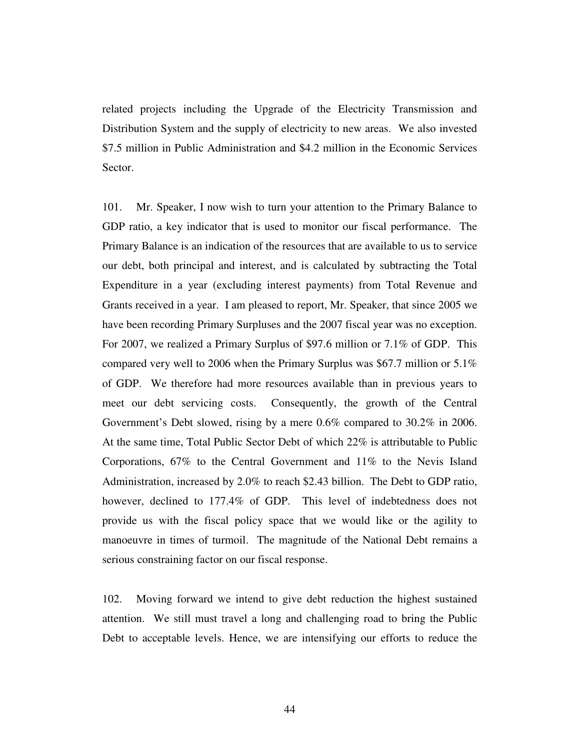related projects including the Upgrade of the Electricity Transmission and Distribution System and the supply of electricity to new areas. We also invested $7.5 million in Public Administration and $4.2 million in the Economic Services Sector.

101. Mr. Speaker, I now wish to turn your attention to the Primary Balance to GDP ratio, a key indicator that is used to monitor our fiscal performance. The Primary Balance is an indication of the resources that are available to us to service our debt, both principal and interest, and is calculated by subtracting the Total Expenditure in a year (excluding interest payments) from Total Revenue and Grants received in a year. I am pleased to report, Mr. Speaker, that since 2005 we have been recording Primary Surpluses and the 2007 fiscal year was no exception. For 2007, we realized a Primary Surplus of $97.6 million or 7.1% of GDP. This compared very well to 2006 when the Primary Surplus was $67.7 million or 5.1% of GDP. We therefore had more resources available than in previous years to meet our debt servicing costs. Consequently, the growth of the Central Government's Debt slowed, rising by a mere 0.6% compared to 30.2% in 2006. At the same time, Total Public Sector Debt of which 22% is attributable to Public Corporations, 67% to the Central Government and 11% to the Nevis Island Administration, increased by 2.0% to reach $2.43 billion. The Debt to GDP ratio, however, declined to 177.4% of GDP. This level of indebtedness does not provide us with the fiscal policy space that we would like or the agility to manoeuvre in times of turmoil. The magnitude of the National Debt remains a serious constraining factor on our fiscal response.

102. Moving forward we intend to give debt reduction the highest sustained attention. We still must travel a long and challenging road to bring the Public Debt to acceptable levels. Hence, we are intensifying our efforts to reduce the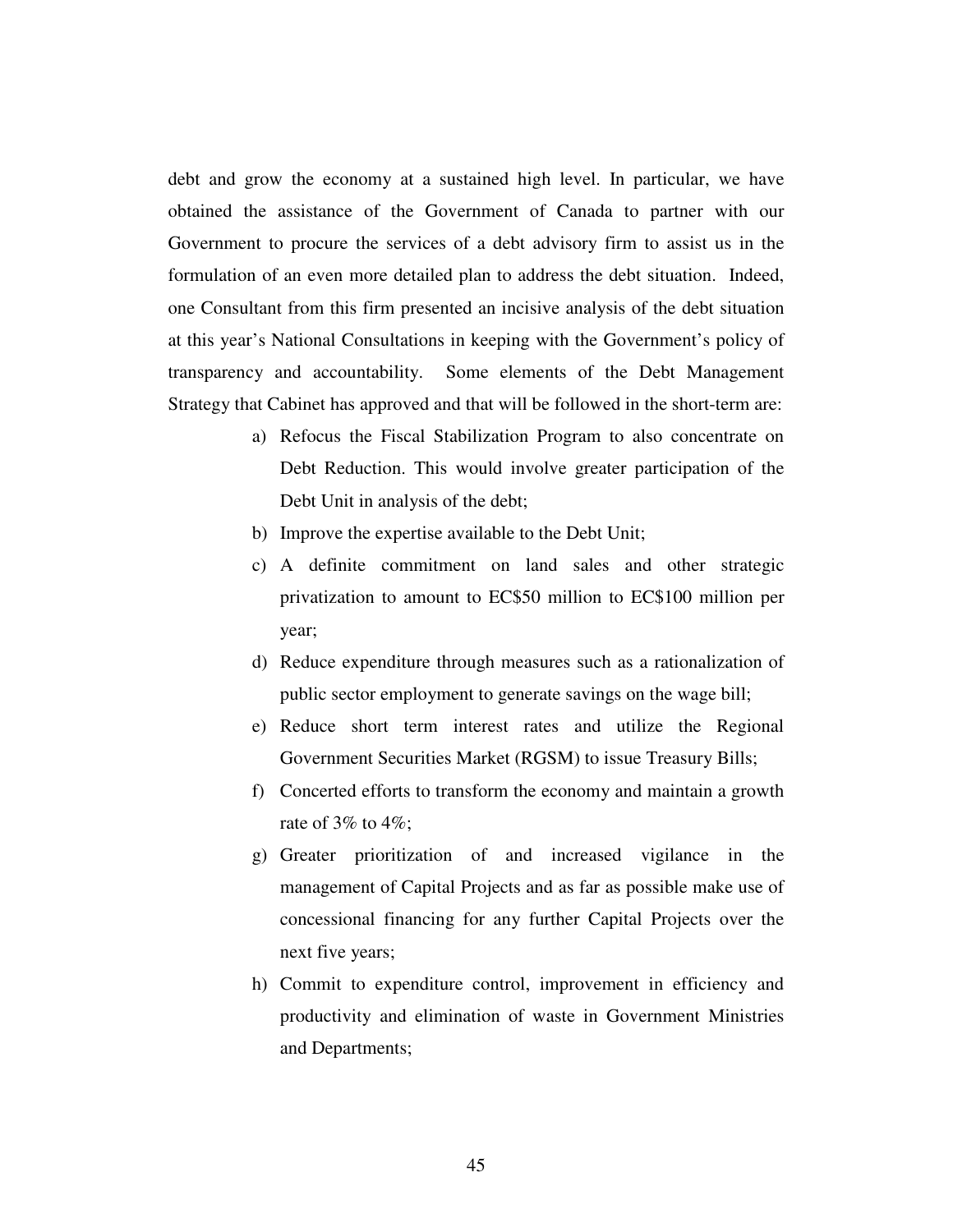debt and grow the economy at a sustained high level. In particular, we have obtained the assistance of the Government of Canada to partner with our Government to procure the services of a debt advisory firm to assist us in the formulation of an even more detailed plan to address the debt situation. Indeed, one Consultant from this firm presented an incisive analysis of the debt situation at this year's National Consultations in keeping with the Government's policy of transparency and accountability. Some elements of the Debt Management Strategy that Cabinet has approved and that will be followed in the short-term are:

a) Refocus the Fiscal Stabilization Program to also concentrate on Debt Reduction. This would involve greater participation of the Debt Unit in analysis of the debt;
b) Improve the expertise available to the Debt Unit;
c) A definite commitment on land sales and other strategic privatization to amount to EC$50 million to EC$100 million per year;
d) Reduce expenditure through measures such as a rationalization of public sector employment to generate savings on the wage bill;
e) Reduce short term interest rates and utilize the Regional Government Securities Market (RGSM) to issue Treasury Bills;
f) Concerted efforts to transform the economy and maintain a growth rate of 3% to 4%;
g) Greater prioritization of and increased vigilance in the management of Capital Projects and as far as possible make use of concessional financing for any further Capital Projects over the next five years;
h) Commit to expenditure control, improvement in efficiency and productivity and elimination of waste in Government Ministries and Departments;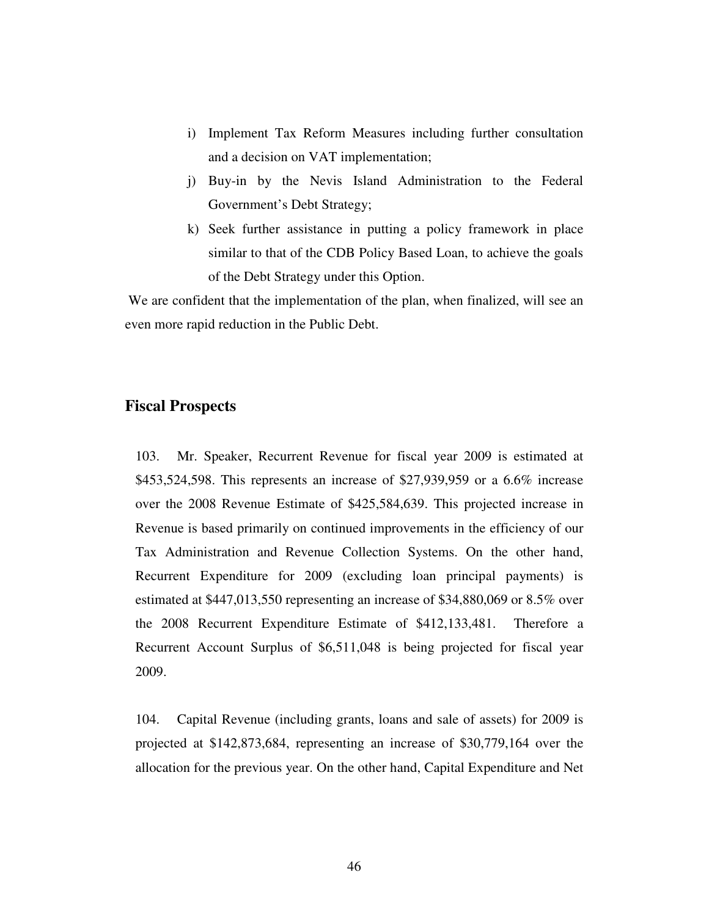i) Implement Tax Reform Measures including further consultation and a decision on VAT implementation;
j) Buy-in by the Nevis Island Administration to the Federal Government's Debt Strategy;
k) Seek further assistance in putting a policy framework in place similar to that of the CDB Policy Based Loan, to achieve the goals of the Debt Strategy under this Option.

We are confident that the implementation of the plan, when finalized, will see an even more rapid reduction in the Public Debt.

## Fiscal Prospects

103. Mr. Speaker, Recurrent Revenue for fiscal year 2009 is estimated at $453,524,598. This represents an increase of $27,939,959 or a 6.6% increase over the 2008 Revenue Estimate of $425,584,639. This projected increase in Revenue is based primarily on continued improvements in the efficiency of our Tax Administration and Revenue Collection Systems. On the other hand, Recurrent Expenditure for 2009 (excluding loan principal payments) is estimated at $447,013,550 representing an increase of $34,880,069 or 8.5% over the 2008 Recurrent Expenditure Estimate of $412,133,481. Therefore a Recurrent Account Surplus of $6,511,048 is being projected for fiscal year 2009.

104. Capital Revenue (including grants, loans and sale of assets) for 2009 is projected at $142,873,684, representing an increase of $30,779,164 over the allocation for the previous year. On the other hand, Capital Expenditure and Net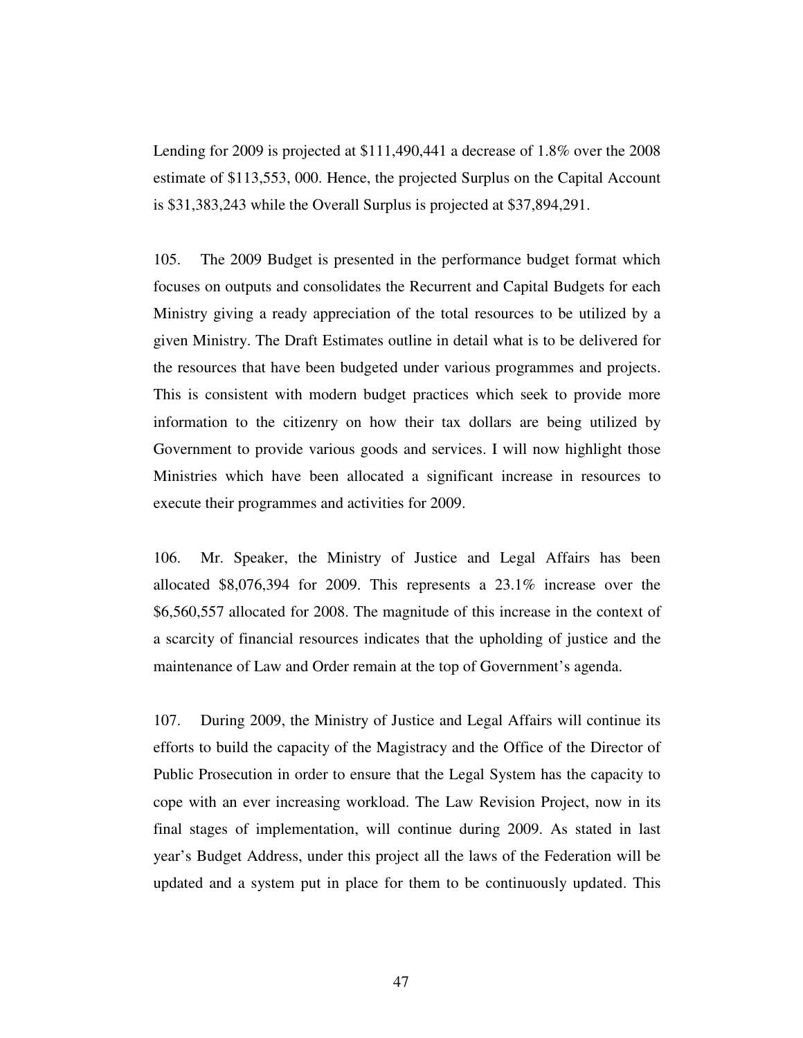Lending for 2009 is projected at $111,490,441 a decrease of 1.8% over the 2008 estimate of $113,553, 000. Hence, the projected Surplus on the Capital Account is $31,383,243 while the Overall Surplus is projected at $37,894,291.

105. The 2009 Budget is presented in the performance budget format which focuses on outputs and consolidates the Recurrent and Capital Budgets for each Ministry giving a ready appreciation of the total resources to be utilized by a given Ministry. The Draft Estimates outline in detail what is to be delivered for the resources that have been budgeted under various programmes and projects. This is consistent with modern budget practices which seek to provide more information to the citizenry on how their tax dollars are being utilized by Government to provide various goods and services. I will now highlight those Ministries which have been allocated a significant increase in resources to execute their programmes and activities for 2009.

106. Mr. Speaker, the Ministry of Justice and Legal Affairs has been allocated $8,076,394 for 2009. This represents a 23.1% increase over the $6,560,557 allocated for 2008. The magnitude of this increase in the context of a scarcity of financial resources indicates that the upholding of justice and the maintenance of Law and Order remain at the top of Government's agenda.

107. During 2009, the Ministry of Justice and Legal Affairs will continue its efforts to build the capacity of the Magistracy and the Office of the Director of Public Prosecution in order to ensure that the Legal System has the capacity to cope with an ever increasing workload. The Law Revision Project, now in its final stages of implementation, will continue during 2009. As stated in last year's Budget Address, under this project all the laws of the Federation will be updated and a system put in place for them to be continuously updated. This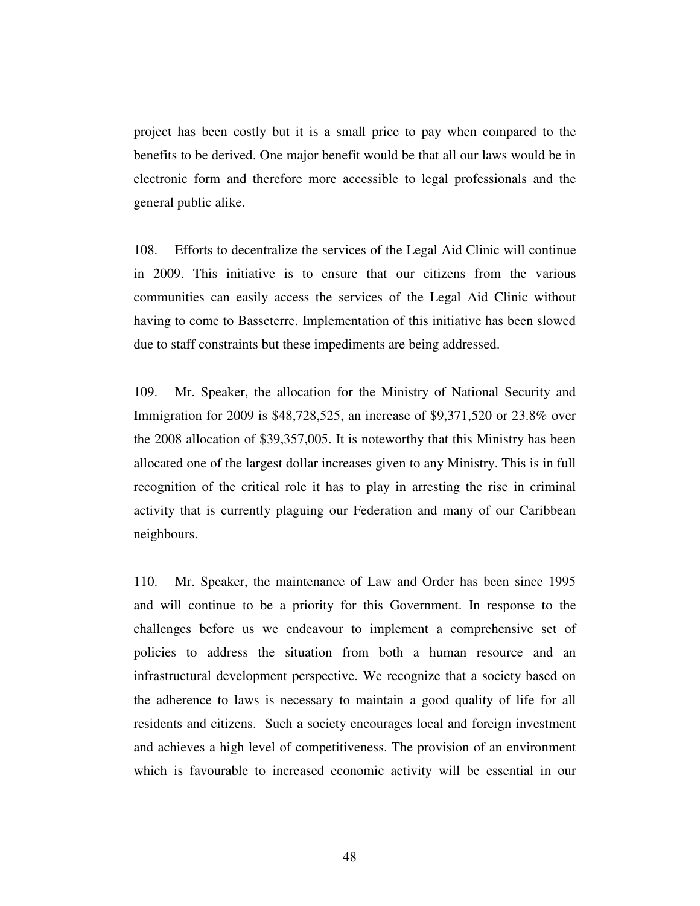project has been costly but it is a small price to pay when compared to the benefits to be derived. One major benefit would be that all our laws would be in electronic form and therefore more accessible to legal professionals and the general public alike.

108. Efforts to decentralize the services of the Legal Aid Clinic will continue in 2009. This initiative is to ensure that our citizens from the various communities can easily access the services of the Legal Aid Clinic without having to come to Basseterre. Implementation of this initiative has been slowed due to staff constraints but these impediments are being addressed.

109. Mr. Speaker, the allocation for the Ministry of National Security and Immigration for 2009 is $48,728,525, an increase of $9,371,520 or 23.8% over the 2008 allocation of $39,357,005. It is noteworthy that this Ministry has been allocated one of the largest dollar increases given to any Ministry. This is in full recognition of the critical role it has to play in arresting the rise in criminal activity that is currently plaguing our Federation and many of our Caribbean neighbours.

110. Mr. Speaker, the maintenance of Law and Order has been since 1995 and will continue to be a priority for this Government. In response to the challenges before us we endeavour to implement a comprehensive set of policies to address the situation from both a human resource and an infrastructural development perspective. We recognize that a society based on the adherence to laws is necessary to maintain a good quality of life for all residents and citizens. Such a society encourages local and foreign investment and achieves a high level of competitiveness. The provision of an environment which is favourable to increased economic activity will be essential in our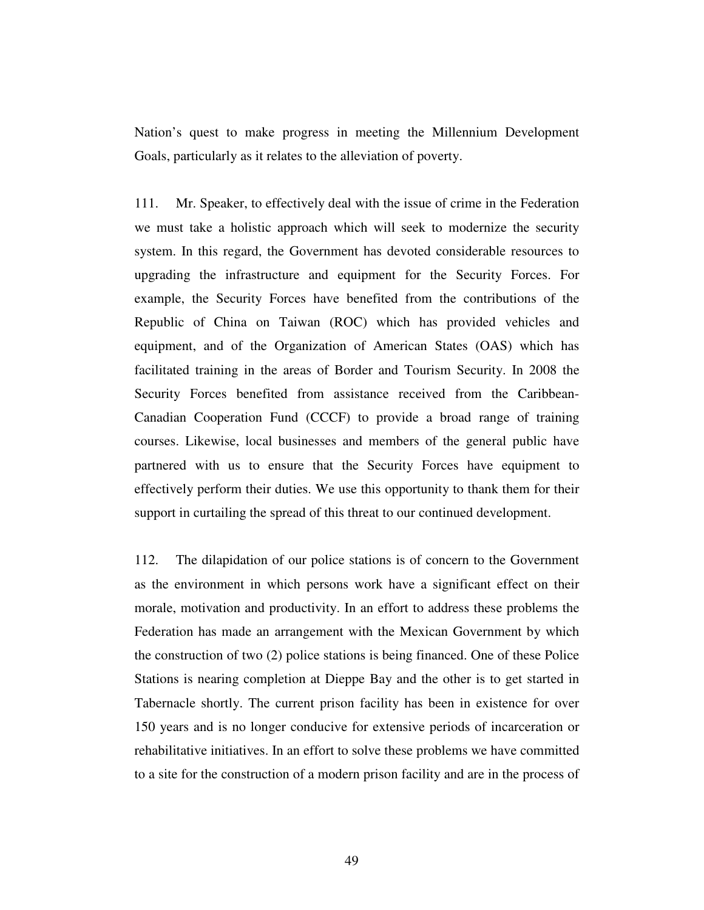Nation's quest to make progress in meeting the Millennium Development Goals, particularly as it relates to the alleviation of poverty.

111. Mr. Speaker, to effectively deal with the issue of crime in the Federation we must take a holistic approach which will seek to modernize the security system. In this regard, the Government has devoted considerable resources to upgrading the infrastructure and equipment for the Security Forces. For example, the Security Forces have benefited from the contributions of the Republic of China on Taiwan (ROC) which has provided vehicles and equipment, and of the Organization of American States (OAS) which has facilitated training in the areas of Border and Tourism Security. In 2008 the Security Forces benefited from assistance received from the Caribbean-Canadian Cooperation Fund (CCCF) to provide a broad range of training courses. Likewise, local businesses and members of the general public have partnered with us to ensure that the Security Forces have equipment to effectively perform their duties. We use this opportunity to thank them for their support in curtailing the spread of this threat to our continued development.

112. The dilapidation of our police stations is of concern to the Government as the environment in which persons work have a significant effect on their morale, motivation and productivity. In an effort to address these problems the Federation has made an arrangement with the Mexican Government by which the construction of two (2) police stations is being financed. One of these Police Stations is nearing completion at Dieppe Bay and the other is to get started in Tabernacle shortly. The current prison facility has been in existence for over 150 years and is no longer conducive for extensive periods of incarceration or rehabilitative initiatives. In an effort to solve these problems we have committed to a site for the construction of a modern prison facility and are in the process of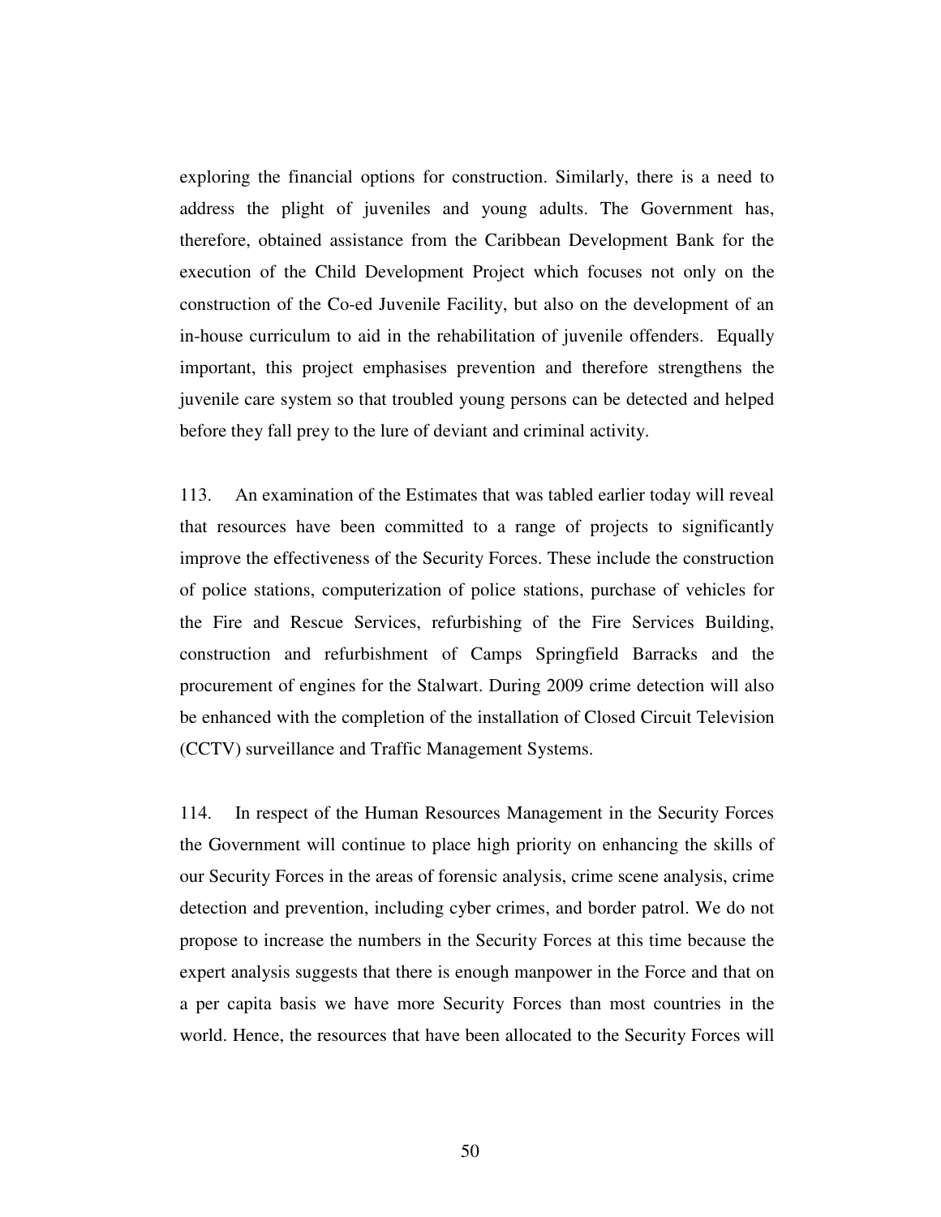exploring the financial options for construction. Similarly, there is a need to address the plight of juveniles and young adults. The Government has, therefore, obtained assistance from the Caribbean Development Bank for the execution of the Child Development Project which focuses not only on the construction of the Co-ed Juvenile Facility, but also on the development of an in-house curriculum to aid in the rehabilitation of juvenile offenders. Equally important, this project emphasises prevention and therefore strengthens the juvenile care system so that troubled young persons can be detected and helped before they fall prey to the lure of deviant and criminal activity.

113. An examination of the Estimates that was tabled earlier today will reveal that resources have been committed to a range of projects to significantly improve the effectiveness of the Security Forces. These include the construction of police stations, computerization of police stations, purchase of vehicles for the Fire and Rescue Services, refurbishing of the Fire Services Building, construction and refurbishment of Camps Springfield Barracks and the procurement of engines for the Stalwart. During 2009 crime detection will also be enhanced with the completion of the installation of Closed Circuit Television (CCTV) surveillance and Traffic Management Systems.

114. In respect of the Human Resources Management in the Security Forces the Government will continue to place high priority on enhancing the skills of our Security Forces in the areas of forensic analysis, crime scene analysis, crime detection and prevention, including cyber crimes, and border patrol. We do not propose to increase the numbers in the Security Forces at this time because the expert analysis suggests that there is enough manpower in the Force and that on a per capita basis we have more Security Forces than most countries in the world. Hence, the resources that have been allocated to the Security Forces will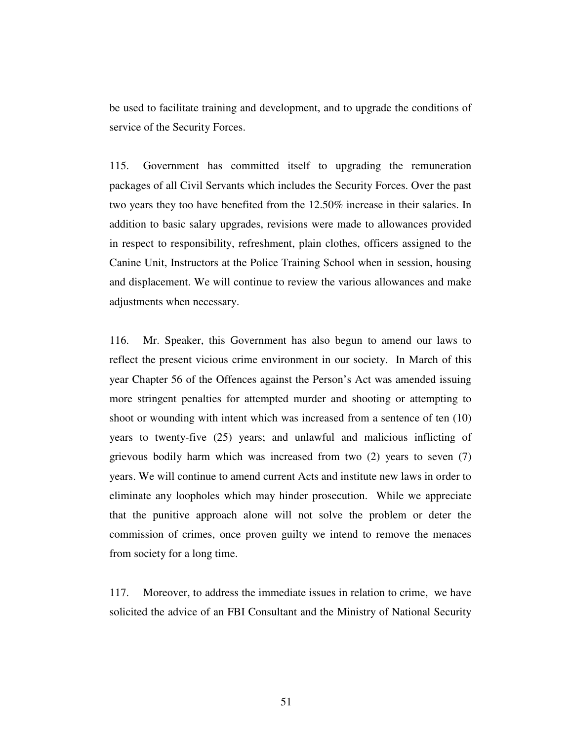be used to facilitate training and development, and to upgrade the conditions of service of the Security Forces.

115. Government has committed itself to upgrading the remuneration packages of all Civil Servants which includes the Security Forces. Over the past two years they too have benefited from the 12.50% increase in their salaries. In addition to basic salary upgrades, revisions were made to allowances provided in respect to responsibility, refreshment, plain clothes, officers assigned to the Canine Unit, Instructors at the Police Training School when in session, housing and displacement. We will continue to review the various allowances and make adjustments when necessary.

116. Mr. Speaker, this Government has also begun to amend our laws to reflect the present vicious crime environment in our society. In March of this year Chapter 56 of the Offences against the Person's Act was amended issuing more stringent penalties for attempted murder and shooting or attempting to shoot or wounding with intent which was increased from a sentence of ten (10) years to twenty-five (25) years; and unlawful and malicious inflicting of grievous bodily harm which was increased from two (2) years to seven (7) years. We will continue to amend current Acts and institute new laws in order to eliminate any loopholes which may hinder prosecution. While we appreciate that the punitive approach alone will not solve the problem or deter the commission of crimes, once proven guilty we intend to remove the menaces from society for a long time.

117. Moreover, to address the immediate issues in relation to crime, we have solicited the advice of an FBI Consultant and the Ministry of National Security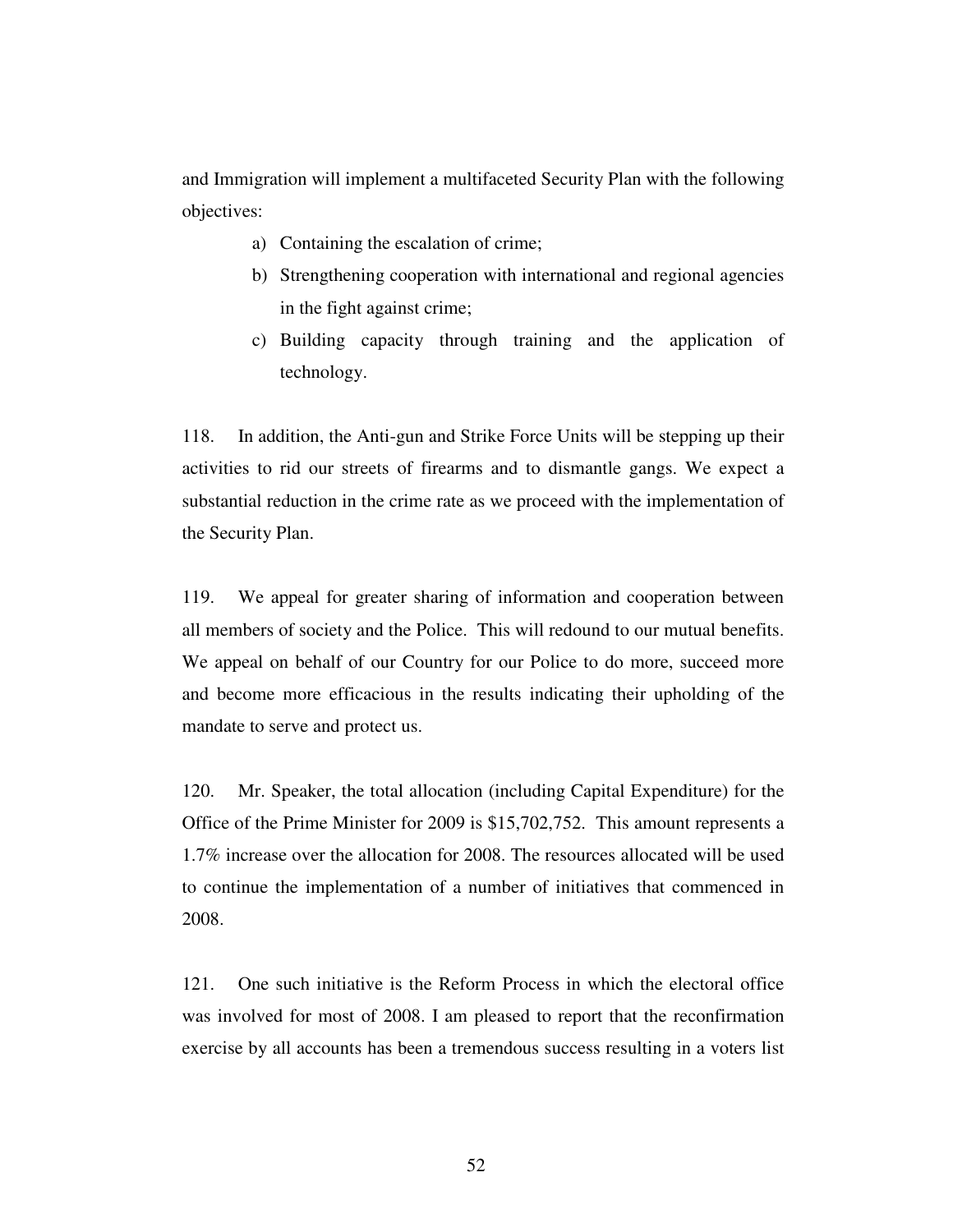and Immigration will implement a multifaceted Security Plan with the following objectives:

a) Containing the escalation of crime;
b) Strengthening cooperation with international and regional agencies in the fight against crime;
c) Building capacity through training and the application of technology.

118. In addition, the Anti-gun and Strike Force Units will be stepping up their activities to rid our streets of firearms and to dismantle gangs. We expect a substantial reduction in the crime rate as we proceed with the implementation of the Security Plan.

119. We appeal for greater sharing of information and cooperation between all members of society and the Police. This will redound to our mutual benefits. We appeal on behalf of our Country for our Police to do more, succeed more and become more efficacious in the results indicating their upholding of the mandate to serve and protect us.

120. Mr. Speaker, the total allocation (including Capital Expenditure) for the Office of the Prime Minister for 2009 is $15,702,752. This amount represents a 1.7% increase over the allocation for 2008. The resources allocated will be used to continue the implementation of a number of initiatives that commenced in 2008.

121. One such initiative is the Reform Process in which the electoral office was involved for most of 2008. I am pleased to report that the reconfirmation exercise by all accounts has been a tremendous success resulting in a voters list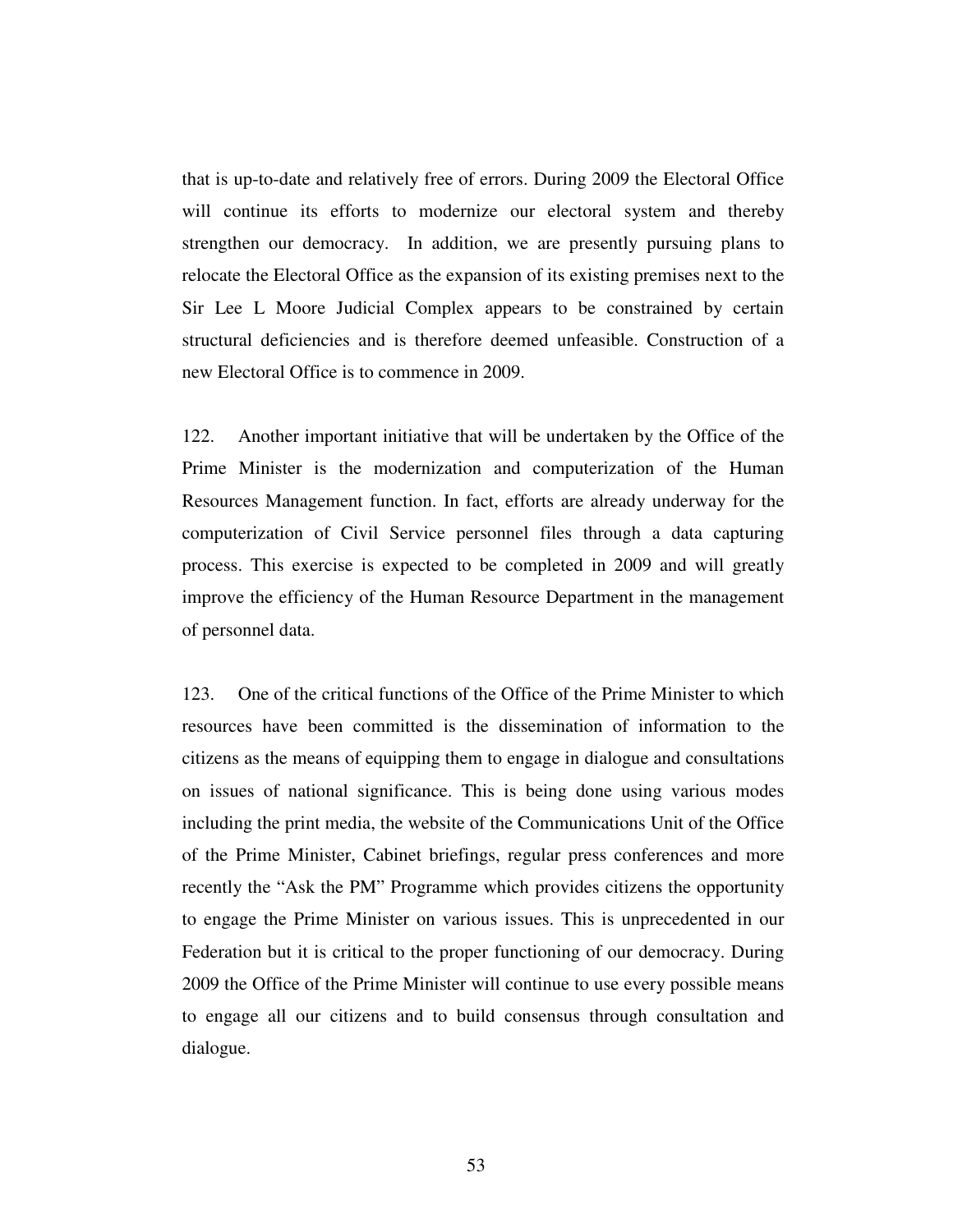that is up-to-date and relatively free of errors. During 2009 the Electoral Office will continue its efforts to modernize our electoral system and thereby strengthen our democracy. In addition, we are presently pursuing plans to relocate the Electoral Office as the expansion of its existing premises next to the Sir Lee L Moore Judicial Complex appears to be constrained by certain structural deficiencies and is therefore deemed unfeasible. Construction of a new Electoral Office is to commence in 2009.

122. Another important initiative that will be undertaken by the Office of the Prime Minister is the modernization and computerization of the Human Resources Management function. In fact, efforts are already underway for the computerization of Civil Service personnel files through a data capturing process. This exercise is expected to be completed in 2009 and will greatly improve the efficiency of the Human Resource Department in the management of personnel data.

123. One of the critical functions of the Office of the Prime Minister to which resources have been committed is the dissemination of information to the citizens as the means of equipping them to engage in dialogue and consultations on issues of national significance. This is being done using various modes including the print media, the website of the Communications Unit of the Office of the Prime Minister, Cabinet briefings, regular press conferences and more recently the "Ask the PM" Programme which provides citizens the opportunity to engage the Prime Minister on various issues. This is unprecedented in our Federation but it is critical to the proper functioning of our democracy. During 2009 the Office of the Prime Minister will continue to use every possible means to engage all our citizens and to build consensus through consultation and dialogue.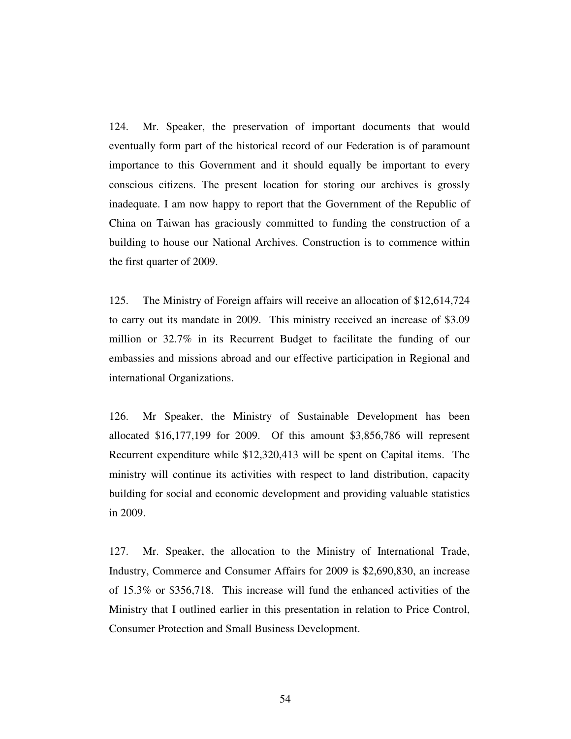124. Mr. Speaker, the preservation of important documents that would eventually form part of the historical record of our Federation is of paramount importance to this Government and it should equally be important to every conscious citizens. The present location for storing our archives is grossly inadequate. I am now happy to report that the Government of the Republic of China on Taiwan has graciously committed to funding the construction of a building to house our National Archives. Construction is to commence within the first quarter of 2009.

125. The Ministry of Foreign affairs will receive an allocation of $12,614,724 to carry out its mandate in 2009. This ministry received an increase of $3.09 million or 32.7% in its Recurrent Budget to facilitate the funding of our embassies and missions abroad and our effective participation in Regional and international Organizations.

126. Mr Speaker, the Ministry of Sustainable Development has been allocated $16,177,199 for 2009. Of this amount $3,856,786 will represent Recurrent expenditure while $12,320,413 will be spent on Capital items. The ministry will continue its activities with respect to land distribution, capacity building for social and economic development and providing valuable statistics in 2009.

127. Mr. Speaker, the allocation to the Ministry of International Trade, Industry, Commerce and Consumer Affairs for 2009 is $2,690,830, an increase of 15.3% or $356,718. This increase will fund the enhanced activities of the Ministry that I outlined earlier in this presentation in relation to Price Control, Consumer Protection and Small Business Development.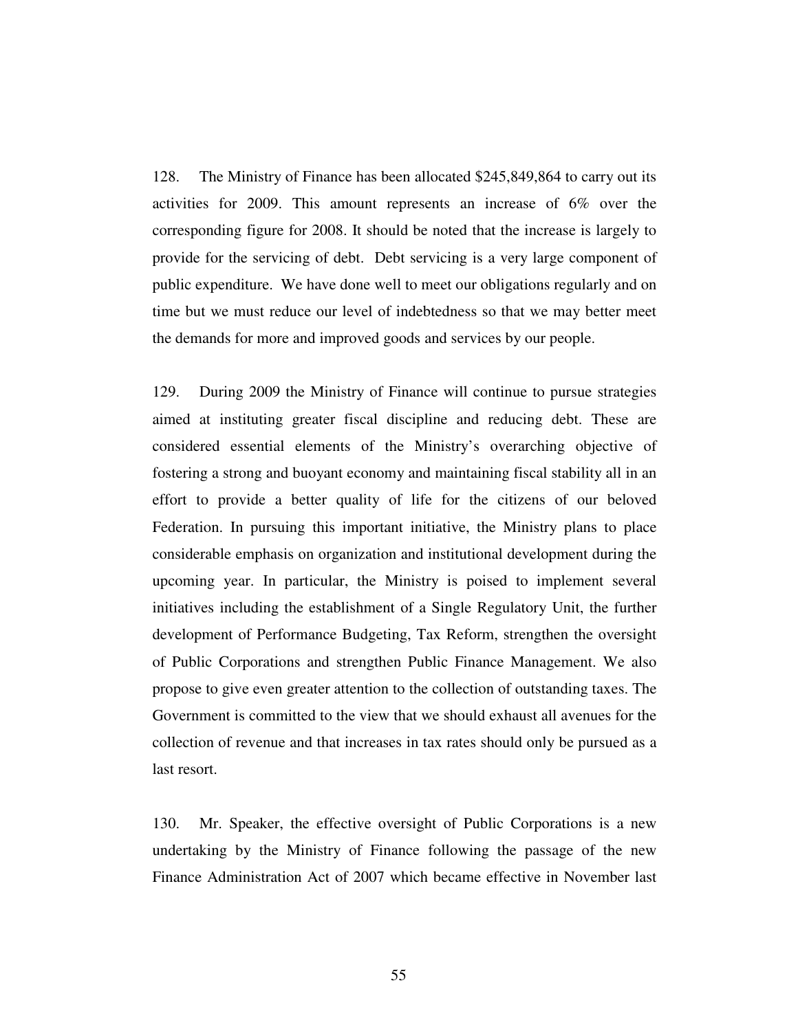128. The Ministry of Finance has been allocated $245,849,864 to carry out its activities for 2009. This amount represents an increase of 6% over the corresponding figure for 2008. It should be noted that the increase is largely to provide for the servicing of debt. Debt servicing is a very large component of public expenditure. We have done well to meet our obligations regularly and on time but we must reduce our level of indebtedness so that we may better meet the demands for more and improved goods and services by our people.

129. During 2009 the Ministry of Finance will continue to pursue strategies aimed at instituting greater fiscal discipline and reducing debt. These are considered essential elements of the Ministry's overarching objective of fostering a strong and buoyant economy and maintaining fiscal stability all in an effort to provide a better quality of life for the citizens of our beloved Federation. In pursuing this important initiative, the Ministry plans to place considerable emphasis on organization and institutional development during the upcoming year. In particular, the Ministry is poised to implement several initiatives including the establishment of a Single Regulatory Unit, the further development of Performance Budgeting, Tax Reform, strengthen the oversight of Public Corporations and strengthen Public Finance Management. We also propose to give even greater attention to the collection of outstanding taxes. The Government is committed to the view that we should exhaust all avenues for the collection of revenue and that increases in tax rates should only be pursued as a last resort.

130. Mr. Speaker, the effective oversight of Public Corporations is a new undertaking by the Ministry of Finance following the passage of the new Finance Administration Act of 2007 which became effective in November last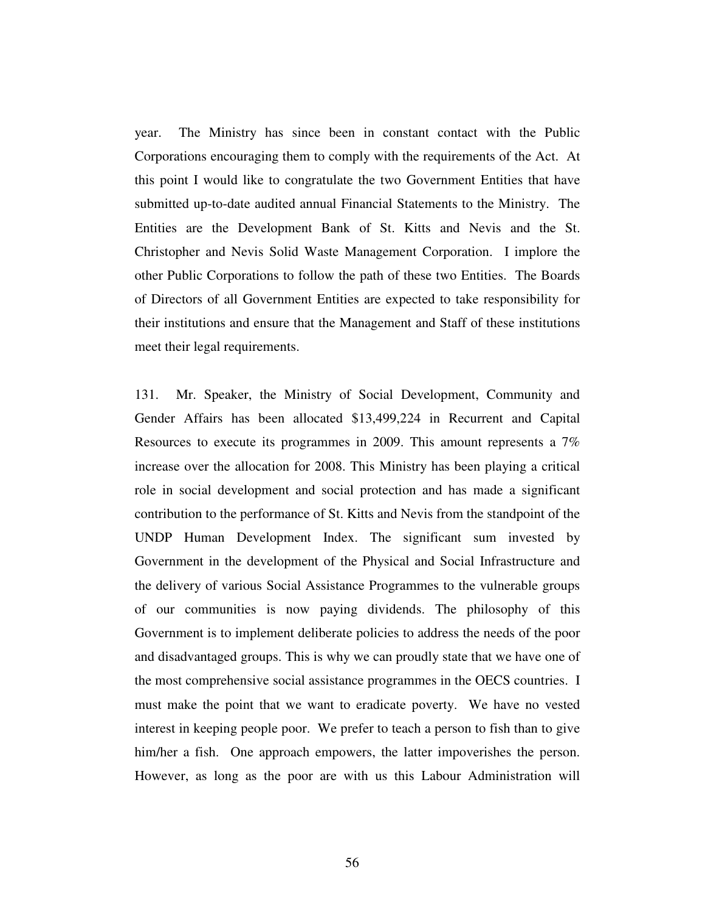year. The Ministry has since been in constant contact with the Public Corporations encouraging them to comply with the requirements of the Act. At this point I would like to congratulate the two Government Entities that have submitted up-to-date audited annual Financial Statements to the Ministry. The Entities are the Development Bank of St. Kitts and Nevis and the St. Christopher and Nevis Solid Waste Management Corporation. I implore the other Public Corporations to follow the path of these two Entities. The Boards of Directors of all Government Entities are expected to take responsibility for their institutions and ensure that the Management and Staff of these institutions meet their legal requirements.

131. Mr. Speaker, the Ministry of Social Development, Community and Gender Affairs has been allocated $13,499,224 in Recurrent and Capital Resources to execute its programmes in 2009. This amount represents a 7% increase over the allocation for 2008. This Ministry has been playing a critical role in social development and social protection and has made a significant contribution to the performance of St. Kitts and Nevis from the standpoint of the UNDP Human Development Index. The significant sum invested by Government in the development of the Physical and Social Infrastructure and the delivery of various Social Assistance Programmes to the vulnerable groups of our communities is now paying dividends. The philosophy of this Government is to implement deliberate policies to address the needs of the poor and disadvantaged groups. This is why we can proudly state that we have one of the most comprehensive social assistance programmes in the OECS countries. I must make the point that we want to eradicate poverty. We have no vested interest in keeping people poor. We prefer to teach a person to fish than to give him/her a fish. One approach empowers, the latter impoverishes the person. However, as long as the poor are with us this Labour Administration will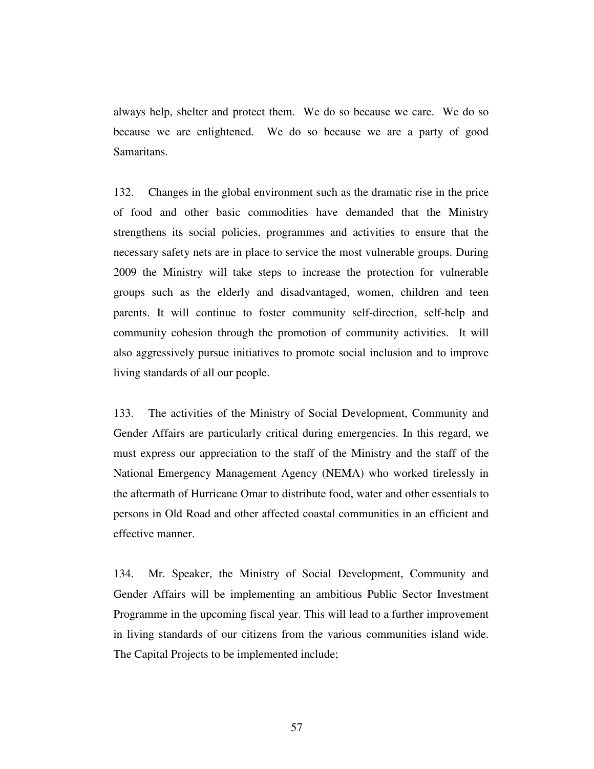always help, shelter and protect them. We do so because we care. We do so because we are enlightened. We do so because we are a party of good Samaritans.

132. Changes in the global environment such as the dramatic rise in the price of food and other basic commodities have demanded that the Ministry strengthens its social policies, programmes and activities to ensure that the necessary safety nets are in place to service the most vulnerable groups. During 2009 the Ministry will take steps to increase the protection for vulnerable groups such as the elderly and disadvantaged, women, children and teen parents. It will continue to foster community self-direction, self-help and community cohesion through the promotion of community activities. It will also aggressively pursue initiatives to promote social inclusion and to improve living standards of all our people.

133. The activities of the Ministry of Social Development, Community and Gender Affairs are particularly critical during emergencies. In this regard, we must express our appreciation to the staff of the Ministry and the staff of the National Emergency Management Agency (NEMA) who worked tirelessly in the aftermath of Hurricane Omar to distribute food, water and other essentials to persons in Old Road and other affected coastal communities in an efficient and effective manner.

134. Mr. Speaker, the Ministry of Social Development, Community and Gender Affairs will be implementing an ambitious Public Sector Investment Programme in the upcoming fiscal year. This will lead to a further improvement in living standards of our citizens from the various communities island wide. The Capital Projects to be implemented include;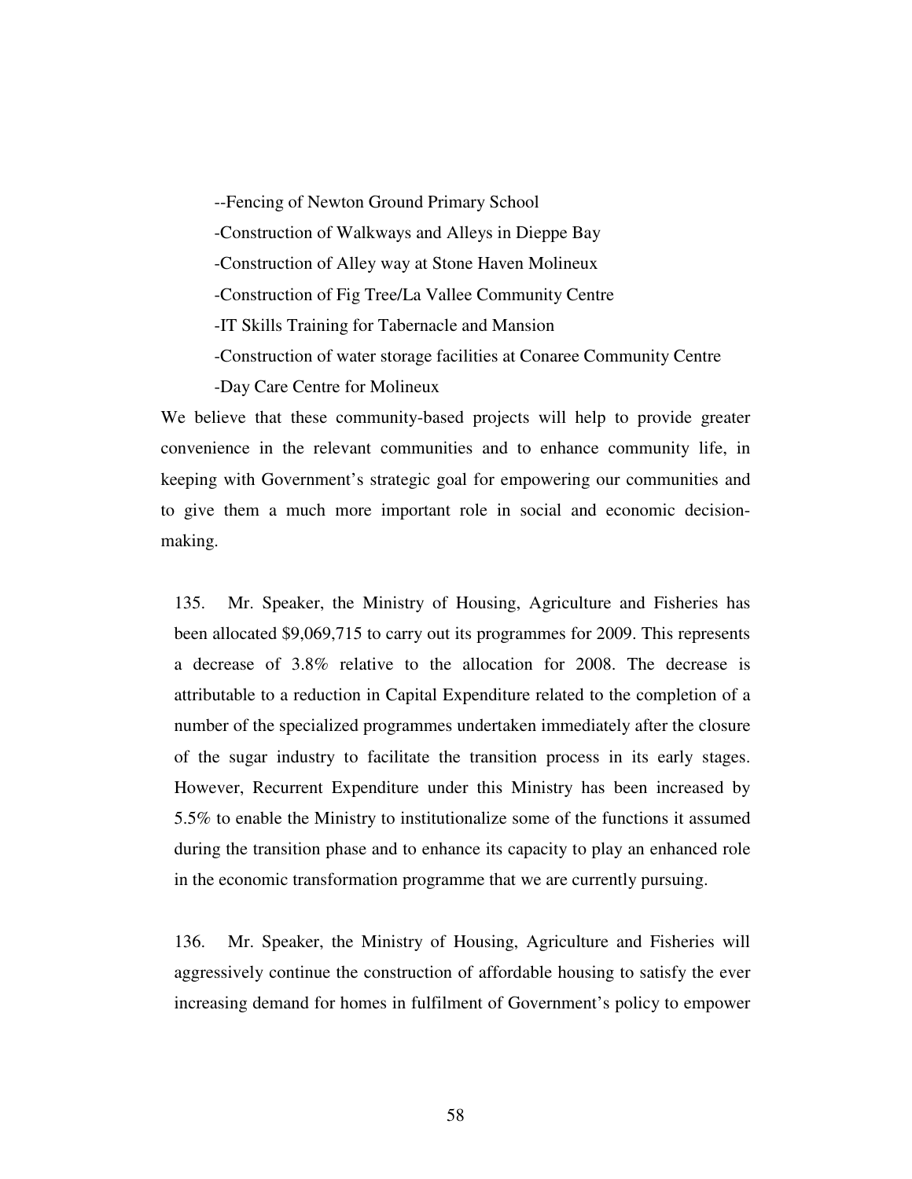--Fencing of Newton Ground Primary School

-Construction of Walkways and Alleys in Dieppe Bay

-Construction of Alley way at Stone Haven Molineux

-Construction of Fig Tree/La Vallee Community Centre

-IT Skills Training for Tabernacle and Mansion

-Construction of water storage facilities at Conaree Community Centre

-Day Care Centre for Molineux

We believe that these community-based projects will help to provide greater convenience in the relevant communities and to enhance community life, in keeping with Government's strategic goal for empowering our communities and to give them a much more important role in social and economic decision-making.

135. Mr. Speaker, the Ministry of Housing, Agriculture and Fisheries has been allocated $9,069,715 to carry out its programmes for 2009. This represents a decrease of 3.8% relative to the allocation for 2008. The decrease is attributable to a reduction in Capital Expenditure related to the completion of a number of the specialized programmes undertaken immediately after the closure of the sugar industry to facilitate the transition process in its early stages. However, Recurrent Expenditure under this Ministry has been increased by 5.5% to enable the Ministry to institutionalize some of the functions it assumed during the transition phase and to enhance its capacity to play an enhanced role in the economic transformation programme that we are currently pursuing.

136. Mr. Speaker, the Ministry of Housing, Agriculture and Fisheries will aggressively continue the construction of affordable housing to satisfy the ever increasing demand for homes in fulfilment of Government's policy to empower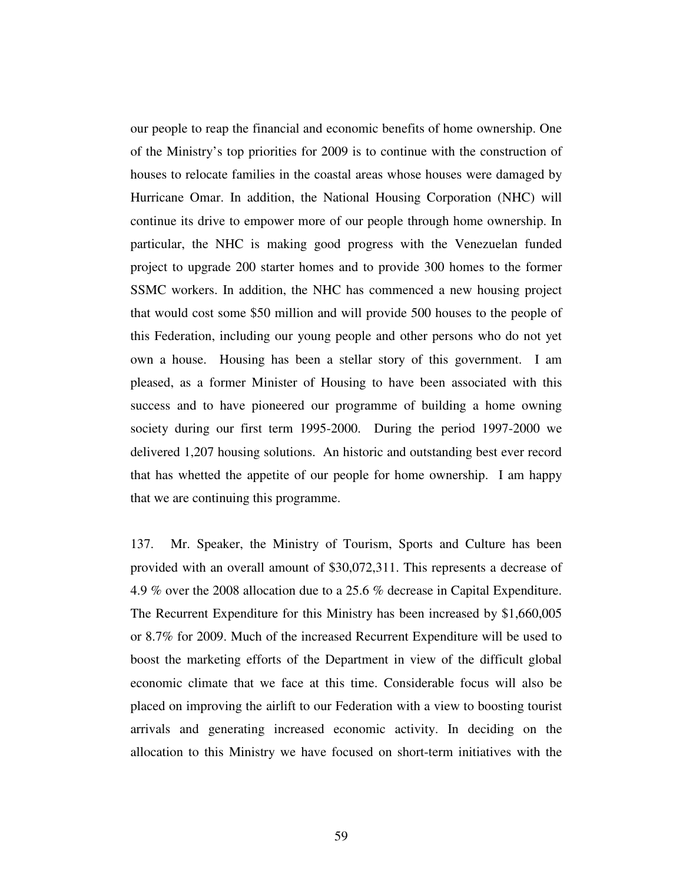our people to reap the financial and economic benefits of home ownership. One of the Ministry's top priorities for 2009 is to continue with the construction of houses to relocate families in the coastal areas whose houses were damaged by Hurricane Omar. In addition, the National Housing Corporation (NHC) will continue its drive to empower more of our people through home ownership. In particular, the NHC is making good progress with the Venezuelan funded project to upgrade 200 starter homes and to provide 300 homes to the former SSMC workers. In addition, the NHC has commenced a new housing project that would cost some $50 million and will provide 500 houses to the people of this Federation, including our young people and other persons who do not yet own a house. Housing has been a stellar story of this government. I am pleased, as a former Minister of Housing to have been associated with this success and to have pioneered our programme of building a home owning society during our first term 1995-2000. During the period 1997-2000 we delivered 1,207 housing solutions. An historic and outstanding best ever record that has whetted the appetite of our people for home ownership. I am happy that we are continuing this programme.

137. Mr. Speaker, the Ministry of Tourism, Sports and Culture has been provided with an overall amount of $30,072,311. This represents a decrease of 4.9 % over the 2008 allocation due to a 25.6 % decrease in Capital Expenditure. The Recurrent Expenditure for this Ministry has been increased by $1,660,005 or 8.7% for 2009. Much of the increased Recurrent Expenditure will be used to boost the marketing efforts of the Department in view of the difficult global economic climate that we face at this time. Considerable focus will also be placed on improving the airlift to our Federation with a view to boosting tourist arrivals and generating increased economic activity. In deciding on the allocation to this Ministry we have focused on short-term initiatives with the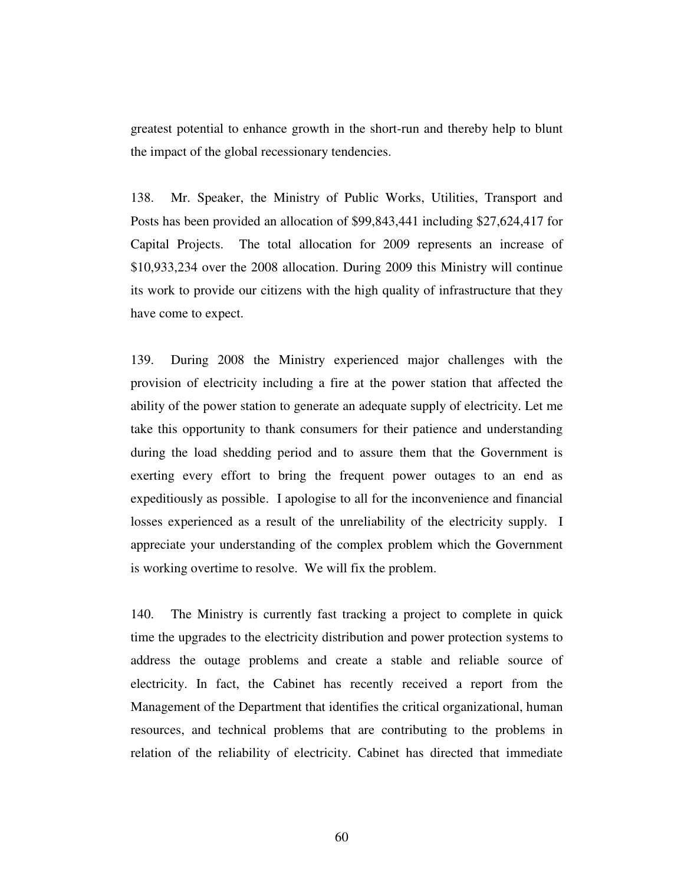greatest potential to enhance growth in the short-run and thereby help to blunt the impact of the global recessionary tendencies.

138. Mr. Speaker, the Ministry of Public Works, Utilities, Transport and Posts has been provided an allocation of $99,843,441 including $27,624,417 for Capital Projects. The total allocation for 2009 represents an increase of $10,933,234 over the 2008 allocation. During 2009 this Ministry will continue its work to provide our citizens with the high quality of infrastructure that they have come to expect.

139. During 2008 the Ministry experienced major challenges with the provision of electricity including a fire at the power station that affected the ability of the power station to generate an adequate supply of electricity. Let me take this opportunity to thank consumers for their patience and understanding during the load shedding period and to assure them that the Government is exerting every effort to bring the frequent power outages to an end as expeditiously as possible. I apologise to all for the inconvenience and financial losses experienced as a result of the unreliability of the electricity supply. I appreciate your understanding of the complex problem which the Government is working overtime to resolve. We will fix the problem.

140. The Ministry is currently fast tracking a project to complete in quick time the upgrades to the electricity distribution and power protection systems to address the outage problems and create a stable and reliable source of electricity. In fact, the Cabinet has recently received a report from the Management of the Department that identifies the critical organizational, human resources, and technical problems that are contributing to the problems in relation of the reliability of electricity. Cabinet has directed that immediate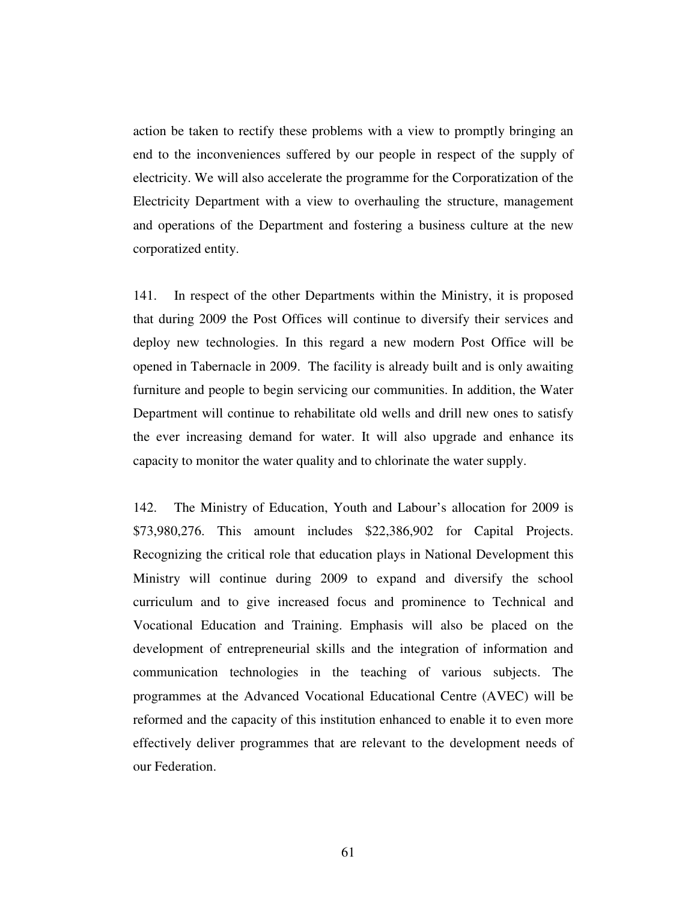action be taken to rectify these problems with a view to promptly bringing an end to the inconveniences suffered by our people in respect of the supply of electricity. We will also accelerate the programme for the Corporatization of the Electricity Department with a view to overhauling the structure, management and operations of the Department and fostering a business culture at the new corporatized entity.

141. In respect of the other Departments within the Ministry, it is proposed that during 2009 the Post Offices will continue to diversify their services and deploy new technologies. In this regard a new modern Post Office will be opened in Tabernacle in 2009. The facility is already built and is only awaiting furniture and people to begin servicing our communities. In addition, the Water Department will continue to rehabilitate old wells and drill new ones to satisfy the ever increasing demand for water. It will also upgrade and enhance its capacity to monitor the water quality and to chlorinate the water supply.

142. The Ministry of Education, Youth and Labour's allocation for 2009 is $73,980,276. This amount includes $22,386,902 for Capital Projects. Recognizing the critical role that education plays in National Development this Ministry will continue during 2009 to expand and diversify the school curriculum and to give increased focus and prominence to Technical and Vocational Education and Training. Emphasis will also be placed on the development of entrepreneurial skills and the integration of information and communication technologies in the teaching of various subjects. The programmes at the Advanced Vocational Educational Centre (AVEC) will be reformed and the capacity of this institution enhanced to enable it to even more effectively deliver programmes that are relevant to the development needs of our Federation.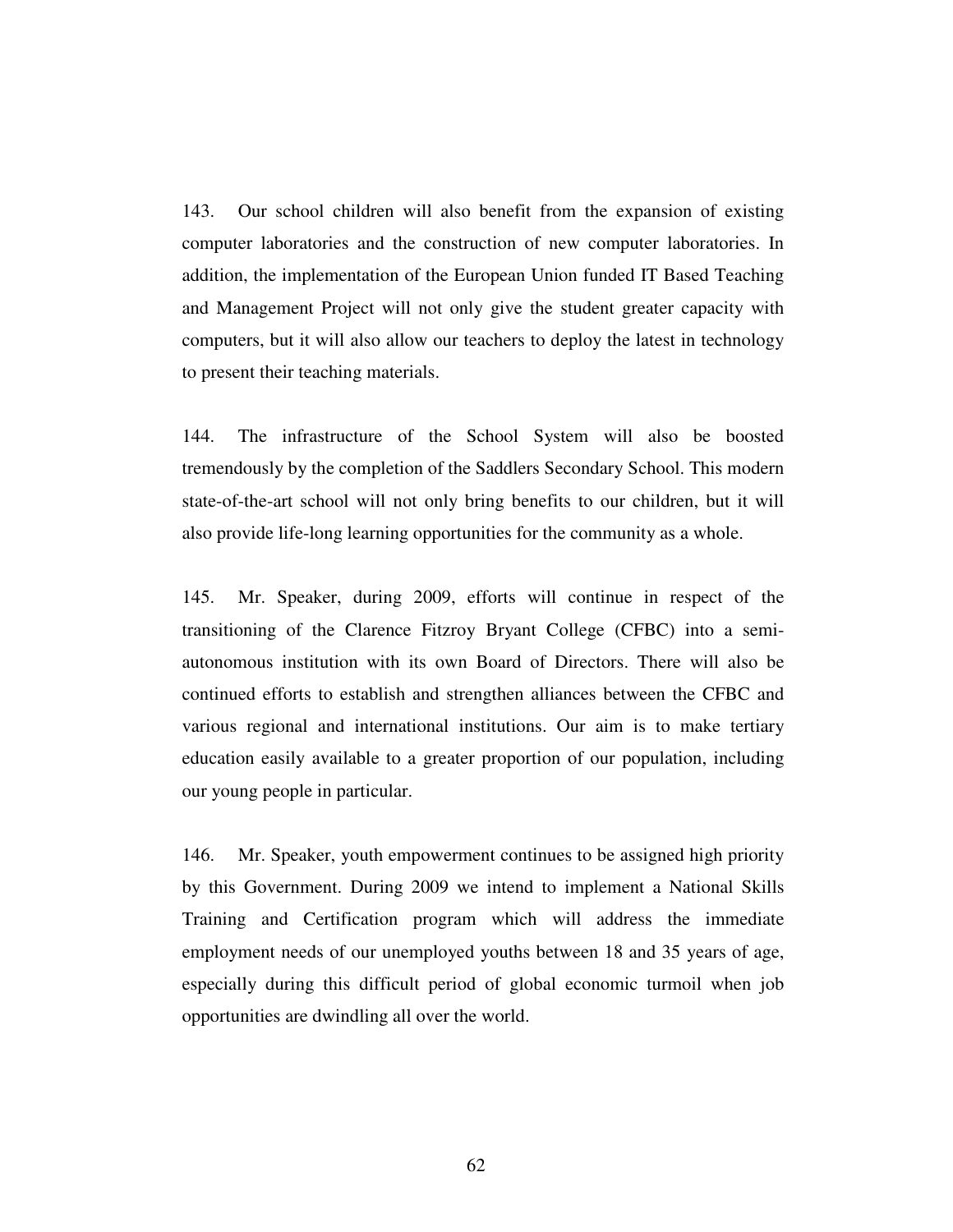143. Our school children will also benefit from the expansion of existing computer laboratories and the construction of new computer laboratories. In addition, the implementation of the European Union funded IT Based Teaching and Management Project will not only give the student greater capacity with computers, but it will also allow our teachers to deploy the latest in technology to present their teaching materials.

144. The infrastructure of the School System will also be boosted tremendously by the completion of the Saddlers Secondary School. This modern state-of-the-art school will not only bring benefits to our children, but it will also provide life-long learning opportunities for the community as a whole.

145. Mr. Speaker, during 2009, efforts will continue in respect of the transitioning of the Clarence Fitzroy Bryant College (CFBC) into a semi-autonomous institution with its own Board of Directors. There will also be continued efforts to establish and strengthen alliances between the CFBC and various regional and international institutions. Our aim is to make tertiary education easily available to a greater proportion of our population, including our young people in particular.

146. Mr. Speaker, youth empowerment continues to be assigned high priority by this Government. During 2009 we intend to implement a National Skills Training and Certification program which will address the immediate employment needs of our unemployed youths between 18 and 35 years of age, especially during this difficult period of global economic turmoil when job opportunities are dwindling all over the world.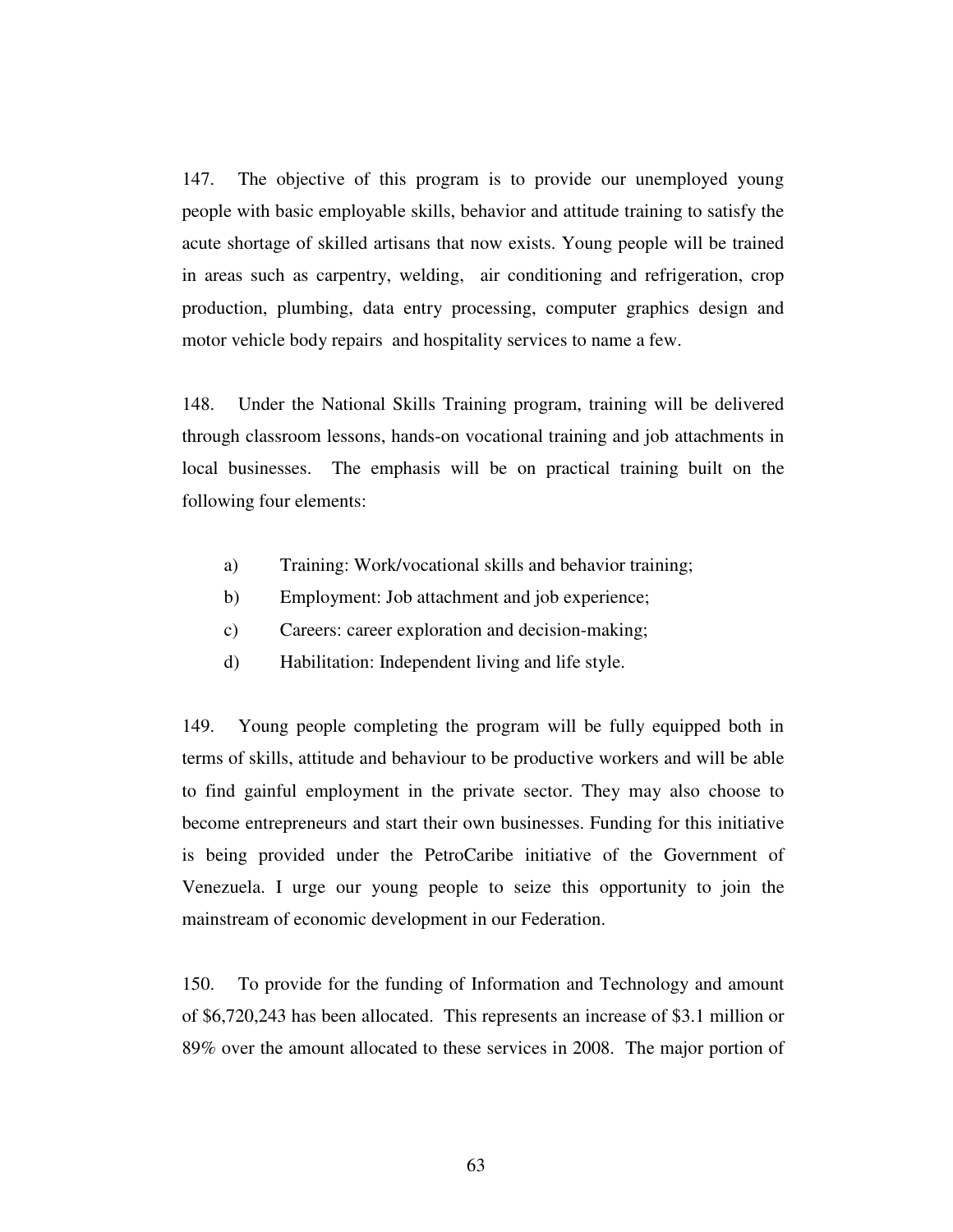147. The objective of this program is to provide our unemployed young people with basic employable skills, behavior and attitude training to satisfy the acute shortage of skilled artisans that now exists. Young people will be trained in areas such as carpentry, welding, air conditioning and refrigeration, crop production, plumbing, data entry processing, computer graphics design and motor vehicle body repairs and hospitality services to name a few.

148. Under the National Skills Training program, training will be delivered through classroom lessons, hands-on vocational training and job attachments in local businesses. The emphasis will be on practical training built on the following four elements:

a) Training: Work/vocational skills and behavior training;

b) Employment: Job attachment and job experience;

c) Careers: career exploration and decision-making;

d) Habilitation: Independent living and life style.

149. Young people completing the program will be fully equipped both in terms of skills, attitude and behaviour to be productive workers and will be able to find gainful employment in the private sector. They may also choose to become entrepreneurs and start their own businesses. Funding for this initiative is being provided under the PetroCaribe initiative of the Government of Venezuela. I urge our young people to seize this opportunity to join the mainstream of economic development in our Federation.

150. To provide for the funding of Information and Technology and amount of $6,720,243 has been allocated. This represents an increase of $3.1 million or 89% over the amount allocated to these services in 2008. The major portion of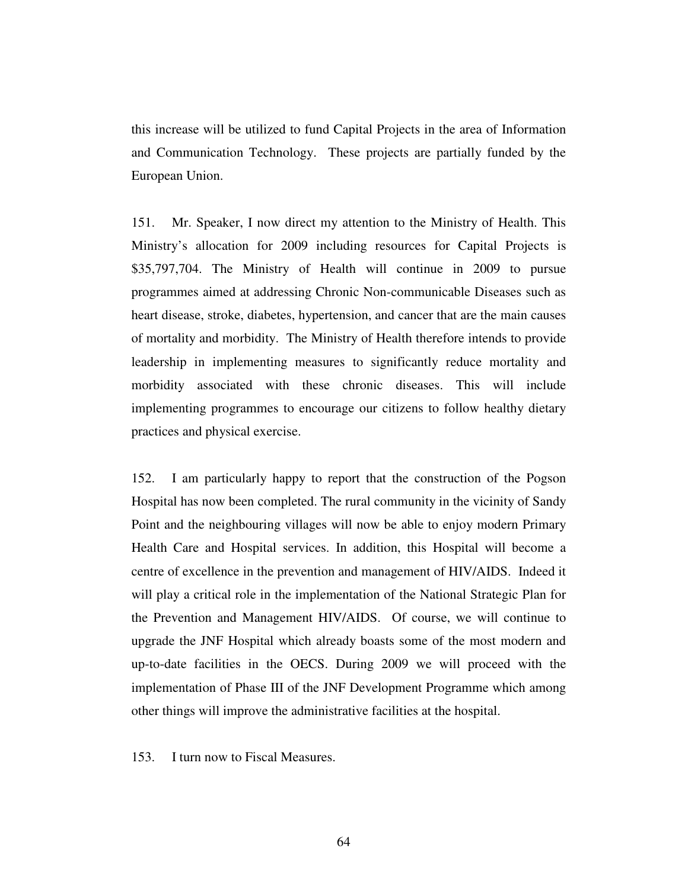this increase will be utilized to fund Capital Projects in the area of Information and Communication Technology. These projects are partially funded by the European Union.

151. Mr. Speaker, I now direct my attention to the Ministry of Health. This Ministry's allocation for 2009 including resources for Capital Projects is $35,797,704. The Ministry of Health will continue in 2009 to pursue programmes aimed at addressing Chronic Non-communicable Diseases such as heart disease, stroke, diabetes, hypertension, and cancer that are the main causes of mortality and morbidity. The Ministry of Health therefore intends to provide leadership in implementing measures to significantly reduce mortality and morbidity associated with these chronic diseases. This will include implementing programmes to encourage our citizens to follow healthy dietary practices and physical exercise.

152. I am particularly happy to report that the construction of the Pogson Hospital has now been completed. The rural community in the vicinity of Sandy Point and the neighbouring villages will now be able to enjoy modern Primary Health Care and Hospital services. In addition, this Hospital will become a centre of excellence in the prevention and management of HIV/AIDS. Indeed it will play a critical role in the implementation of the National Strategic Plan for the Prevention and Management HIV/AIDS. Of course, we will continue to upgrade the JNF Hospital which already boasts some of the most modern and up-to-date facilities in the OECS. During 2009 we will proceed with the implementation of Phase III of the JNF Development Programme which among other things will improve the administrative facilities at the hospital.

153. I turn now to Fiscal Measures.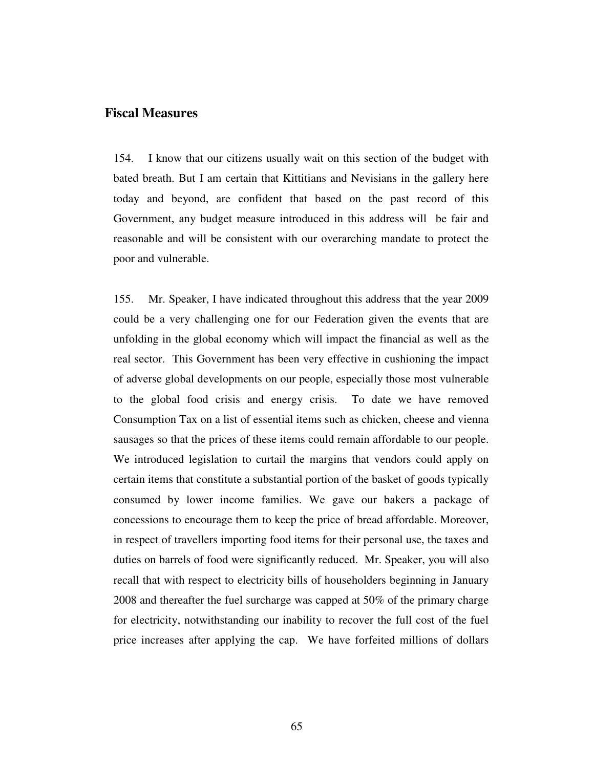## Fiscal Measures

154. I know that our citizens usually wait on this section of the budget with bated breath. But I am certain that Kittitians and Nevisians in the gallery here today and beyond, are confident that based on the past record of this Government, any budget measure introduced in this address will be fair and reasonable and will be consistent with our overarching mandate to protect the poor and vulnerable.

155. Mr. Speaker, I have indicated throughout this address that the year 2009 could be a very challenging one for our Federation given the events that are unfolding in the global economy which will impact the financial as well as the real sector. This Government has been very effective in cushioning the impact of adverse global developments on our people, especially those most vulnerable to the global food crisis and energy crisis. To date we have removed Consumption Tax on a list of essential items such as chicken, cheese and vienna sausages so that the prices of these items could remain affordable to our people. We introduced legislation to curtail the margins that vendors could apply on certain items that constitute a substantial portion of the basket of goods typically consumed by lower income families. We gave our bakers a package of concessions to encourage them to keep the price of bread affordable. Moreover, in respect of travellers importing food items for their personal use, the taxes and duties on barrels of food were significantly reduced. Mr. Speaker, you will also recall that with respect to electricity bills of householders beginning in January 2008 and thereafter the fuel surcharge was capped at 50% of the primary charge for electricity, notwithstanding our inability to recover the full cost of the fuel price increases after applying the cap. We have forfeited millions of dollars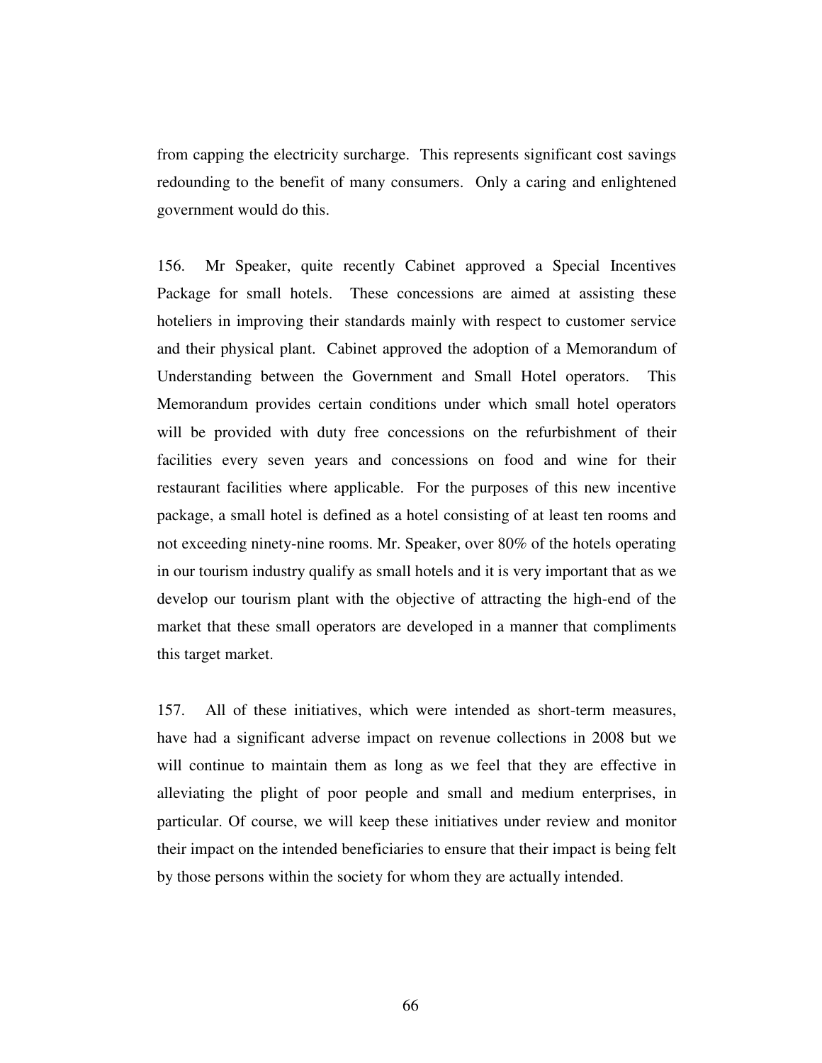from capping the electricity surcharge. This represents significant cost savings redounding to the benefit of many consumers. Only a caring and enlightened government would do this.

156. Mr Speaker, quite recently Cabinet approved a Special Incentives Package for small hotels. These concessions are aimed at assisting these hoteliers in improving their standards mainly with respect to customer service and their physical plant. Cabinet approved the adoption of a Memorandum of Understanding between the Government and Small Hotel operators. This Memorandum provides certain conditions under which small hotel operators will be provided with duty free concessions on the refurbishment of their facilities every seven years and concessions on food and wine for their restaurant facilities where applicable. For the purposes of this new incentive package, a small hotel is defined as a hotel consisting of at least ten rooms and not exceeding ninety-nine rooms. Mr. Speaker, over 80% of the hotels operating in our tourism industry qualify as small hotels and it is very important that as we develop our tourism plant with the objective of attracting the high-end of the market that these small operators are developed in a manner that compliments this target market.

157. All of these initiatives, which were intended as short-term measures, have had a significant adverse impact on revenue collections in 2008 but we will continue to maintain them as long as we feel that they are effective in alleviating the plight of poor people and small and medium enterprises, in particular. Of course, we will keep these initiatives under review and monitor their impact on the intended beneficiaries to ensure that their impact is being felt by those persons within the society for whom they are actually intended.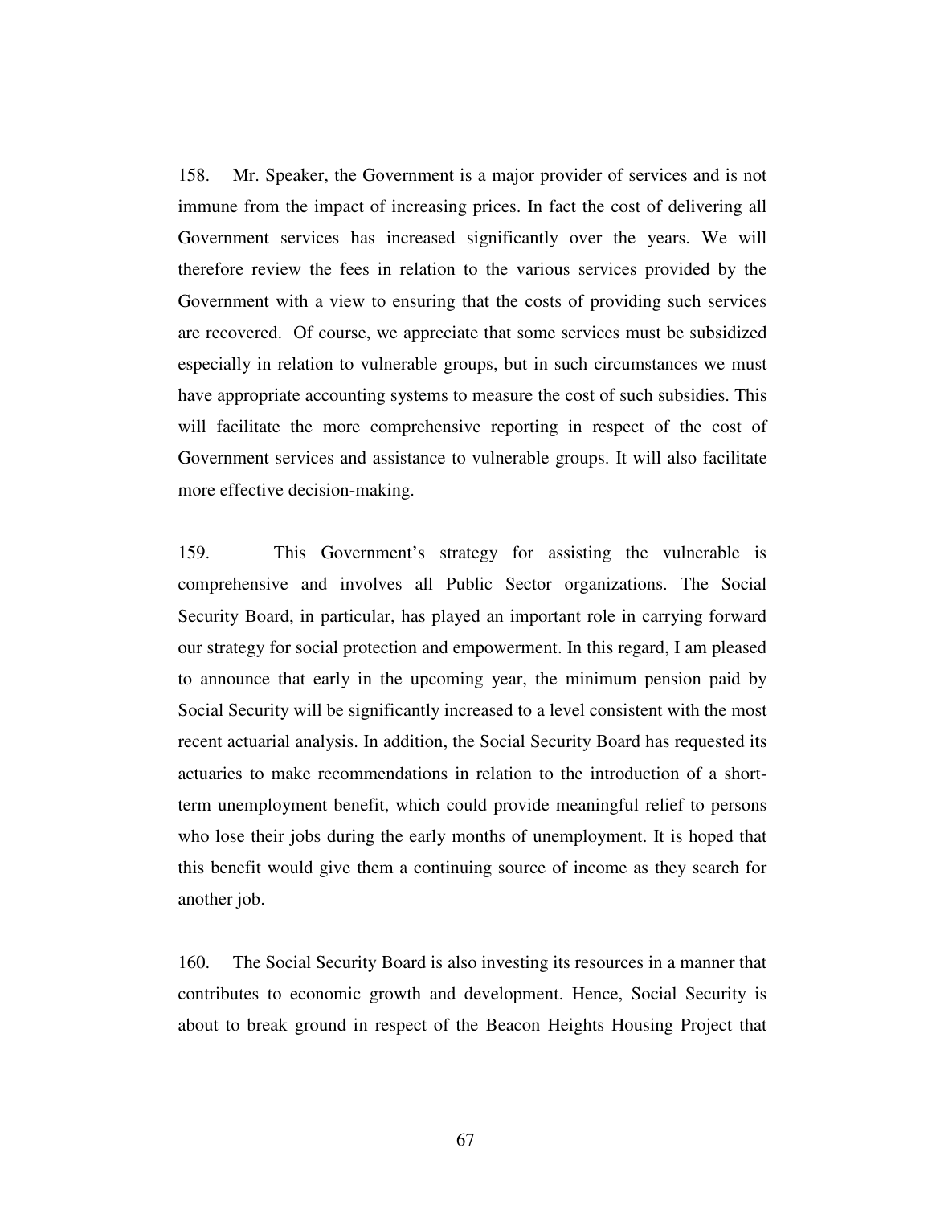158. Mr. Speaker, the Government is a major provider of services and is not immune from the impact of increasing prices. In fact the cost of delivering all Government services has increased significantly over the years. We will therefore review the fees in relation to the various services provided by the Government with a view to ensuring that the costs of providing such services are recovered. Of course, we appreciate that some services must be subsidized especially in relation to vulnerable groups, but in such circumstances we must have appropriate accounting systems to measure the cost of such subsidies. This will facilitate the more comprehensive reporting in respect of the cost of Government services and assistance to vulnerable groups. It will also facilitate more effective decision-making.

159. This Government's strategy for assisting the vulnerable is comprehensive and involves all Public Sector organizations. The Social Security Board, in particular, has played an important role in carrying forward our strategy for social protection and empowerment. In this regard, I am pleased to announce that early in the upcoming year, the minimum pension paid by Social Security will be significantly increased to a level consistent with the most recent actuarial analysis. In addition, the Social Security Board has requested its actuaries to make recommendations in relation to the introduction of a short-term unemployment benefit, which could provide meaningful relief to persons who lose their jobs during the early months of unemployment. It is hoped that this benefit would give them a continuing source of income as they search for another job.

160. The Social Security Board is also investing its resources in a manner that contributes to economic growth and development. Hence, Social Security is about to break ground in respect of the Beacon Heights Housing Project that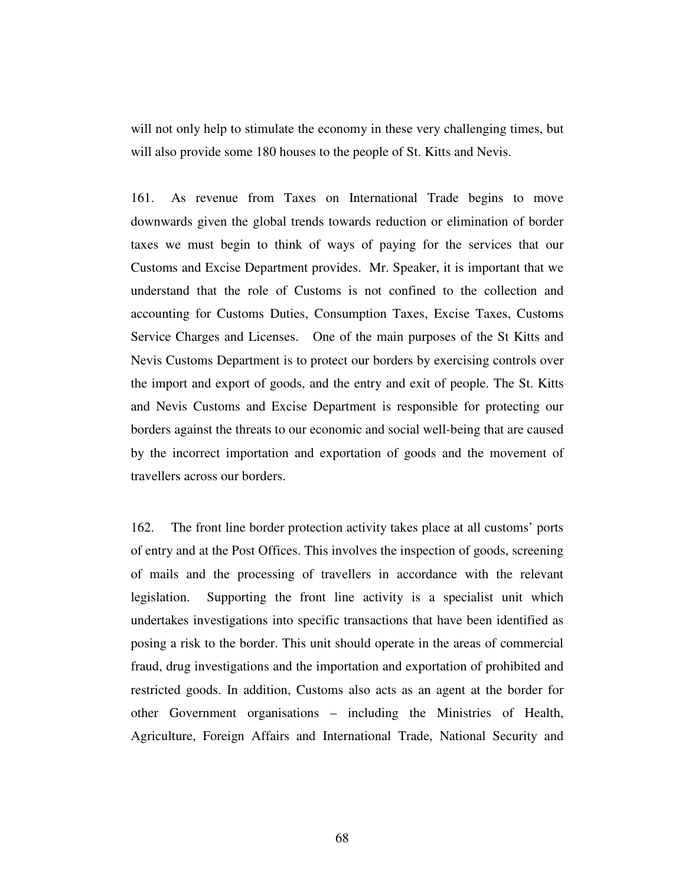will not only help to stimulate the economy in these very challenging times, but will also provide some 180 houses to the people of St. Kitts and Nevis.

161. As revenue from Taxes on International Trade begins to move downwards given the global trends towards reduction or elimination of border taxes we must begin to think of ways of paying for the services that our Customs and Excise Department provides. Mr. Speaker, it is important that we understand that the role of Customs is not confined to the collection and accounting for Customs Duties, Consumption Taxes, Excise Taxes, Customs Service Charges and Licenses. One of the main purposes of the St Kitts and Nevis Customs Department is to protect our borders by exercising controls over the import and export of goods, and the entry and exit of people. The St. Kitts and Nevis Customs and Excise Department is responsible for protecting our borders against the threats to our economic and social well-being that are caused by the incorrect importation and exportation of goods and the movement of travellers across our borders.

162. The front line border protection activity takes place at all customs' ports of entry and at the Post Offices. This involves the inspection of goods, screening of mails and the processing of travellers in accordance with the relevant legislation. Supporting the front line activity is a specialist unit which undertakes investigations into specific transactions that have been identified as posing a risk to the border. This unit should operate in the areas of commercial fraud, drug investigations and the importation and exportation of prohibited and restricted goods. In addition, Customs also acts as an agent at the border for other Government organisations – including the Ministries of Health, Agriculture, Foreign Affairs and International Trade, National Security and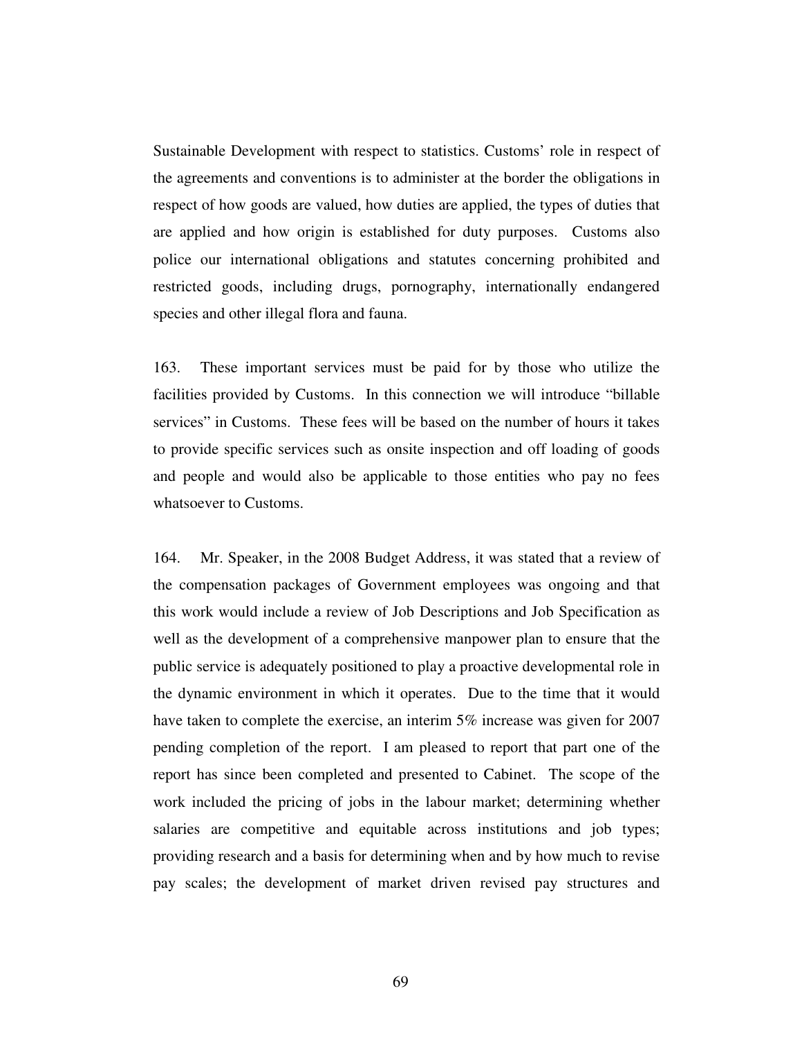Sustainable Development with respect to statistics. Customs' role in respect of the agreements and conventions is to administer at the border the obligations in respect of how goods are valued, how duties are applied, the types of duties that are applied and how origin is established for duty purposes. Customs also police our international obligations and statutes concerning prohibited and restricted goods, including drugs, pornography, internationally endangered species and other illegal flora and fauna.

163. These important services must be paid for by those who utilize the facilities provided by Customs. In this connection we will introduce "billable services" in Customs. These fees will be based on the number of hours it takes to provide specific services such as onsite inspection and off loading of goods and people and would also be applicable to those entities who pay no fees whatsoever to Customs.

164. Mr. Speaker, in the 2008 Budget Address, it was stated that a review of the compensation packages of Government employees was ongoing and that this work would include a review of Job Descriptions and Job Specification as well as the development of a comprehensive manpower plan to ensure that the public service is adequately positioned to play a proactive developmental role in the dynamic environment in which it operates. Due to the time that it would have taken to complete the exercise, an interim 5% increase was given for 2007 pending completion of the report. I am pleased to report that part one of the report has since been completed and presented to Cabinet. The scope of the work included the pricing of jobs in the labour market; determining whether salaries are competitive and equitable across institutions and job types; providing research and a basis for determining when and by how much to revise pay scales; the development of market driven revised pay structures and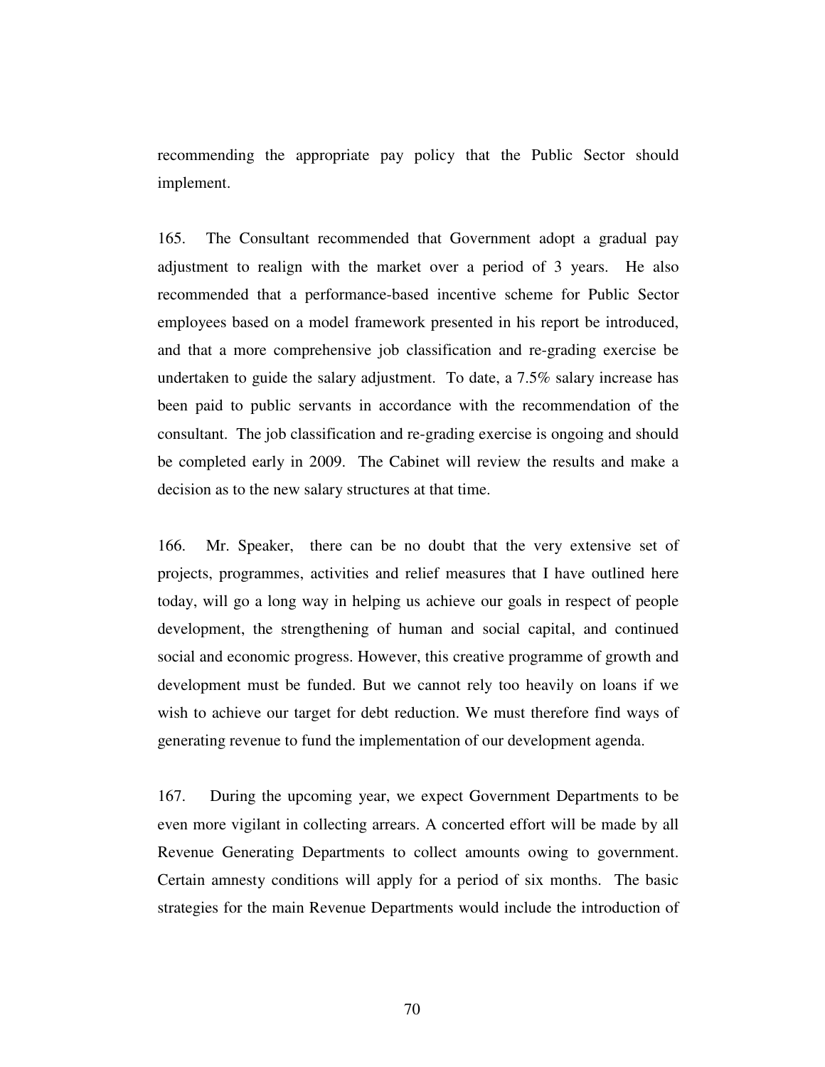recommending the appropriate pay policy that the Public Sector should implement.

165. The Consultant recommended that Government adopt a gradual pay adjustment to realign with the market over a period of 3 years. He also recommended that a performance-based incentive scheme for Public Sector employees based on a model framework presented in his report be introduced, and that a more comprehensive job classification and re-grading exercise be undertaken to guide the salary adjustment. To date, a 7.5% salary increase has been paid to public servants in accordance with the recommendation of the consultant. The job classification and re-grading exercise is ongoing and should be completed early in 2009. The Cabinet will review the results and make a decision as to the new salary structures at that time.

166. Mr. Speaker, there can be no doubt that the very extensive set of projects, programmes, activities and relief measures that I have outlined here today, will go a long way in helping us achieve our goals in respect of people development, the strengthening of human and social capital, and continued social and economic progress. However, this creative programme of growth and development must be funded. But we cannot rely too heavily on loans if we wish to achieve our target for debt reduction. We must therefore find ways of generating revenue to fund the implementation of our development agenda.

167. During the upcoming year, we expect Government Departments to be even more vigilant in collecting arrears. A concerted effort will be made by all Revenue Generating Departments to collect amounts owing to government. Certain amnesty conditions will apply for a period of six months. The basic strategies for the main Revenue Departments would include the introduction of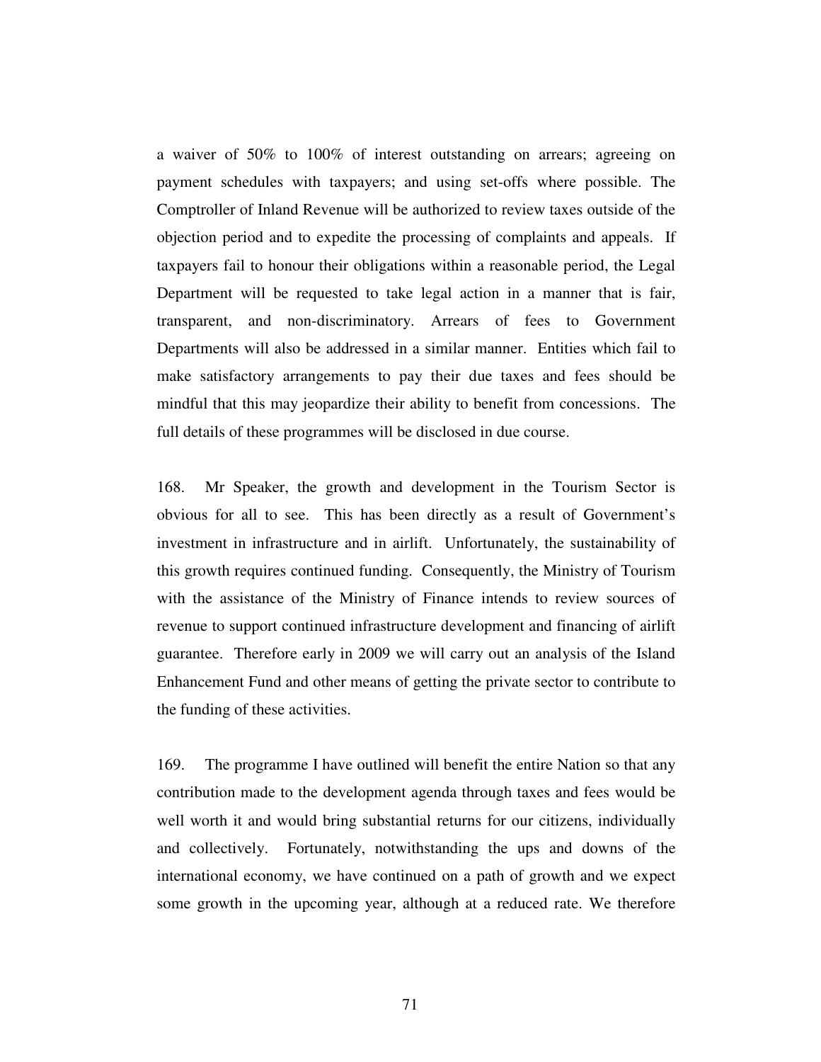a waiver of 50% to 100% of interest outstanding on arrears; agreeing on payment schedules with taxpayers; and using set-offs where possible. The Comptroller of Inland Revenue will be authorized to review taxes outside of the objection period and to expedite the processing of complaints and appeals. If taxpayers fail to honour their obligations within a reasonable period, the Legal Department will be requested to take legal action in a manner that is fair, transparent, and non-discriminatory. Arrears of fees to Government Departments will also be addressed in a similar manner. Entities which fail to make satisfactory arrangements to pay their due taxes and fees should be mindful that this may jeopardize their ability to benefit from concessions. The full details of these programmes will be disclosed in due course.

168. Mr Speaker, the growth and development in the Tourism Sector is obvious for all to see. This has been directly as a result of Government's investment in infrastructure and in airlift. Unfortunately, the sustainability of this growth requires continued funding. Consequently, the Ministry of Tourism with the assistance of the Ministry of Finance intends to review sources of revenue to support continued infrastructure development and financing of airlift guarantee. Therefore early in 2009 we will carry out an analysis of the Island Enhancement Fund and other means of getting the private sector to contribute to the funding of these activities.

169. The programme I have outlined will benefit the entire Nation so that any contribution made to the development agenda through taxes and fees would be well worth it and would bring substantial returns for our citizens, individually and collectively. Fortunately, notwithstanding the ups and downs of the international economy, we have continued on a path of growth and we expect some growth in the upcoming year, although at a reduced rate. We therefore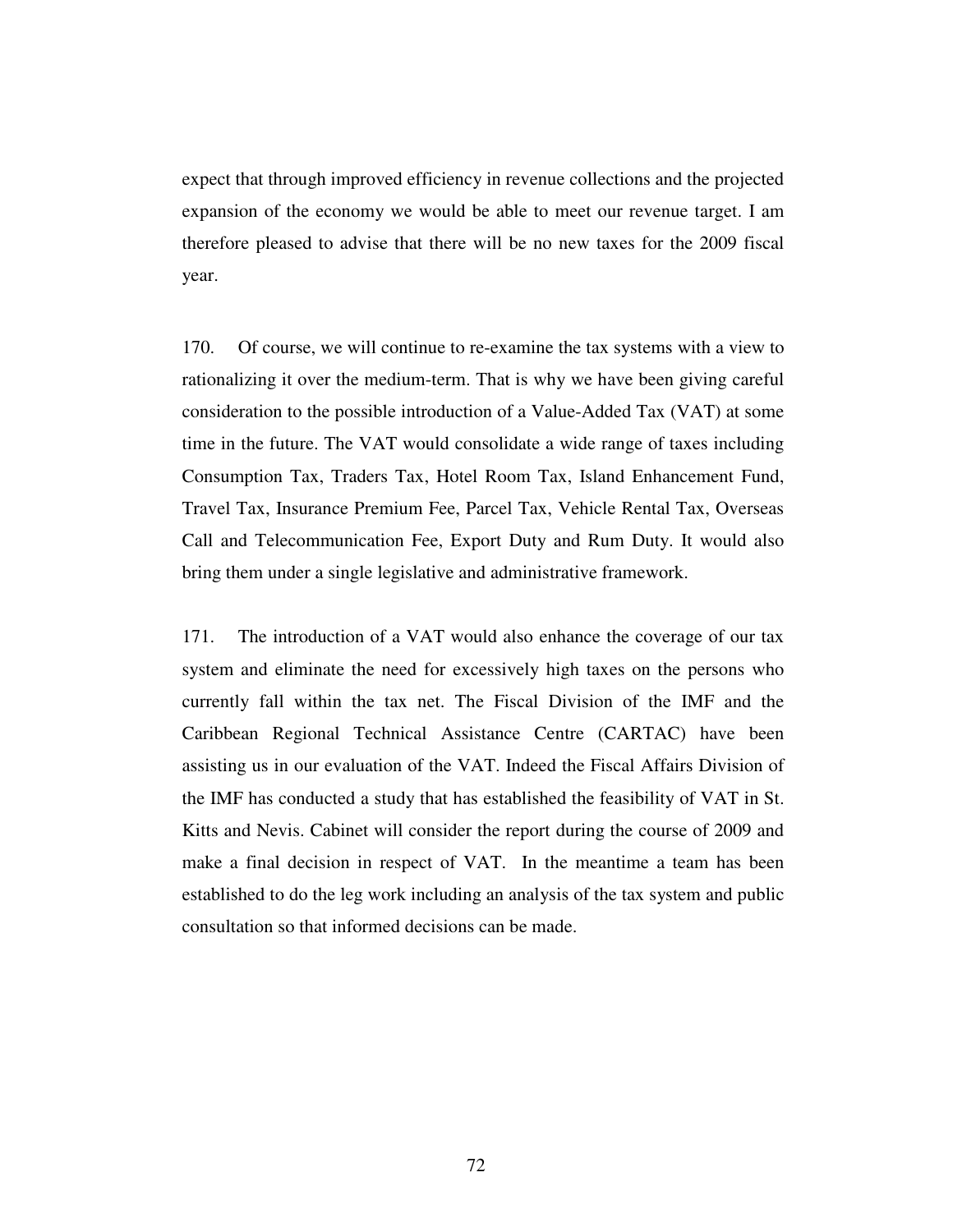expect that through improved efficiency in revenue collections and the projected expansion of the economy we would be able to meet our revenue target. I am therefore pleased to advise that there will be no new taxes for the 2009 fiscal year.

170. Of course, we will continue to re-examine the tax systems with a view to rationalizing it over the medium-term. That is why we have been giving careful consideration to the possible introduction of a Value-Added Tax (VAT) at some time in the future. The VAT would consolidate a wide range of taxes including Consumption Tax, Traders Tax, Hotel Room Tax, Island Enhancement Fund, Travel Tax, Insurance Premium Fee, Parcel Tax, Vehicle Rental Tax, Overseas Call and Telecommunication Fee, Export Duty and Rum Duty. It would also bring them under a single legislative and administrative framework.

171. The introduction of a VAT would also enhance the coverage of our tax system and eliminate the need for excessively high taxes on the persons who currently fall within the tax net. The Fiscal Division of the IMF and the Caribbean Regional Technical Assistance Centre (CARTAC) have been assisting us in our evaluation of the VAT. Indeed the Fiscal Affairs Division of the IMF has conducted a study that has established the feasibility of VAT in St. Kitts and Nevis. Cabinet will consider the report during the course of 2009 and make a final decision in respect of VAT. In the meantime a team has been established to do the leg work including an analysis of the tax system and public consultation so that informed decisions can be made.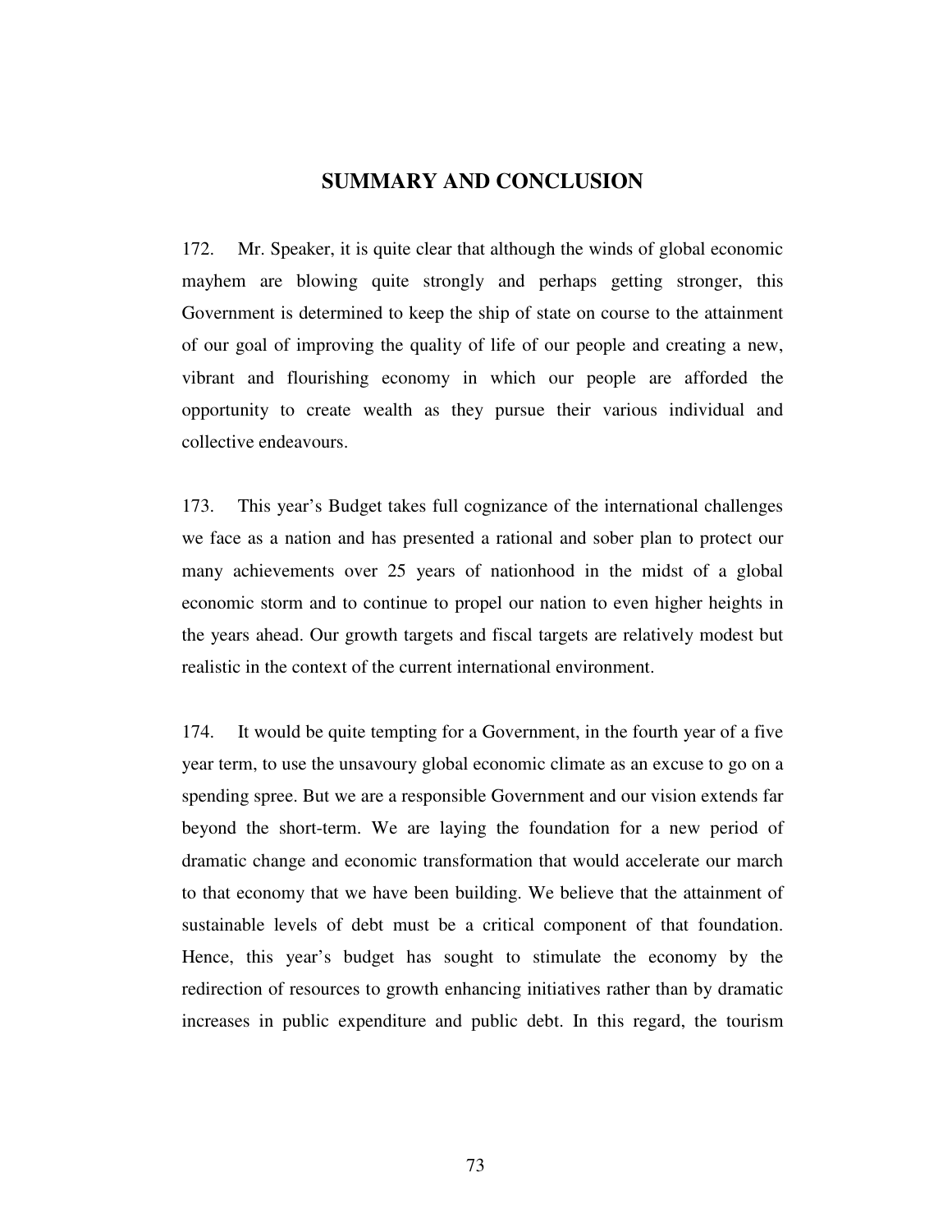## SUMMARY AND CONCLUSION

172. Mr. Speaker, it is quite clear that although the winds of global economic mayhem are blowing quite strongly and perhaps getting stronger, this Government is determined to keep the ship of state on course to the attainment of our goal of improving the quality of life of our people and creating a new, vibrant and flourishing economy in which our people are afforded the opportunity to create wealth as they pursue their various individual and collective endeavours.

173. This year's Budget takes full cognizance of the international challenges we face as a nation and has presented a rational and sober plan to protect our many achievements over 25 years of nationhood in the midst of a global economic storm and to continue to propel our nation to even higher heights in the years ahead. Our growth targets and fiscal targets are relatively modest but realistic in the context of the current international environment.

174. It would be quite tempting for a Government, in the fourth year of a five year term, to use the unsavoury global economic climate as an excuse to go on a spending spree. But we are a responsible Government and our vision extends far beyond the short-term. We are laying the foundation for a new period of dramatic change and economic transformation that would accelerate our march to that economy that we have been building. We believe that the attainment of sustainable levels of debt must be a critical component of that foundation. Hence, this year's budget has sought to stimulate the economy by the redirection of resources to growth enhancing initiatives rather than by dramatic increases in public expenditure and public debt. In this regard, the tourism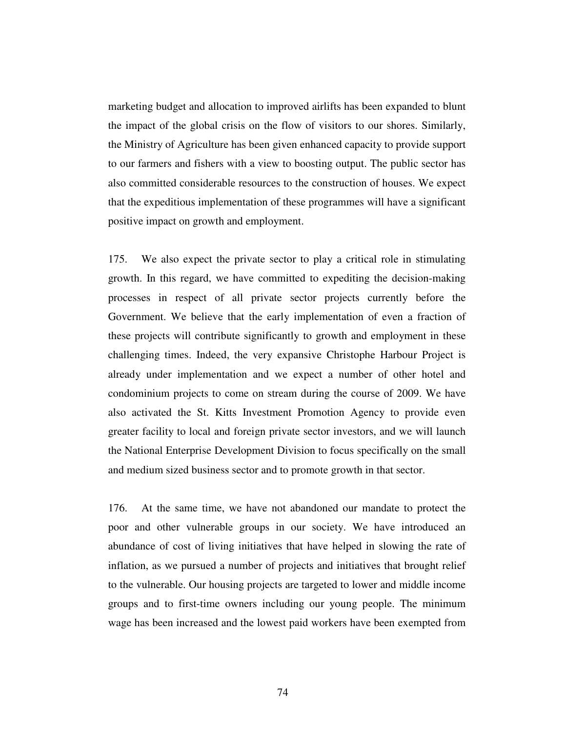marketing budget and allocation to improved airlifts has been expanded to blunt the impact of the global crisis on the flow of visitors to our shores. Similarly, the Ministry of Agriculture has been given enhanced capacity to provide support to our farmers and fishers with a view to boosting output. The public sector has also committed considerable resources to the construction of houses. We expect that the expeditious implementation of these programmes will have a significant positive impact on growth and employment.

175. We also expect the private sector to play a critical role in stimulating growth. In this regard, we have committed to expediting the decision-making processes in respect of all private sector projects currently before the Government. We believe that the early implementation of even a fraction of these projects will contribute significantly to growth and employment in these challenging times. Indeed, the very expansive Christophe Harbour Project is already under implementation and we expect a number of other hotel and condominium projects to come on stream during the course of 2009. We have also activated the St. Kitts Investment Promotion Agency to provide even greater facility to local and foreign private sector investors, and we will launch the National Enterprise Development Division to focus specifically on the small and medium sized business sector and to promote growth in that sector.

176. At the same time, we have not abandoned our mandate to protect the poor and other vulnerable groups in our society. We have introduced an abundance of cost of living initiatives that have helped in slowing the rate of inflation, as we pursued a number of projects and initiatives that brought relief to the vulnerable. Our housing projects are targeted to lower and middle income groups and to first-time owners including our young people. The minimum wage has been increased and the lowest paid workers have been exempted from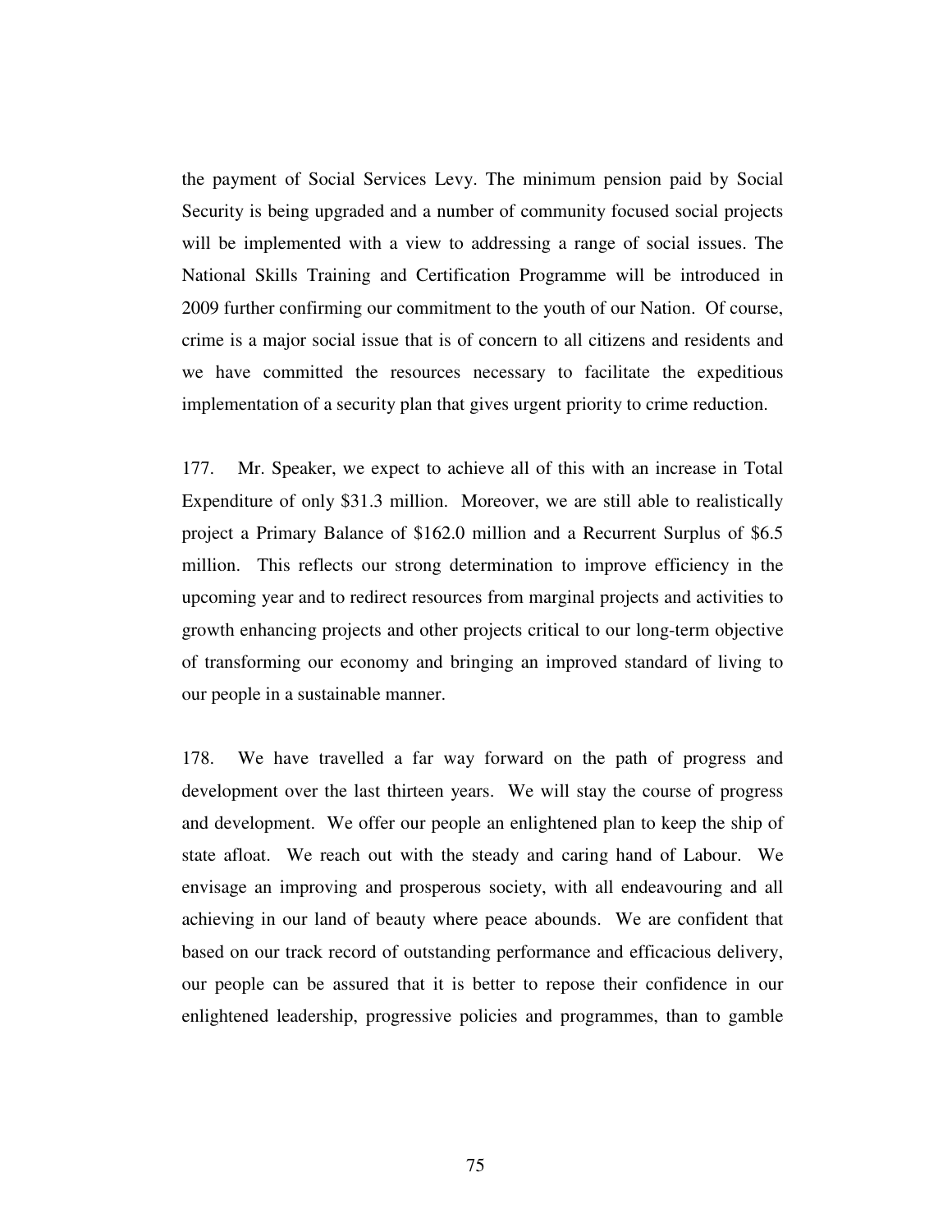the payment of Social Services Levy. The minimum pension paid by Social Security is being upgraded and a number of community focused social projects will be implemented with a view to addressing a range of social issues. The National Skills Training and Certification Programme will be introduced in 2009 further confirming our commitment to the youth of our Nation. Of course, crime is a major social issue that is of concern to all citizens and residents and we have committed the resources necessary to facilitate the expeditious implementation of a security plan that gives urgent priority to crime reduction.

177. Mr. Speaker, we expect to achieve all of this with an increase in Total Expenditure of only $31.3 million. Moreover, we are still able to realistically project a Primary Balance of $162.0 million and a Recurrent Surplus of $6.5 million. This reflects our strong determination to improve efficiency in the upcoming year and to redirect resources from marginal projects and activities to growth enhancing projects and other projects critical to our long-term objective of transforming our economy and bringing an improved standard of living to our people in a sustainable manner.

178. We have travelled a far way forward on the path of progress and development over the last thirteen years. We will stay the course of progress and development. We offer our people an enlightened plan to keep the ship of state afloat. We reach out with the steady and caring hand of Labour. We envisage an improving and prosperous society, with all endeavouring and all achieving in our land of beauty where peace abounds. We are confident that based on our track record of outstanding performance and efficacious delivery, our people can be assured that it is better to repose their confidence in our enlightened leadership, progressive policies and programmes, than to gamble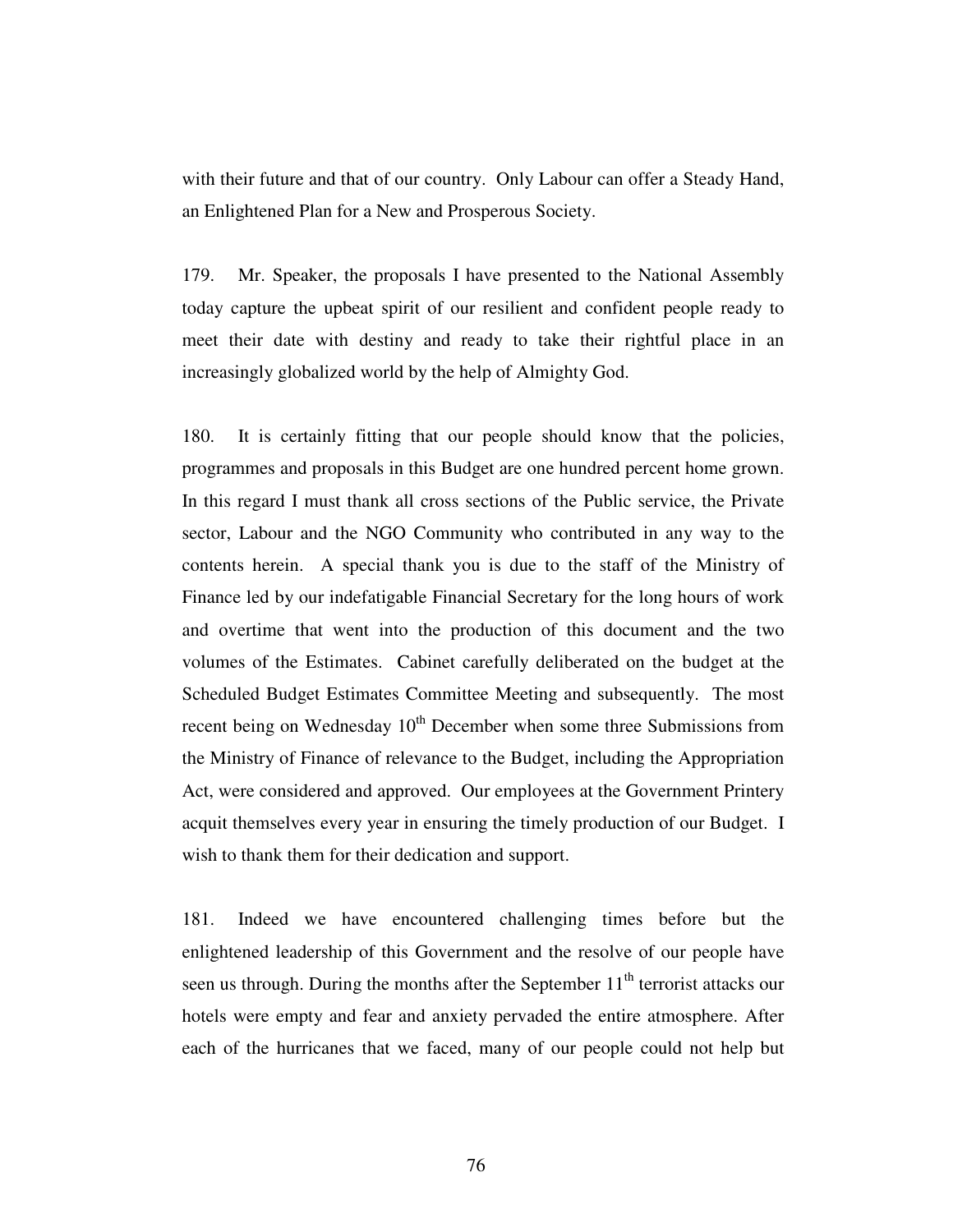with their future and that of our country. Only Labour can offer a Steady Hand, an Enlightened Plan for a New and Prosperous Society.

179. Mr. Speaker, the proposals I have presented to the National Assembly today capture the upbeat spirit of our resilient and confident people ready to meet their date with destiny and ready to take their rightful place in an increasingly globalized world by the help of Almighty God.

180. It is certainly fitting that our people should know that the policies, programmes and proposals in this Budget are one hundred percent home grown. In this regard I must thank all cross sections of the Public service, the Private sector, Labour and the NGO Community who contributed in any way to the contents herein. A special thank you is due to the staff of the Ministry of Finance led by our indefatigable Financial Secretary for the long hours of work and overtime that went into the production of this document and the two volumes of the Estimates. Cabinet carefully deliberated on the budget at the Scheduled Budget Estimates Committee Meeting and subsequently. The most recent being on Wednesday 10th December when some three Submissions from the Ministry of Finance of relevance to the Budget, including the Appropriation Act, were considered and approved. Our employees at the Government Printery acquit themselves every year in ensuring the timely production of our Budget. I wish to thank them for their dedication and support.

181. Indeed we have encountered challenging times before but the enlightened leadership of this Government and the resolve of our people have seen us through. During the months after the September 11th terrorist attacks our hotels were empty and fear and anxiety pervaded the entire atmosphere. After each of the hurricanes that we faced, many of our people could not help but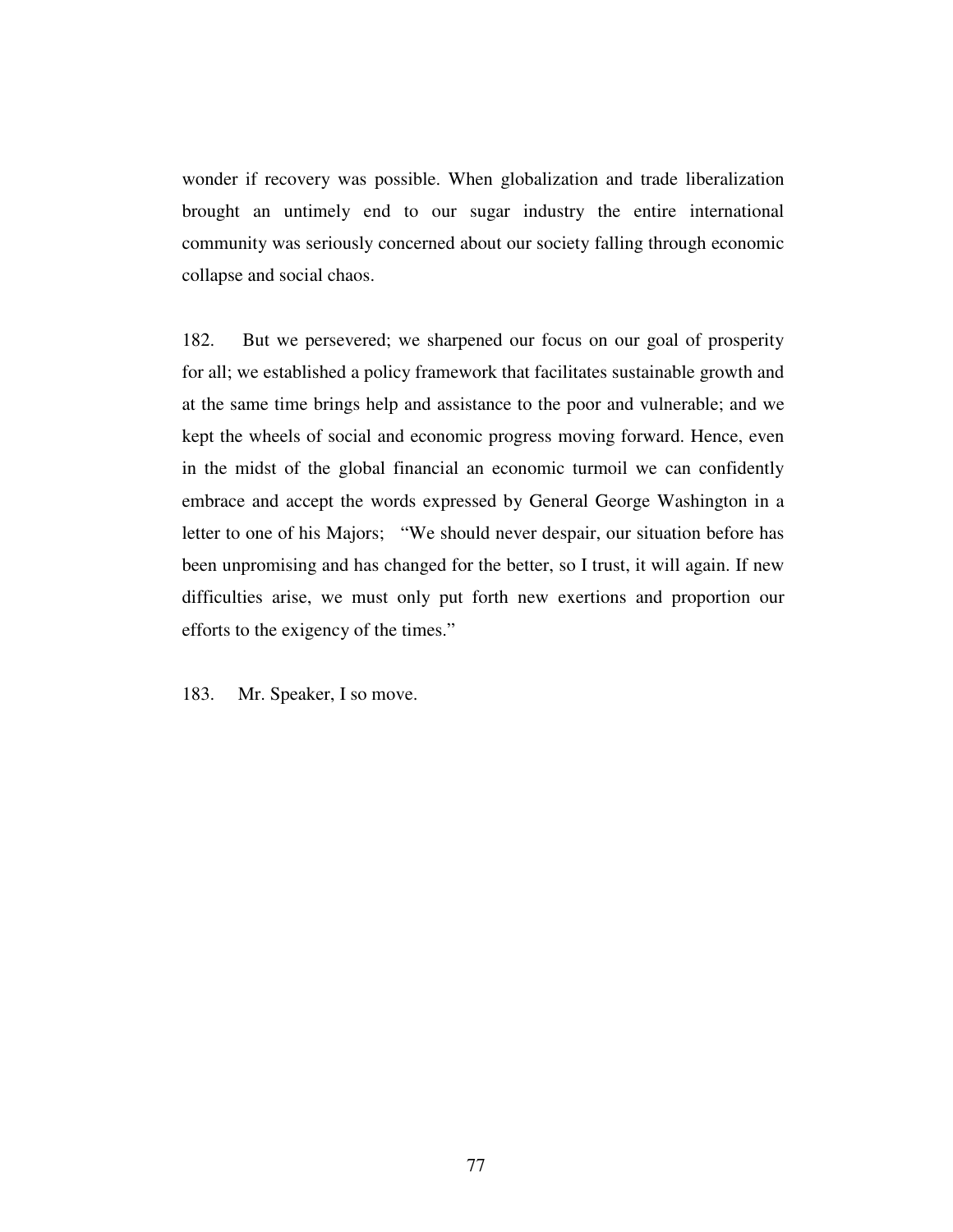wonder if recovery was possible. When globalization and trade liberalization brought an untimely end to our sugar industry the entire international community was seriously concerned about our society falling through economic collapse and social chaos.

182. But we persevered; we sharpened our focus on our goal of prosperity for all; we established a policy framework that facilitates sustainable growth and at the same time brings help and assistance to the poor and vulnerable; and we kept the wheels of social and economic progress moving forward. Hence, even in the midst of the global financial an economic turmoil we can confidently embrace and accept the words expressed by General George Washington in a letter to one of his Majors; "We should never despair, our situation before has been unpromising and has changed for the better, so I trust, it will again. If new difficulties arise, we must only put forth new exertions and proportion our efforts to the exigency of the times."

183. Mr. Speaker, I so move.